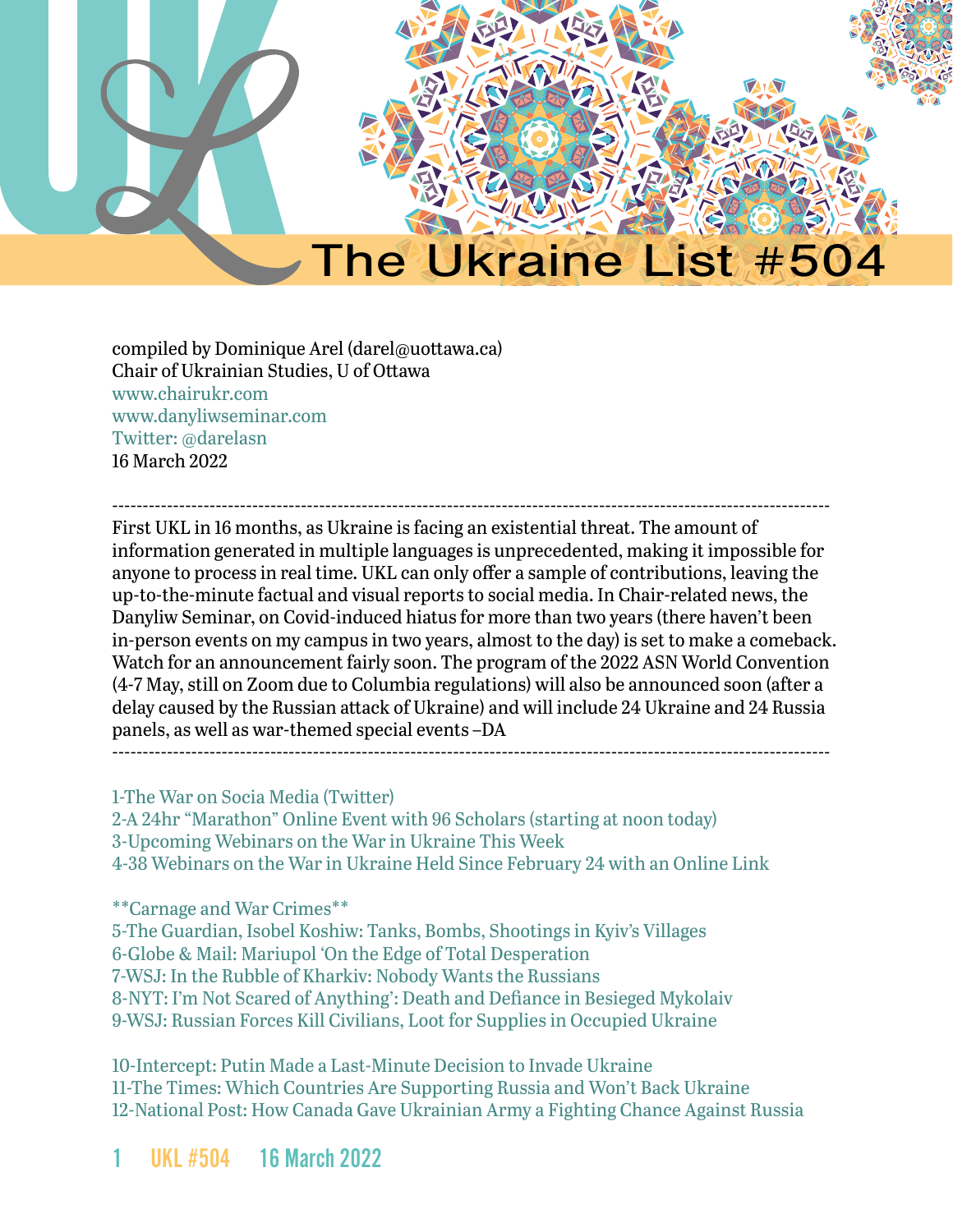# The Ukraine List #504

compiled by Dominique Arel (darel@uottawa.ca)
Chair of Ukrainian Studies, U of Ottawa
www.chairukr.com
www.danyliwseminar.com
Twitter: @darelasn
16 March 2022

---

First UKL in 16 months, as Ukraine is facing an existential threat. The amount of information generated in multiple languages is unprecedented, making it impossible for anyone to process in real time. UKL can only offer a sample of contributions, leaving the up-to-the-minute factual and visual reports to social media. In Chair-related news, the Danyliw Seminar, on Covid-induced hiatus for more than two years (there haven't been in-person events on my campus in two years, almost to the day) is set to make a comeback. Watch for an announcement fairly soon. The program of the 2022 ASN World Convention (4-7 May, still on Zoom due to Columbia regulations) will also be announced soon (after a delay caused by the Russian attack of Ukraine) and will include 24 Ukraine and 24 Russia panels, as well as war-themed special events –DA

---

1-The War on Socia Media (Twitter)
2-A 24hr "Marathon" Online Event with 96 Scholars (starting at noon today)
3-Upcoming Webinars on the War in Ukraine This Week
4-38 Webinars on the War in Ukraine Held Since February 24 with an Online Link

**Carnage and War Crimes**
5-The Guardian, Isobel Koshiw: Tanks, Bombs, Shootings in Kyiv's Villages
6-Globe & Mail: Mariupol 'On the Edge of Total Desperation
7-WSJ: In the Rubble of Kharkiv: Nobody Wants the Russians
8-NYT: I'm Not Scared of Anything': Death and Defiance in Besieged Mykolaiv
9-WSJ: Russian Forces Kill Civilians, Loot for Supplies in Occupied Ukraine

10-Intercept: Putin Made a Last-Minute Decision to Invade Ukraine
11-The Times: Which Countries Are Supporting Russia and Won't Back Ukraine
12-National Post: How Canada Gave Ukrainian Army a Fighting Chance Against Russia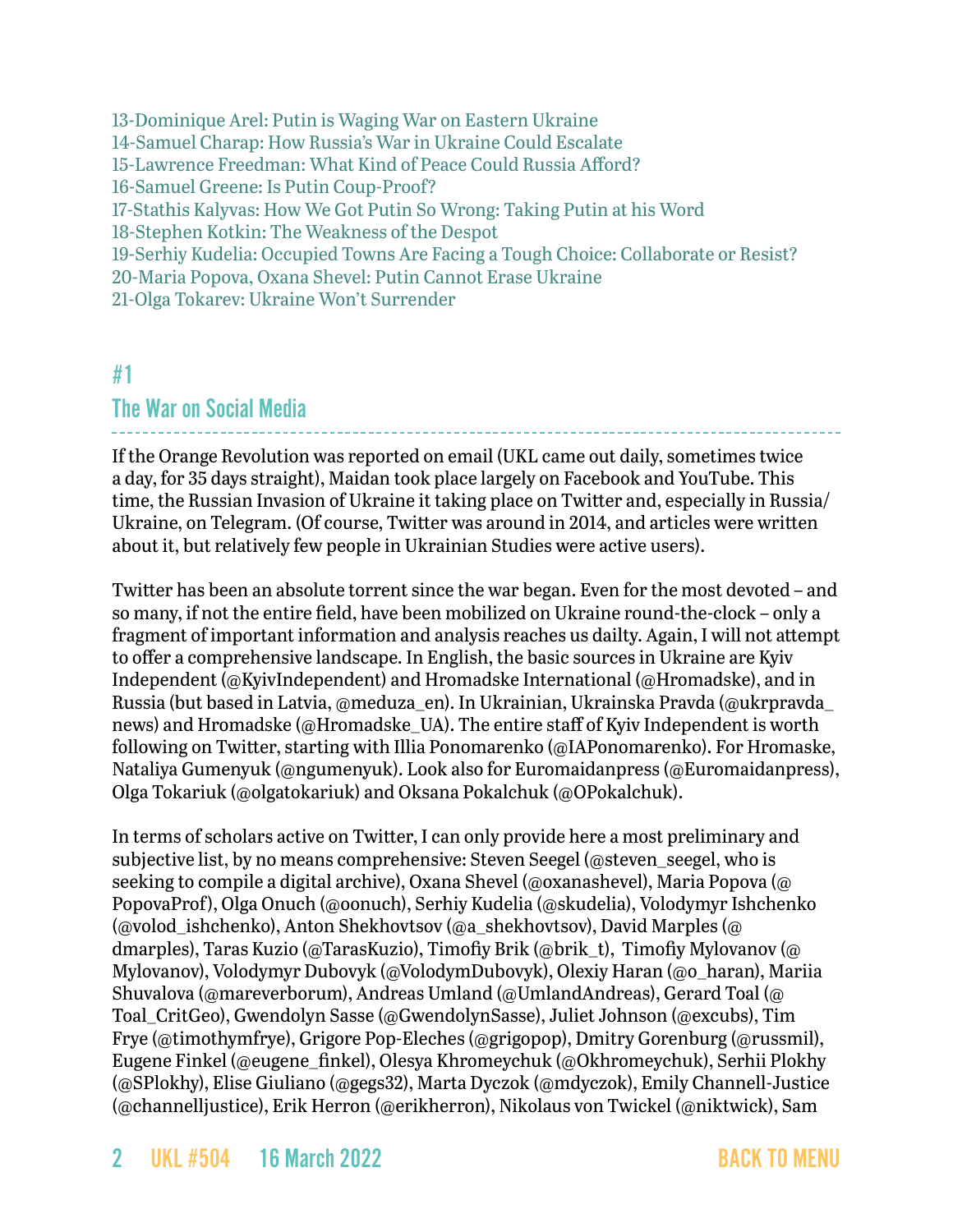13-Dominique Arel: Putin is Waging War on Eastern Ukraine
14-Samuel Charap: How Russia's War in Ukraine Could Escalate
15-Lawrence Freedman: What Kind of Peace Could Russia Afford?
16-Samuel Greene: Is Putin Coup-Proof?
17-Stathis Kalyvas: How We Got Putin So Wrong: Taking Putin at his Word
18-Stephen Kotkin: The Weakness of the Despot
19-Serhiy Kudelia: Occupied Towns Are Facing a Tough Choice: Collaborate or Resist?
20-Maria Popova, Oxana Shevel: Putin Cannot Erase Ukraine
21-Olga Tokarev: Ukraine Won't Surrender

## #1
## The War on Social Media

If the Orange Revolution was reported on email (UKL came out daily, sometimes twice a day, for 35 days straight), Maidan took place largely on Facebook and YouTube. This time, the Russian Invasion of Ukraine it taking place on Twitter and, especially in Russia/Ukraine, on Telegram. (Of course, Twitter was around in 2014, and articles were written about it, but relatively few people in Ukrainian Studies were active users).

Twitter has been an absolute torrent since the war began. Even for the most devoted – and so many, if not the entire field, have been mobilized on Ukraine round-the-clock – only a fragment of important information and analysis reaches us dailty. Again, I will not attempt to offer a comprehensive landscape. In English, the basic sources in Ukraine are Kyiv Independent (@KyivIndependent) and Hromadske International (@Hromadske), and in Russia (but based in Latvia, @meduza_en). In Ukrainian, Ukrainska Pravda (@ukrpravda_news) and Hromadske (@Hromadske_UA). The entire staff of Kyiv Independent is worth following on Twitter, starting with Illia Ponomarenko (@IAPonomarenko). For Hromaske, Nataliya Gumenyuk (@ngumenyuk). Look also for Euromaidanpress (@Euromaidanpress), Olga Tokariuk (@olgatokariuk) and Oksana Pokalchuk (@OPokalchuk).

In terms of scholars active on Twitter, I can only provide here a most preliminary and subjective list, by no means comprehensive: Steven Seegel (@steven_seegel, who is seeking to compile a digital archive), Oxana Shevel (@oxanashevel), Maria Popova (@PopovaProf), Olga Onuch (@oonuch), Serhiy Kudelia (@skudelia), Volodymyr Ishchenko (@volod_ishchenko), Anton Shekhovtsov (@a_shekhovtsov), David Marples (@dmarples), Taras Kuzio (@TarasKuzio), Timofiy Brik (@brik_t), Timofiy Mylovanov (@Mylovanov), Volodymyr Dubovyk (@VolodymDubovyk), Olexiy Haran (@o_haran), Mariia Shuvalova (@mareverborum), Andreas Umland (@UmlandAndreas), Gerard Toal (@Toal_CritGeo), Gwendolyn Sasse (@GwendolynSasse), Juliet Johnson (@excubs), Tim Frye (@timothymfrye), Grigore Pop-Eleches (@grigopop), Dmitry Gorenburg (@russmil), Eugene Finkel (@eugene_finkel), Olesya Khromeychuk (@Okhromeychuk), Serhii Plokhy (@SPlokhy), Elise Giuliano (@gegs32), Marta Dyczok (@mdyczok), Emily Channell-Justice (@channelljustice), Erik Herron (@erikherron), Nikolaus von Twickel (@niktwick), Sam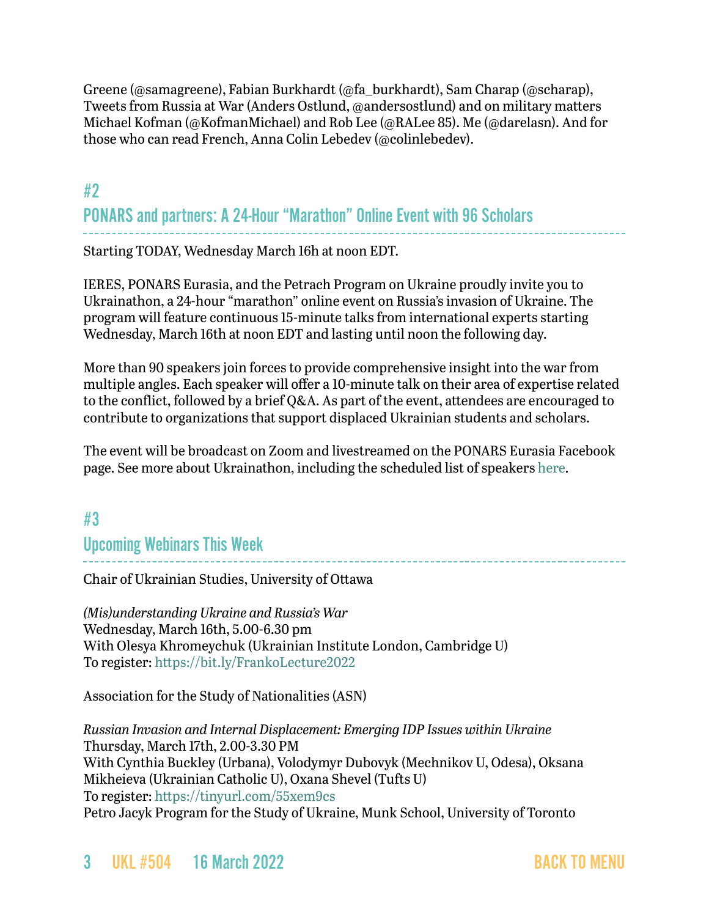Greene (@samagreene), Fabian Burkhardt (@fa_burkhardt), Sam Charap (@scharap), Tweets from Russia at War (Anders Ostlund, @andersostlund) and on military matters Michael Kofman (@KofmanMichael) and Rob Lee (@RALee 85). Me (@darelasn). And for those who can read French, Anna Colin Lebedev (@colinlebedev).

## #2
## PONARS and partners: A 24-Hour "Marathon" Online Event with 96 Scholars

Starting TODAY, Wednesday March 16h at noon EDT.

IERES, PONARS Eurasia, and the Petrach Program on Ukraine proudly invite you to Ukrainathon, a 24-hour "marathon" online event on Russia's invasion of Ukraine. The program will feature continuous 15-minute talks from international experts starting Wednesday, March 16th at noon EDT and lasting until noon the following day.

More than 90 speakers join forces to provide comprehensive insight into the war from multiple angles. Each speaker will offer a 10-minute talk on their area of expertise related to the conflict, followed by a brief Q&A. As part of the event, attendees are encouraged to contribute to organizations that support displaced Ukrainian students and scholars.

The event will be broadcast on Zoom and livestreamed on the PONARS Eurasia Facebook page. See more about Ukrainathon, including the scheduled list of speakers here.

## #3
## Upcoming Webinars This Week

Chair of Ukrainian Studies, University of Ottawa

*(Mis)understanding Ukraine and Russia's War*
Wednesday, March 16th, 5.00-6.30 pm
With Olesya Khromeychuk (Ukrainian Institute London, Cambridge U)
To register: https://bit.ly/FrankoLecture2022

Association for the Study of Nationalities (ASN)

*Russian Invasion and Internal Displacement: Emerging IDP Issues within Ukraine*
Thursday, March 17th, 2.00-3.30 PM
With Cynthia Buckley (Urbana), Volodymyr Dubovyk (Mechnikov U, Odesa), Oksana Mikheieva (Ukrainian Catholic U), Oxana Shevel (Tufts U)
To register: https://tinyurl.com/55xem9cs
Petro Jacyk Program for the Study of Ukraine, Munk School, University of Toronto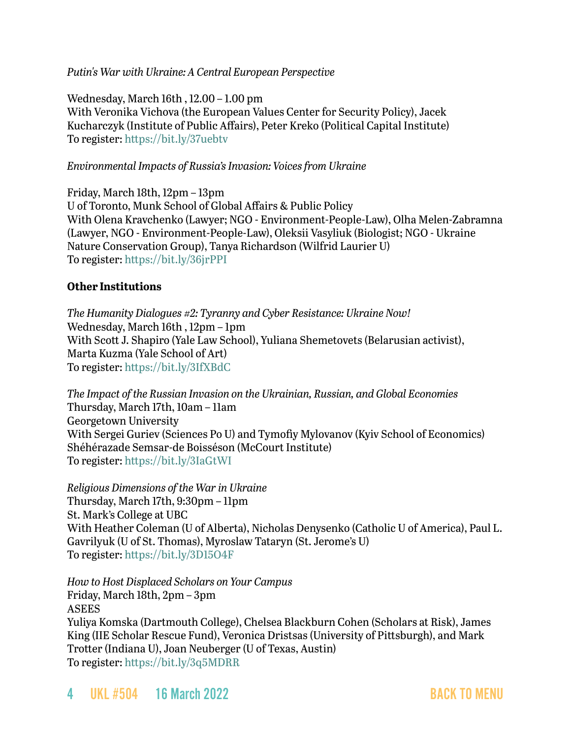*Putin's War with Ukraine: A Central European Perspective*

Wednesday, March 16th , 12.00 – 1.00 pm
With Veronika Vichova (the European Values Center for Security Policy), Jacek Kucharczyk (Institute of Public Affairs), Peter Kreko (Political Capital Institute)
To register: https://bit.ly/37uebtv

*Environmental Impacts of Russia's Invasion: Voices from Ukraine*

Friday, March 18th, 12pm – 13pm
U of Toronto, Munk School of Global Affairs & Public Policy
With Olena Kravchenko (Lawyer; NGO - Environment-People-Law), Olha Melen-Zabramna (Lawyer, NGO - Environment-People-Law), Oleksii Vasyliuk (Biologist; NGO - Ukraine Nature Conservation Group), Tanya Richardson (Wilfrid Laurier U)
To register: https://bit.ly/36jrPPI

**Other Institutions**

*The Humanity Dialogues #2: Tyranny and Cyber Resistance: Ukraine Now!*
Wednesday, March 16th , 12pm – 1pm
With Scott J. Shapiro (Yale Law School), Yuliana Shemetovets (Belarusian activist), Marta Kuzma (Yale School of Art)
To register: https://bit.ly/3IfXBdC

*The Impact of the Russian Invasion on the Ukrainian, Russian, and Global Economies*
Thursday, March 17th, 10am – 11am
Georgetown University
With Sergei Guriev (Sciences Po U) and Tymofiy Mylovanov (Kyiv School of Economics)
Shéhérazade Semsar-de Boisséson (McCourt Institute)
To register: https://bit.ly/3IaGtWI

*Religious Dimensions of the War in Ukraine*
Thursday, March 17th, 9:30pm – 11pm
St. Mark's College at UBC
With Heather Coleman (U of Alberta), Nicholas Denysenko (Catholic U of America), Paul L. Gavrilyuk (U of St. Thomas), Myroslaw Tataryn (St. Jerome's U)
To register: https://bit.ly/3D15O4F

*How to Host Displaced Scholars on Your Campus*
Friday, March 18th, 2pm – 3pm
ASEES
Yuliya Komska (Dartmouth College), Chelsea Blackburn Cohen (Scholars at Risk), James King (IIE Scholar Rescue Fund), Veronica Dristsas (University of Pittsburgh), and Mark Trotter (Indiana U), Joan Neuberger (U of Texas, Austin)
To register: https://bit.ly/3q5MDRR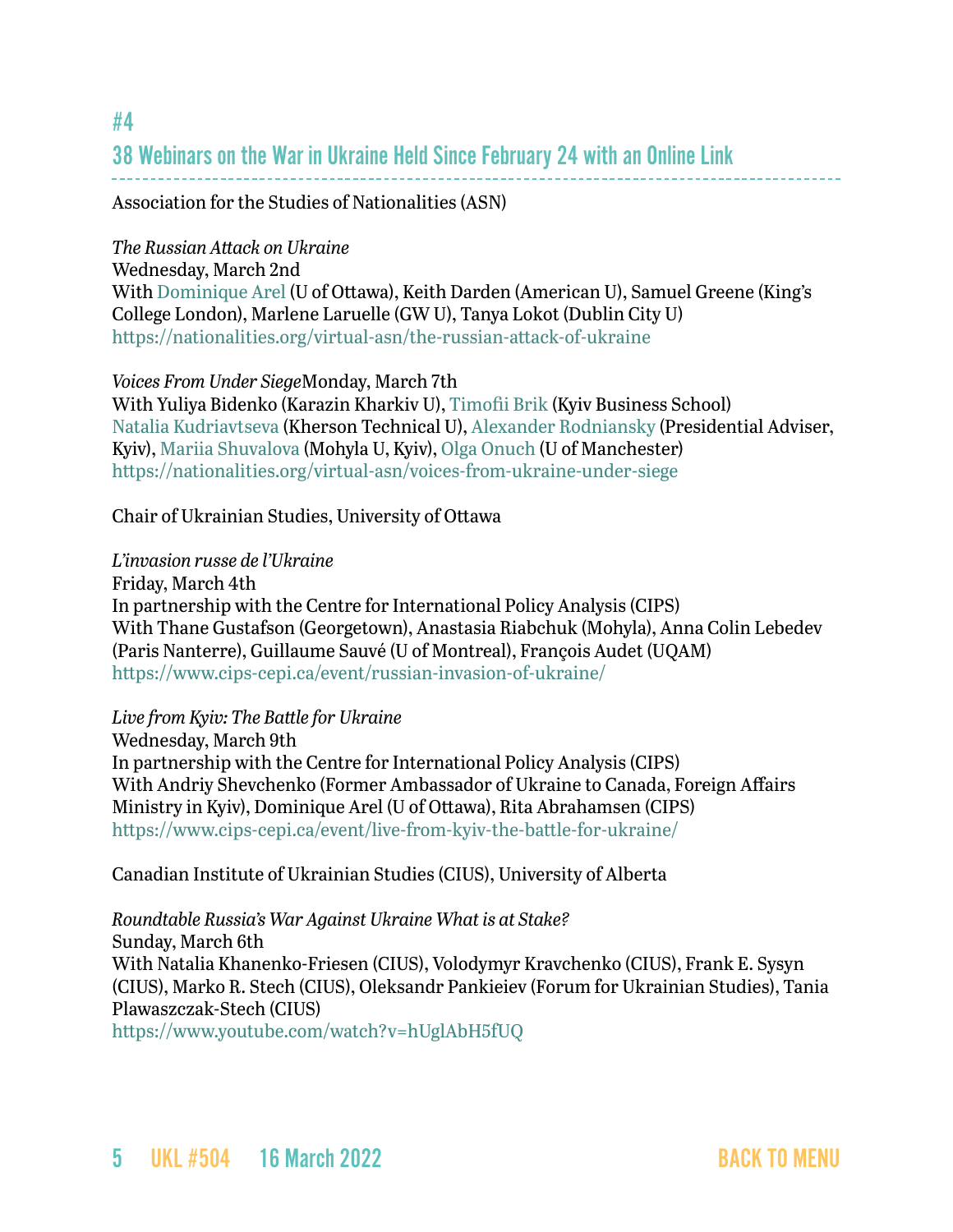## #4

## 38 Webinars on the War in Ukraine Held Since February 24 with an Online Link

Association for the Studies of Nationalities (ASN)

*The Russian Attack on Ukraine*
Wednesday, March 2nd
With Dominique Arel (U of Ottawa), Keith Darden (American U), Samuel Greene (King's College London), Marlene Laruelle (GW U), Tanya Lokot (Dublin City U)
https://nationalities.org/virtual-asn/the-russian-attack-of-ukraine

*Voices From Under Siege*Monday, March 7th
With Yuliya Bidenko (Karazin Kharkiv U), Timofii Brik (Kyiv Business School) Natalia Kudriavtseva (Kherson Technical U), Alexander Rodniansky (Presidential Adviser, Kyiv), Mariia Shuvalova (Mohyla U, Kyiv), Olga Onuch (U of Manchester)
https://nationalities.org/virtual-asn/voices-from-ukraine-under-siege

Chair of Ukrainian Studies, University of Ottawa

*L'invasion russe de l'Ukraine*
Friday, March 4th
In partnership with the Centre for International Policy Analysis (CIPS)
With Thane Gustafson (Georgetown), Anastasia Riabchuk (Mohyla), Anna Colin Lebedev (Paris Nanterre), Guillaume Sauvé (U of Montreal), François Audet (UQAM)
https://www.cips-cepi.ca/event/russian-invasion-of-ukraine/

*Live from Kyiv: The Battle for Ukraine*
Wednesday, March 9th
In partnership with the Centre for International Policy Analysis (CIPS)
With Andriy Shevchenko (Former Ambassador of Ukraine to Canada, Foreign Affairs Ministry in Kyiv), Dominique Arel (U of Ottawa), Rita Abrahamsen (CIPS)
https://www.cips-cepi.ca/event/live-from-kyiv-the-battle-for-ukraine/

Canadian Institute of Ukrainian Studies (CIUS), University of Alberta

*Roundtable Russia's War Against Ukraine What is at Stake?*
Sunday, March 6th
With Natalia Khanenko-Friesen (CIUS), Volodymyr Kravchenko (CIUS), Frank E. Sysyn (CIUS), Marko R. Stech (CIUS), Oleksandr Pankieiev (Forum for Ukrainian Studies), Tania Plawaszczak-Stech (CIUS)
https://www.youtube.com/watch?v=hUglAbH5fUQ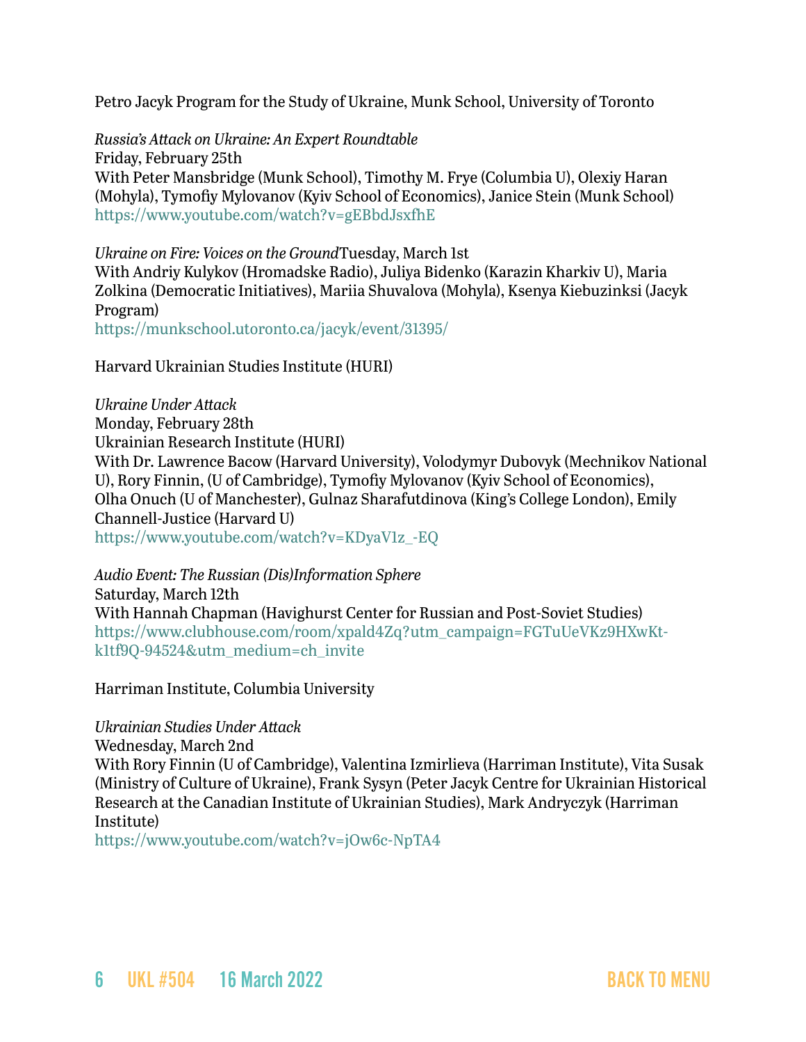Petro Jacyk Program for the Study of Ukraine, Munk School, University of Toronto

*Russia's Attack on Ukraine: An Expert Roundtable*
Friday, February 25th
With Peter Mansbridge (Munk School), Timothy M. Frye (Columbia U), Olexiy Haran (Mohyla), Tymofiy Mylovanov (Kyiv School of Economics), Janice Stein (Munk School)
https://www.youtube.com/watch?v=gEBbdJsxfhE

*Ukraine on Fire: Voices on the Ground*Tuesday, March 1st
With Andriy Kulykov (Hromadske Radio), Juliya Bidenko (Karazin Kharkiv U), Maria Zolkina (Democratic Initiatives), Mariia Shuvalova (Mohyla), Ksenya Kiebuzinksi (Jacyk Program)
https://munkschool.utoronto.ca/jacyk/event/31395/

Harvard Ukrainian Studies Institute (HURI)

*Ukraine Under Attack*
Monday, February 28th
Ukrainian Research Institute (HURI)
With Dr. Lawrence Bacow (Harvard University), Volodymyr Dubovyk (Mechnikov National U), Rory Finnin, (U of Cambridge), Tymofiy Mylovanov (Kyiv School of Economics), Olha Onuch (U of Manchester), Gulnaz Sharafutdinova (King's College London), Emily Channell-Justice (Harvard U)
https://www.youtube.com/watch?v=KDyaV1z_-EQ

*Audio Event: The Russian (Dis)Information Sphere*
Saturday, March 12th
With Hannah Chapman (Havighurst Center for Russian and Post-Soviet Studies)
https://www.clubhouse.com/room/xpald4Zq?utm_campaign=FGTuUeVKz9HXwKt-k1tf9Q-94524&utm_medium=ch_invite

Harriman Institute, Columbia University

*Ukrainian Studies Under Attack*
Wednesday, March 2nd
With Rory Finnin (U of Cambridge), Valentina Izmirlieva (Harriman Institute), Vita Susak (Ministry of Culture of Ukraine), Frank Sysyn (Peter Jacyk Centre for Ukrainian Historical Research at the Canadian Institute of Ukrainian Studies), Mark Andryczyk (Harriman Institute)
https://www.youtube.com/watch?v=jOw6c-NpTA4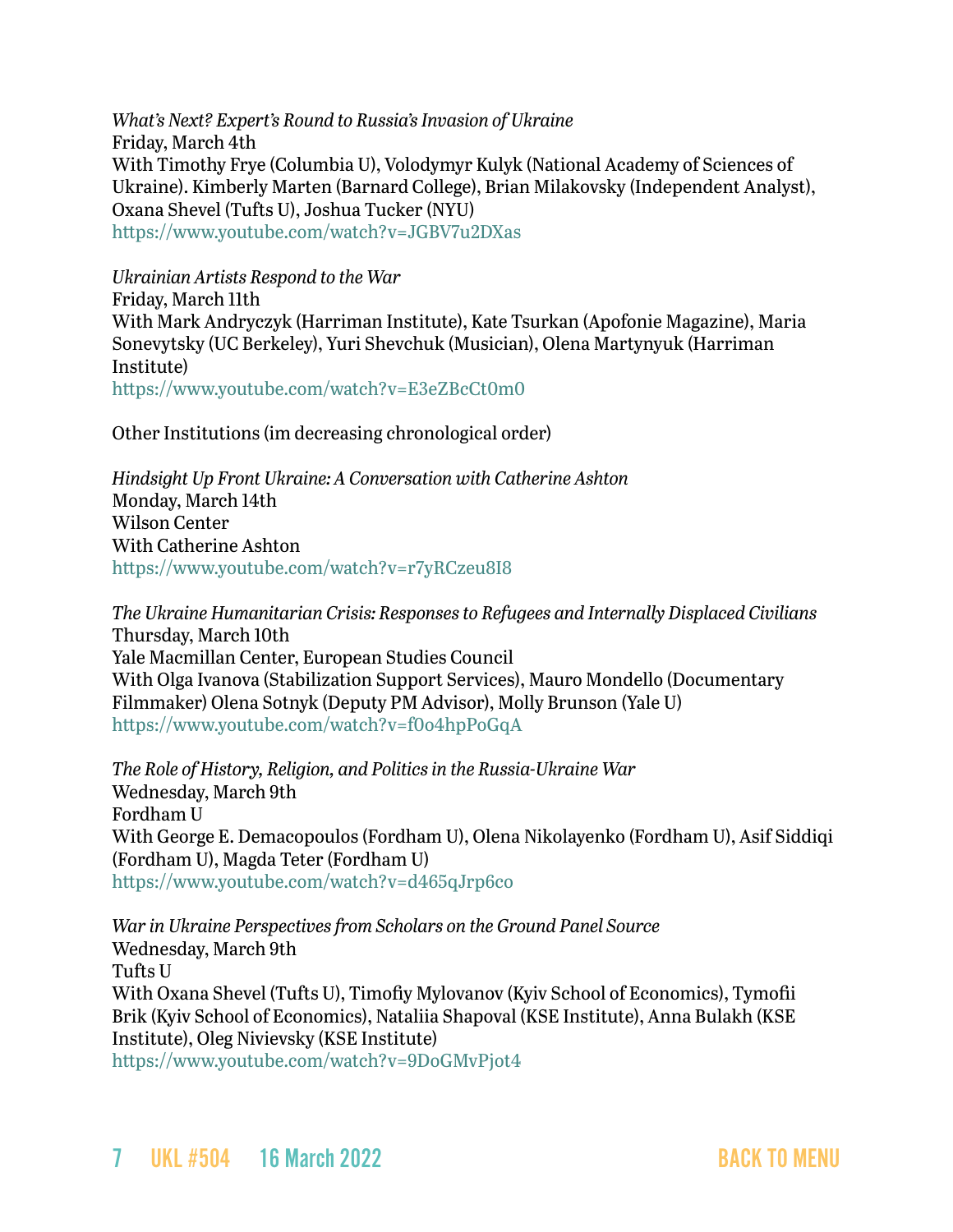*What's Next? Expert's Round to Russia's Invasion of Ukraine*
Friday, March 4th
With Timothy Frye (Columbia U), Volodymyr Kulyk (National Academy of Sciences of Ukraine). Kimberly Marten (Barnard College), Brian Milakovsky (Independent Analyst), Oxana Shevel (Tufts U), Joshua Tucker (NYU)
https://www.youtube.com/watch?v=JGBV7u2DXas

*Ukrainian Artists Respond to the War*
Friday, March 11th
With Mark Andryczyk (Harriman Institute), Kate Tsurkan (Apofonie Magazine), Maria Sonevytsky (UC Berkeley), Yuri Shevchuk (Musician), Olena Martynyuk (Harriman Institute)
https://www.youtube.com/watch?v=E3eZBcCt0m0

Other Institutions (im decreasing chronological order)

*Hindsight Up Front Ukraine: A Conversation with Catherine Ashton*
Monday, March 14th
Wilson Center
With Catherine Ashton
https://www.youtube.com/watch?v=r7yRCzeu8I8

*The Ukraine Humanitarian Crisis: Responses to Refugees and Internally Displaced Civilians*
Thursday, March 10th
Yale Macmillan Center, European Studies Council
With Olga Ivanova (Stabilization Support Services), Mauro Mondello (Documentary Filmmaker) Olena Sotnyk (Deputy PM Advisor), Molly Brunson (Yale U)
https://www.youtube.com/watch?v=f0o4hpPoGqA

*The Role of History, Religion, and Politics in the Russia-Ukraine War*
Wednesday, March 9th
Fordham U
With George E. Demacopoulos (Fordham U), Olena Nikolayenko (Fordham U), Asif Siddiqi (Fordham U), Magda Teter (Fordham U)
https://www.youtube.com/watch?v=d465qJrp6co

*War in Ukraine Perspectives from Scholars on the Ground Panel Source*
Wednesday, March 9th
Tufts U
With Oxana Shevel (Tufts U), Timofiy Mylovanov (Kyiv School of Economics), Tymofii Brik (Kyiv School of Economics), Nataliia Shapoval (KSE Institute), Anna Bulakh (KSE Institute), Oleg Nivievsky (KSE Institute)
https://www.youtube.com/watch?v=9DoGMvPjot4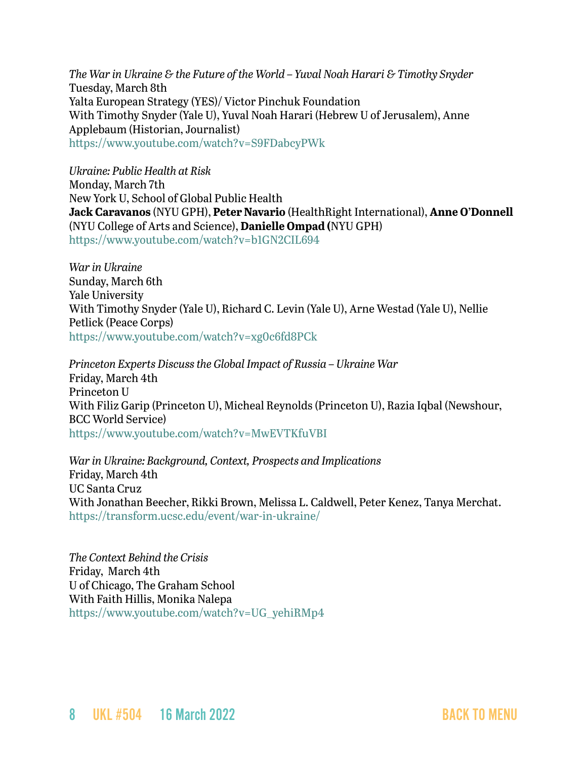*The War in Ukraine & the Future of the World – Yuval Noah Harari & Timothy Snyder*
Tuesday, March 8th
Yalta European Strategy (YES)/ Victor Pinchuk Foundation
With Timothy Snyder (Yale U), Yuval Noah Harari (Hebrew U of Jerusalem), Anne Applebaum (Historian, Journalist)
https://www.youtube.com/watch?v=S9FDabcyPWk

*Ukraine: Public Health at Risk*
Monday, March 7th
New York U, School of Global Public Health
**Jack Caravanos** (NYU GPH), **Peter Navario** (HealthRight International), **Anne O'Donnell** (NYU College of Arts and Science), **Danielle Ompad (**NYU GPH)
https://www.youtube.com/watch?v=b1GN2CIL694

*War in Ukraine*
Sunday, March 6th
Yale University
With Timothy Snyder (Yale U), Richard C. Levin (Yale U), Arne Westad (Yale U), Nellie Petlick (Peace Corps)
https://www.youtube.com/watch?v=xg0c6fd8PCk

*Princeton Experts Discuss the Global Impact of Russia – Ukraine War*
Friday, March 4th
Princeton U
With Filiz Garip (Princeton U), Micheal Reynolds (Princeton U), Razia Iqbal (Newshour, BCC World Service)
https://www.youtube.com/watch?v=MwEVTKfuVBI

*War in Ukraine: Background, Context, Prospects and Implications*
Friday, March 4th
UC Santa Cruz
With Jonathan Beecher, Rikki Brown, Melissa L. Caldwell, Peter Kenez, Tanya Merchat.
https://transform.ucsc.edu/event/war-in-ukraine/

*The Context Behind the Crisis*
Friday, March 4th
U of Chicago, The Graham School
With Faith Hillis, Monika Nalepa
https://www.youtube.com/watch?v=UG_yehiRMp4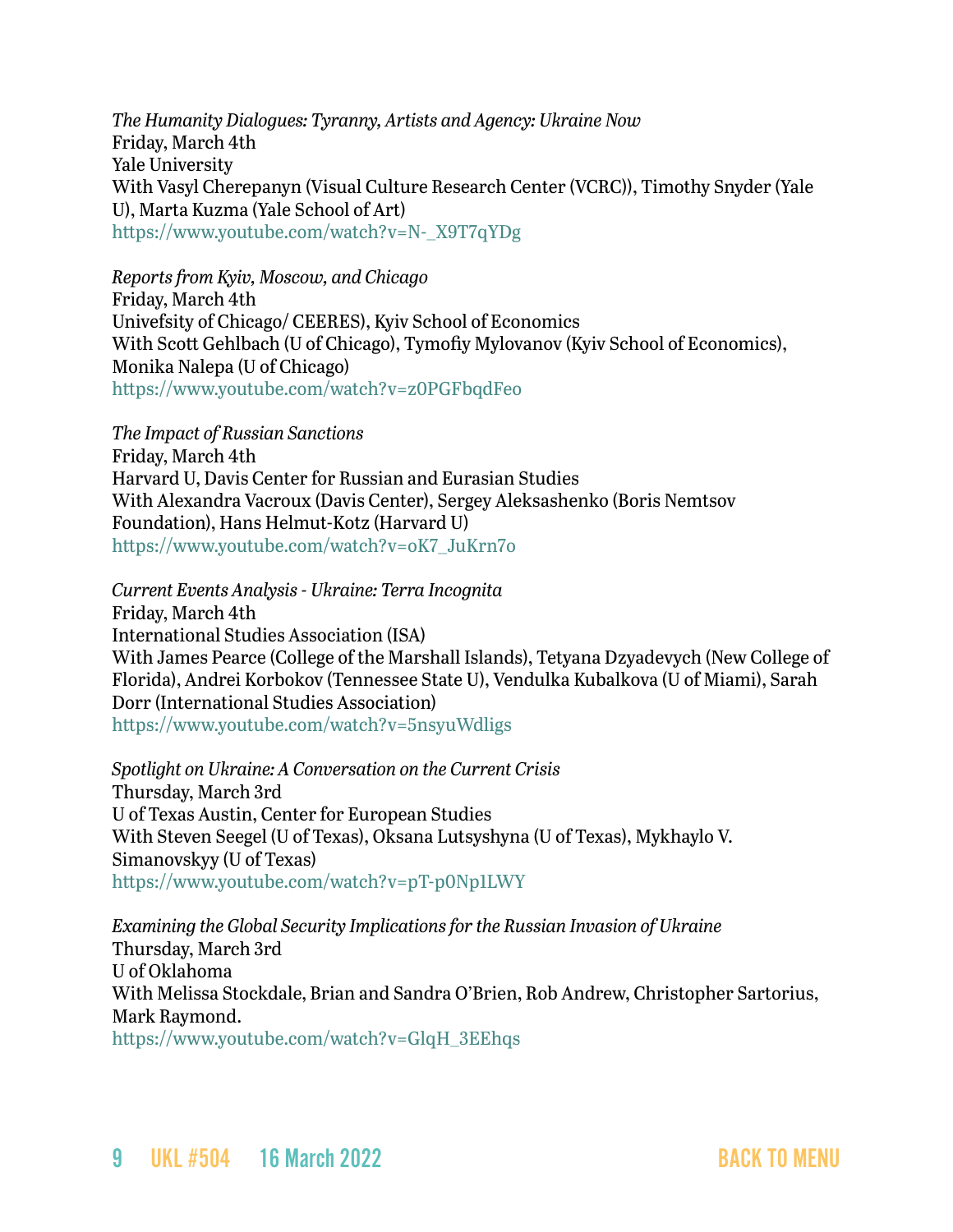*The Humanity Dialogues: Tyranny, Artists and Agency: Ukraine Now*
Friday, March 4th
Yale University
With Vasyl Cherepanyn (Visual Culture Research Center (VCRC)), Timothy Snyder (Yale U), Marta Kuzma (Yale School of Art)
https://www.youtube.com/watch?v=N-_X9T7qYDg

*Reports from Kyiv, Moscow, and Chicago*
Friday, March 4th
Univefsity of Chicago/ CEERES), Kyiv School of Economics
With Scott Gehlbach (U of Chicago), Tymofiy Mylovanov (Kyiv School of Economics), Monika Nalepa (U of Chicago)
https://www.youtube.com/watch?v=z0PGFbqdFeo

*The Impact of Russian Sanctions*
Friday, March 4th
Harvard U, Davis Center for Russian and Eurasian Studies
With Alexandra Vacroux (Davis Center), Sergey Aleksashenko (Boris Nemtsov Foundation), Hans Helmut-Kotz (Harvard U)
https://www.youtube.com/watch?v=oK7_JuKrn7o

*Current Events Analysis - Ukraine: Terra Incognita*
Friday, March 4th
International Studies Association (ISA)
With James Pearce (College of the Marshall Islands), Tetyana Dzyadevych (New College of Florida), Andrei Korbokov (Tennessee State U), Vendulka Kubalkova (U of Miami), Sarah Dorr (International Studies Association)
https://www.youtube.com/watch?v=5nsyuWdligs

*Spotlight on Ukraine: A Conversation on the Current Crisis*
Thursday, March 3rd
U of Texas Austin, Center for European Studies
With Steven Seegel (U of Texas), Oksana Lutsyshyna (U of Texas), Mykhaylo V. Simanovskyy (U of Texas)
https://www.youtube.com/watch?v=pT-p0Np1LWY

*Examining the Global Security Implications for the Russian Invasion of Ukraine*
Thursday, March 3rd
U of Oklahoma
With Melissa Stockdale, Brian and Sandra O'Brien, Rob Andrew, Christopher Sartorius, Mark Raymond.
https://www.youtube.com/watch?v=GlqH_3EEhqs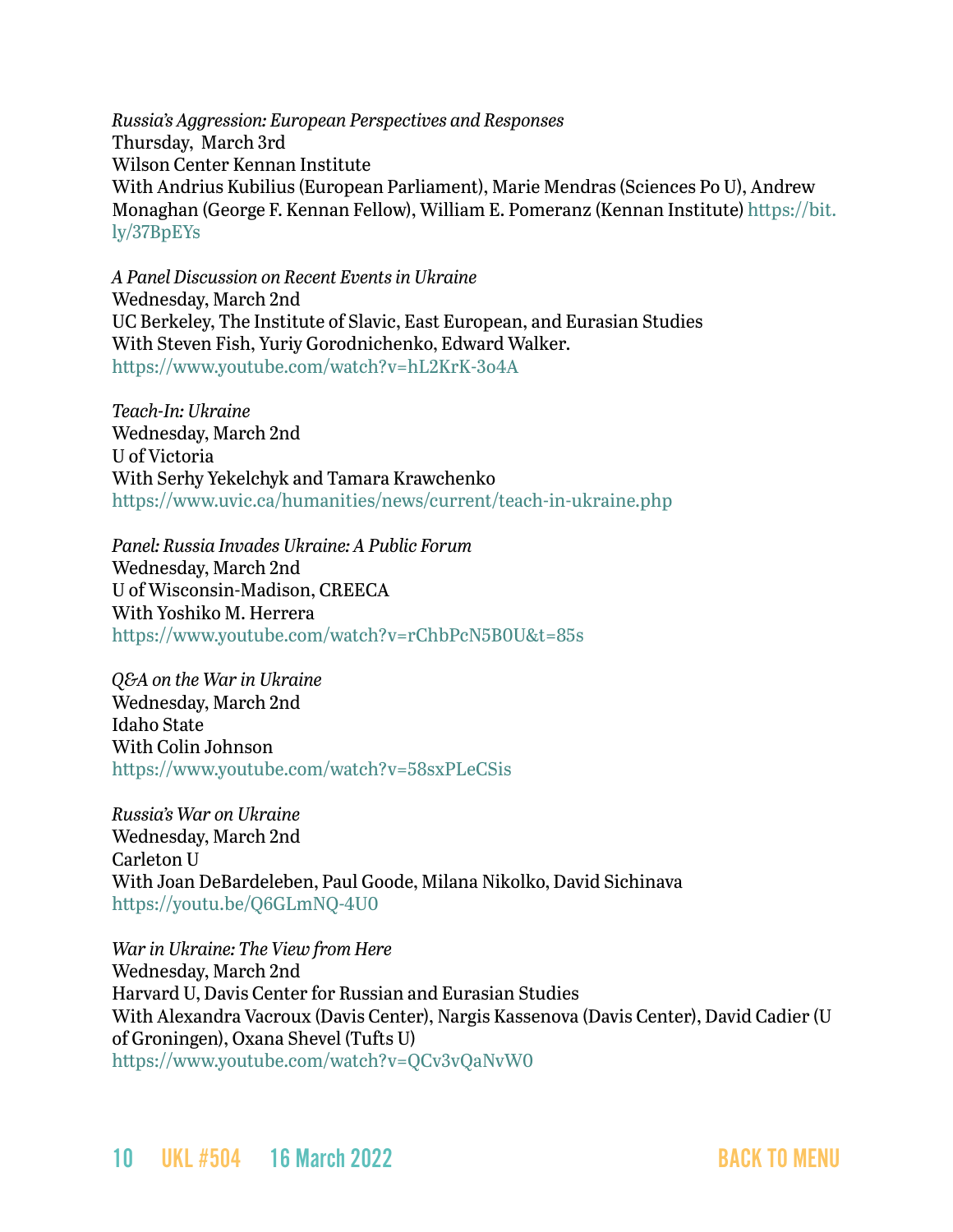*Russia's Aggression: European Perspectives and Responses*
Thursday, March 3rd
Wilson Center Kennan Institute
With Andrius Kubilius (European Parliament), Marie Mendras (Sciences Po U), Andrew Monaghan (George F. Kennan Fellow), William E. Pomeranz (Kennan Institute) https://bit.ly/37BpEYs

*A Panel Discussion on Recent Events in Ukraine*
Wednesday, March 2nd
UC Berkeley, The Institute of Slavic, East European, and Eurasian Studies
With Steven Fish, Yuriy Gorodnichenko, Edward Walker.
https://www.youtube.com/watch?v=hL2KrK-3o4A

*Teach-In: Ukraine*
Wednesday, March 2nd
U of Victoria
With Serhy Yekelchyk and Tamara Krawchenko
https://www.uvic.ca/humanities/news/current/teach-in-ukraine.php

*Panel: Russia Invades Ukraine: A Public Forum*
Wednesday, March 2nd
U of Wisconsin-Madison, CREECA
With Yoshiko M. Herrera
https://www.youtube.com/watch?v=rChbPcN5B0U&t=85s

*Q&A on the War in Ukraine*
Wednesday, March 2nd
Idaho State
With Colin Johnson
https://www.youtube.com/watch?v=58sxPLeCSis

*Russia's War on Ukraine*
Wednesday, March 2nd
Carleton U
With Joan DeBardeleben, Paul Goode, Milana Nikolko, David Sichinava
https://youtu.be/Q6GLmNQ-4U0

*War in Ukraine: The View from Here*
Wednesday, March 2nd
Harvard U, Davis Center for Russian and Eurasian Studies
With Alexandra Vacroux (Davis Center), Nargis Kassenova (Davis Center), David Cadier (U of Groningen), Oxana Shevel (Tufts U)
https://www.youtube.com/watch?v=QCv3vQaNvW0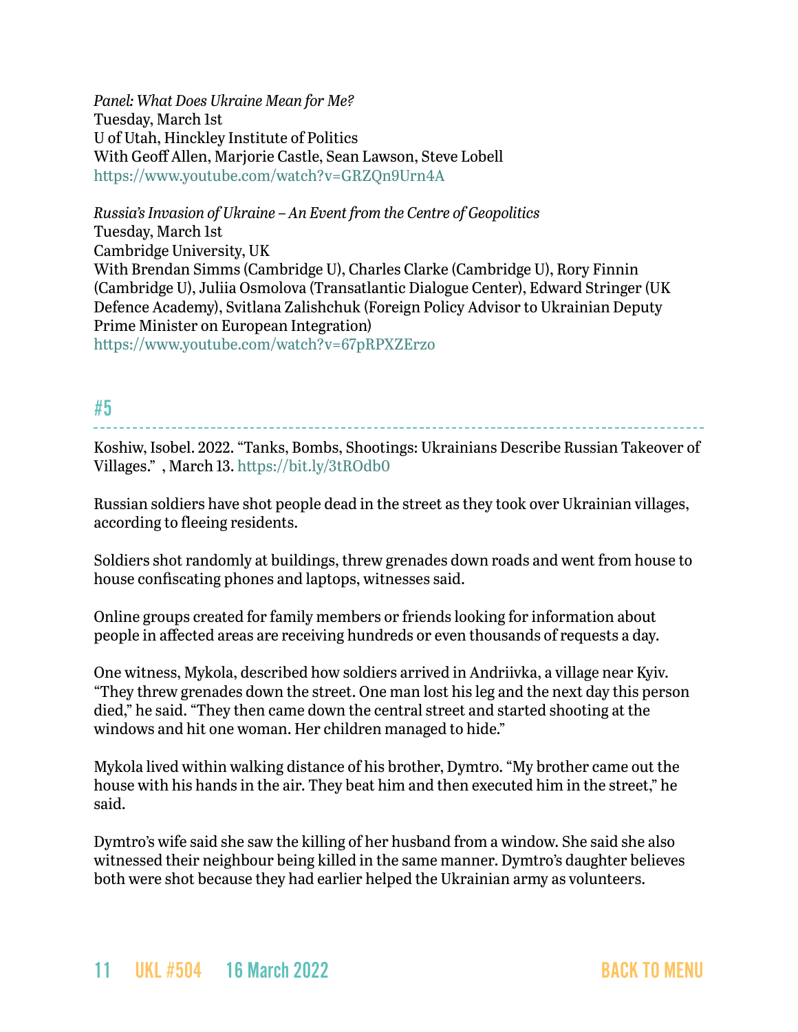*Panel: What Does Ukraine Mean for Me?*
Tuesday, March 1st
U of Utah, Hinckley Institute of Politics
With Geoff Allen, Marjorie Castle, Sean Lawson, Steve Lobell
https://www.youtube.com/watch?v=GRZQn9Urn4A

*Russia's Invasion of Ukraine – An Event from the Centre of Geopolitics*
Tuesday, March 1st
Cambridge University, UK
With Brendan Simms (Cambridge U), Charles Clarke (Cambridge U), Rory Finnin (Cambridge U), Juliia Osmolova (Transatlantic Dialogue Center), Edward Stringer (UK Defence Academy), Svitlana Zalishchuk (Foreign Policy Advisor to Ukrainian Deputy Prime Minister on European Integration)
https://www.youtube.com/watch?v=67pRPXZErzo

## #5

Koshiw, Isobel. 2022. "Tanks, Bombs, Shootings: Ukrainians Describe Russian Takeover of Villages." , March 13. https://bit.ly/3tROdb0

Russian soldiers have shot people dead in the street as they took over Ukrainian villages, according to fleeing residents.

Soldiers shot randomly at buildings, threw grenades down roads and went from house to house confiscating phones and laptops, witnesses said.

Online groups created for family members or friends looking for information about people in affected areas are receiving hundreds or even thousands of requests a day.

One witness, Mykola, described how soldiers arrived in Andriivka, a village near Kyiv. "They threw grenades down the street. One man lost his leg and the next day this person died," he said. "They then came down the central street and started shooting at the windows and hit one woman. Her children managed to hide."

Mykola lived within walking distance of his brother, Dymtro. "My brother came out the house with his hands in the air. They beat him and then executed him in the street," he said.

Dymtro's wife said she saw the killing of her husband from a window. She said she also witnessed their neighbour being killed in the same manner. Dymtro's daughter believes both were shot because they had earlier helped the Ukrainian army as volunteers.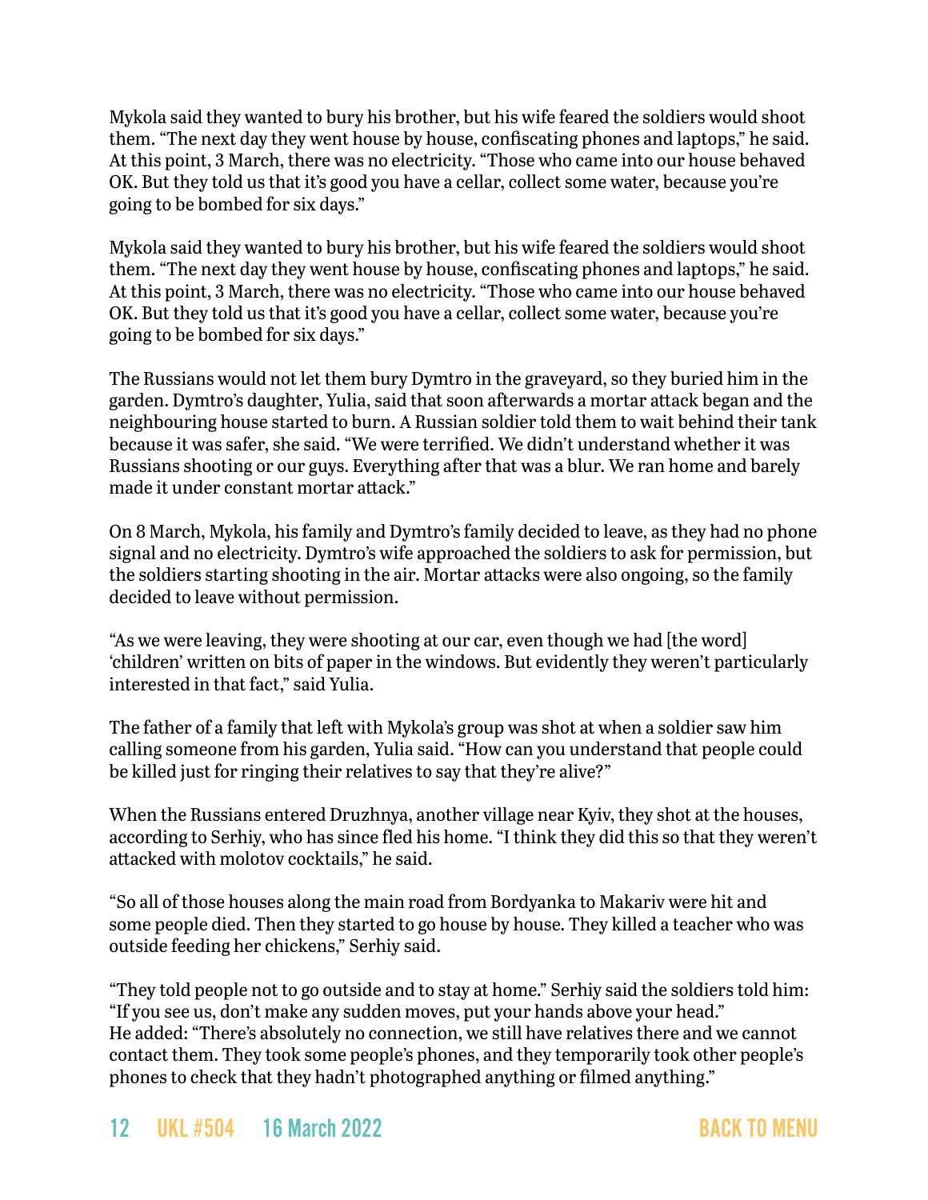Mykola said they wanted to bury his brother, but his wife feared the soldiers would shoot them. "The next day they went house by house, confiscating phones and laptops," he said. At this point, 3 March, there was no electricity. "Those who came into our house behaved OK. But they told us that it's good you have a cellar, collect some water, because you're going to be bombed for six days."

Mykola said they wanted to bury his brother, but his wife feared the soldiers would shoot them. "The next day they went house by house, confiscating phones and laptops," he said. At this point, 3 March, there was no electricity. "Those who came into our house behaved OK. But they told us that it's good you have a cellar, collect some water, because you're going to be bombed for six days."

The Russians would not let them bury Dymtro in the graveyard, so they buried him in the garden. Dymtro's daughter, Yulia, said that soon afterwards a mortar attack began and the neighbouring house started to burn. A Russian soldier told them to wait behind their tank because it was safer, she said. "We were terrified. We didn't understand whether it was Russians shooting or our guys. Everything after that was a blur. We ran home and barely made it under constant mortar attack."

On 8 March, Mykola, his family and Dymtro's family decided to leave, as they had no phone signal and no electricity. Dymtro's wife approached the soldiers to ask for permission, but the soldiers starting shooting in the air. Mortar attacks were also ongoing, so the family decided to leave without permission.

"As we were leaving, they were shooting at our car, even though we had [the word] 'children' written on bits of paper in the windows. But evidently they weren't particularly interested in that fact," said Yulia.

The father of a family that left with Mykola's group was shot at when a soldier saw him calling someone from his garden, Yulia said. "How can you understand that people could be killed just for ringing their relatives to say that they're alive?"

When the Russians entered Druzhnya, another village near Kyiv, they shot at the houses, according to Serhiy, who has since fled his home. "I think they did this so that they weren't attacked with molotov cocktails," he said.

"So all of those houses along the main road from Bordyanka to Makariv were hit and some people died. Then they started to go house by house. They killed a teacher who was outside feeding her chickens," Serhiy said.

"They told people not to go outside and to stay at home." Serhiy said the soldiers told him: "If you see us, don't make any sudden moves, put your hands above your head."
He added: "There's absolutely no connection, we still have relatives there and we cannot contact them. They took some people's phones, and they temporarily took other people's phones to check that they hadn't photographed anything or filmed anything."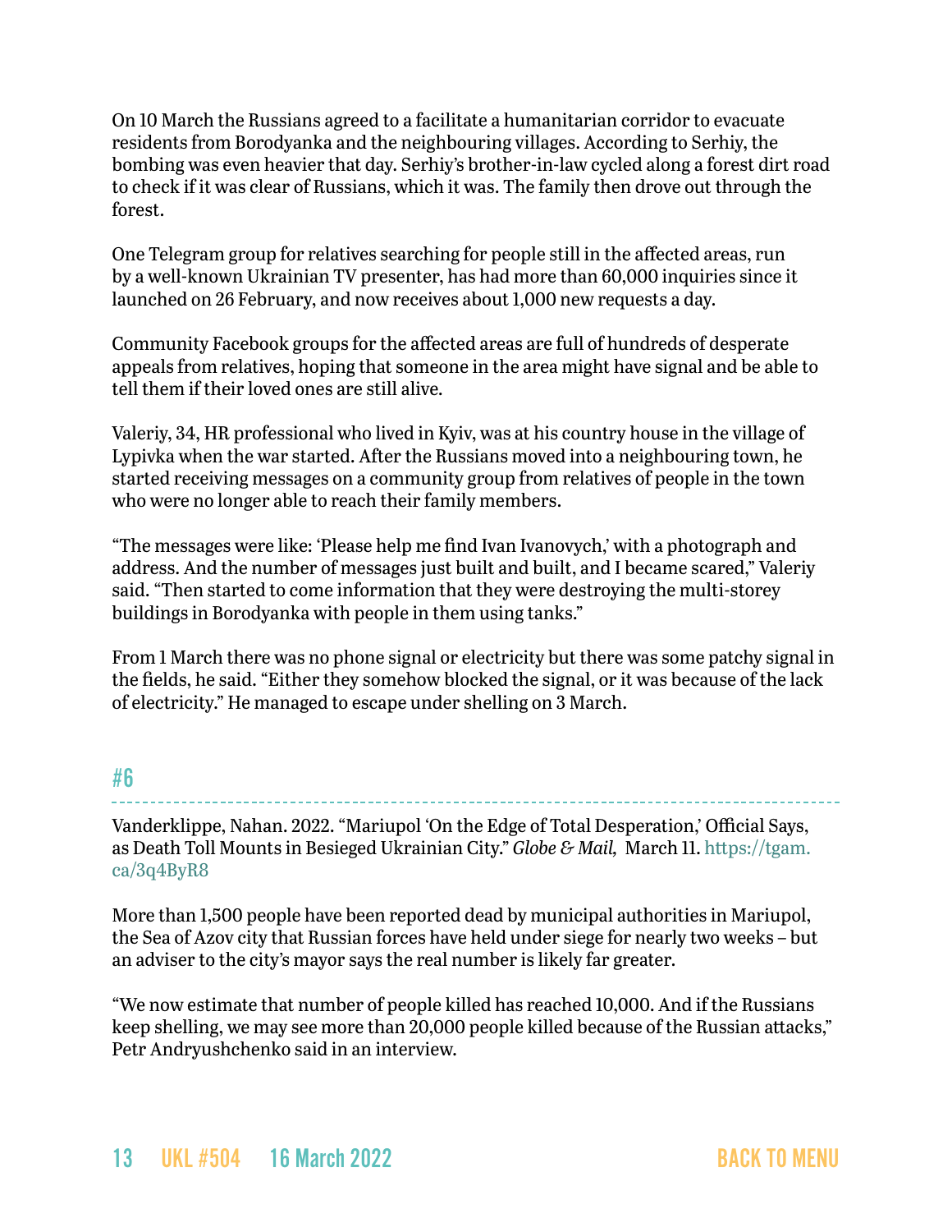On 10 March the Russians agreed to a facilitate a humanitarian corridor to evacuate residents from Borodyanka and the neighbouring villages. According to Serhiy, the bombing was even heavier that day. Serhiy's brother-in-law cycled along a forest dirt road to check if it was clear of Russians, which it was. The family then drove out through the forest.

One Telegram group for relatives searching for people still in the affected areas, run by a well-known Ukrainian TV presenter, has had more than 60,000 inquiries since it launched on 26 February, and now receives about 1,000 new requests a day.

Community Facebook groups for the affected areas are full of hundreds of desperate appeals from relatives, hoping that someone in the area might have signal and be able to tell them if their loved ones are still alive.

Valeriy, 34, HR professional who lived in Kyiv, was at his country house in the village of Lypivka when the war started. After the Russians moved into a neighbouring town, he started receiving messages on a community group from relatives of people in the town who were no longer able to reach their family members.

"The messages were like: 'Please help me find Ivan Ivanovych,' with a photograph and address. And the number of messages just built and built, and I became scared," Valeriy said. "Then started to come information that they were destroying the multi-storey buildings in Borodyanka with people in them using tanks."

From 1 March there was no phone signal or electricity but there was some patchy signal in the fields, he said. "Either they somehow blocked the signal, or it was because of the lack of electricity." He managed to escape under shelling on 3 March.

## #6

Vanderklippe, Nahan. 2022. "Mariupol 'On the Edge of Total Desperation,' Official Says, as Death Toll Mounts in Besieged Ukrainian City." *Globe & Mail,* March 11. https://tgam.ca/3q4ByR8

More than 1,500 people have been reported dead by municipal authorities in Mariupol, the Sea of Azov city that Russian forces have held under siege for nearly two weeks – but an adviser to the city's mayor says the real number is likely far greater.

"We now estimate that number of people killed has reached 10,000. And if the Russians keep shelling, we may see more than 20,000 people killed because of the Russian attacks," Petr Andryushchenko said in an interview.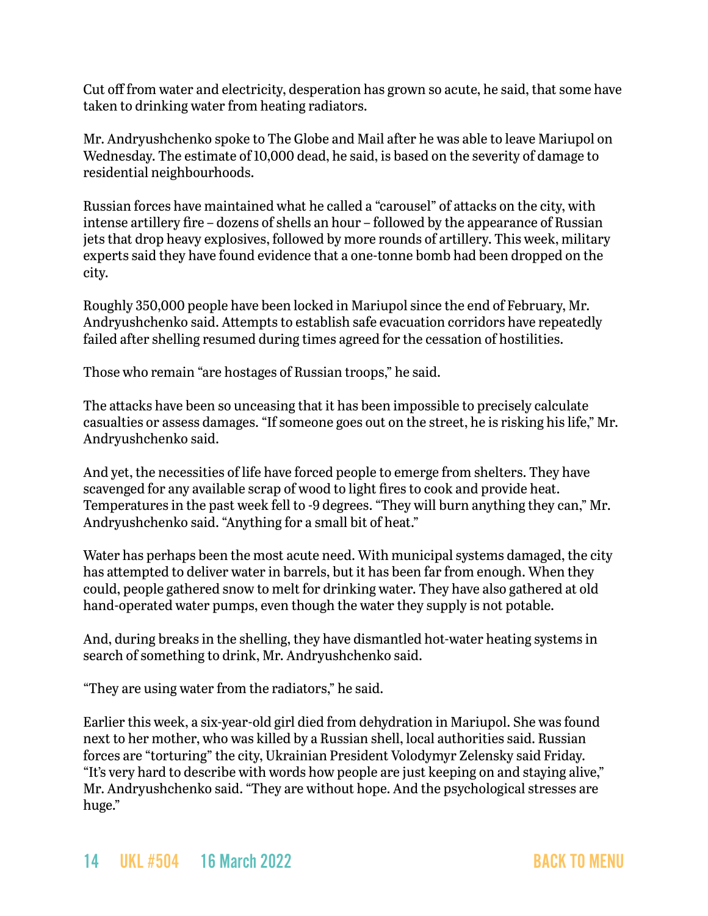Cut off from water and electricity, desperation has grown so acute, he said, that some have taken to drinking water from heating radiators.

Mr. Andryushchenko spoke to The Globe and Mail after he was able to leave Mariupol on Wednesday. The estimate of 10,000 dead, he said, is based on the severity of damage to residential neighbourhoods.

Russian forces have maintained what he called a "carousel" of attacks on the city, with intense artillery fire – dozens of shells an hour – followed by the appearance of Russian jets that drop heavy explosives, followed by more rounds of artillery. This week, military experts said they have found evidence that a one-tonne bomb had been dropped on the city.

Roughly 350,000 people have been locked in Mariupol since the end of February, Mr. Andryushchenko said. Attempts to establish safe evacuation corridors have repeatedly failed after shelling resumed during times agreed for the cessation of hostilities.

Those who remain "are hostages of Russian troops," he said.

The attacks have been so unceasing that it has been impossible to precisely calculate casualties or assess damages. "If someone goes out on the street, he is risking his life," Mr. Andryushchenko said.

And yet, the necessities of life have forced people to emerge from shelters. They have scavenged for any available scrap of wood to light fires to cook and provide heat. Temperatures in the past week fell to -9 degrees. "They will burn anything they can," Mr. Andryushchenko said. "Anything for a small bit of heat."

Water has perhaps been the most acute need. With municipal systems damaged, the city has attempted to deliver water in barrels, but it has been far from enough. When they could, people gathered snow to melt for drinking water. They have also gathered at old hand-operated water pumps, even though the water they supply is not potable.

And, during breaks in the shelling, they have dismantled hot-water heating systems in search of something to drink, Mr. Andryushchenko said.

"They are using water from the radiators," he said.

Earlier this week, a six-year-old girl died from dehydration in Mariupol. She was found next to her mother, who was killed by a Russian shell, local authorities said. Russian forces are "torturing" the city, Ukrainian President Volodymyr Zelensky said Friday. "It's very hard to describe with words how people are just keeping on and staying alive," Mr. Andryushchenko said. "They are without hope. And the psychological stresses are huge."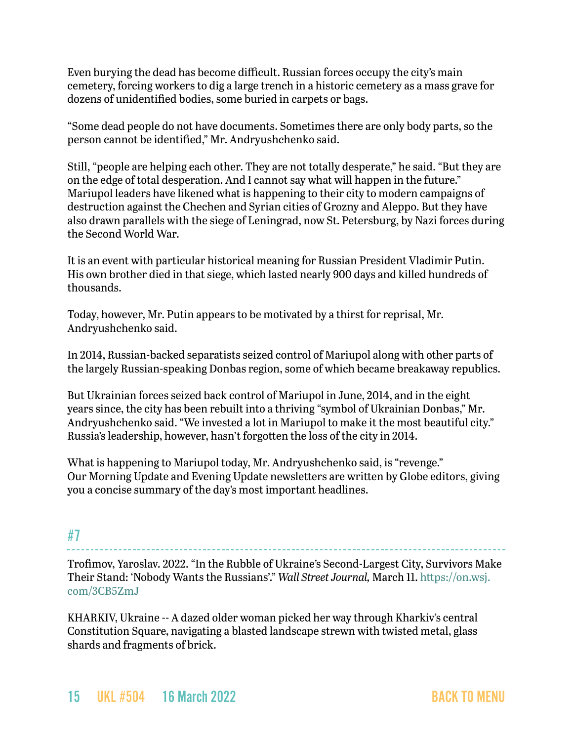Even burying the dead has become difficult. Russian forces occupy the city's main cemetery, forcing workers to dig a large trench in a historic cemetery as a mass grave for dozens of unidentified bodies, some buried in carpets or bags.

"Some dead people do not have documents. Sometimes there are only body parts, so the person cannot be identified," Mr. Andryushchenko said.

Still, "people are helping each other. They are not totally desperate," he said. "But they are on the edge of total desperation. And I cannot say what will happen in the future." Mariupol leaders have likened what is happening to their city to modern campaigns of destruction against the Chechen and Syrian cities of Grozny and Aleppo. But they have also drawn parallels with the siege of Leningrad, now St. Petersburg, by Nazi forces during the Second World War.

It is an event with particular historical meaning for Russian President Vladimir Putin. His own brother died in that siege, which lasted nearly 900 days and killed hundreds of thousands.

Today, however, Mr. Putin appears to be motivated by a thirst for reprisal, Mr. Andryushchenko said.

In 2014, Russian-backed separatists seized control of Mariupol along with other parts of the largely Russian-speaking Donbas region, some of which became breakaway republics.

But Ukrainian forces seized back control of Mariupol in June, 2014, and in the eight years since, the city has been rebuilt into a thriving "symbol of Ukrainian Donbas," Mr. Andryushchenko said. "We invested a lot in Mariupol to make it the most beautiful city." Russia's leadership, however, hasn't forgotten the loss of the city in 2014.

What is happening to Mariupol today, Mr. Andryushchenko said, is "revenge."
Our Morning Update and Evening Update newsletters are written by Globe editors, giving you a concise summary of the day's most important headlines.

## #7

Trofimov, Yaroslav. 2022. "In the Rubble of Ukraine's Second-Largest City, Survivors Make Their Stand: 'Nobody Wants the Russians'." *Wall Street Journal,* March 11. https://on.wsj.com/3CB5ZmJ

KHARKIV, Ukraine -- A dazed older woman picked her way through Kharkiv's central Constitution Square, navigating a blasted landscape strewn with twisted metal, glass shards and fragments of brick.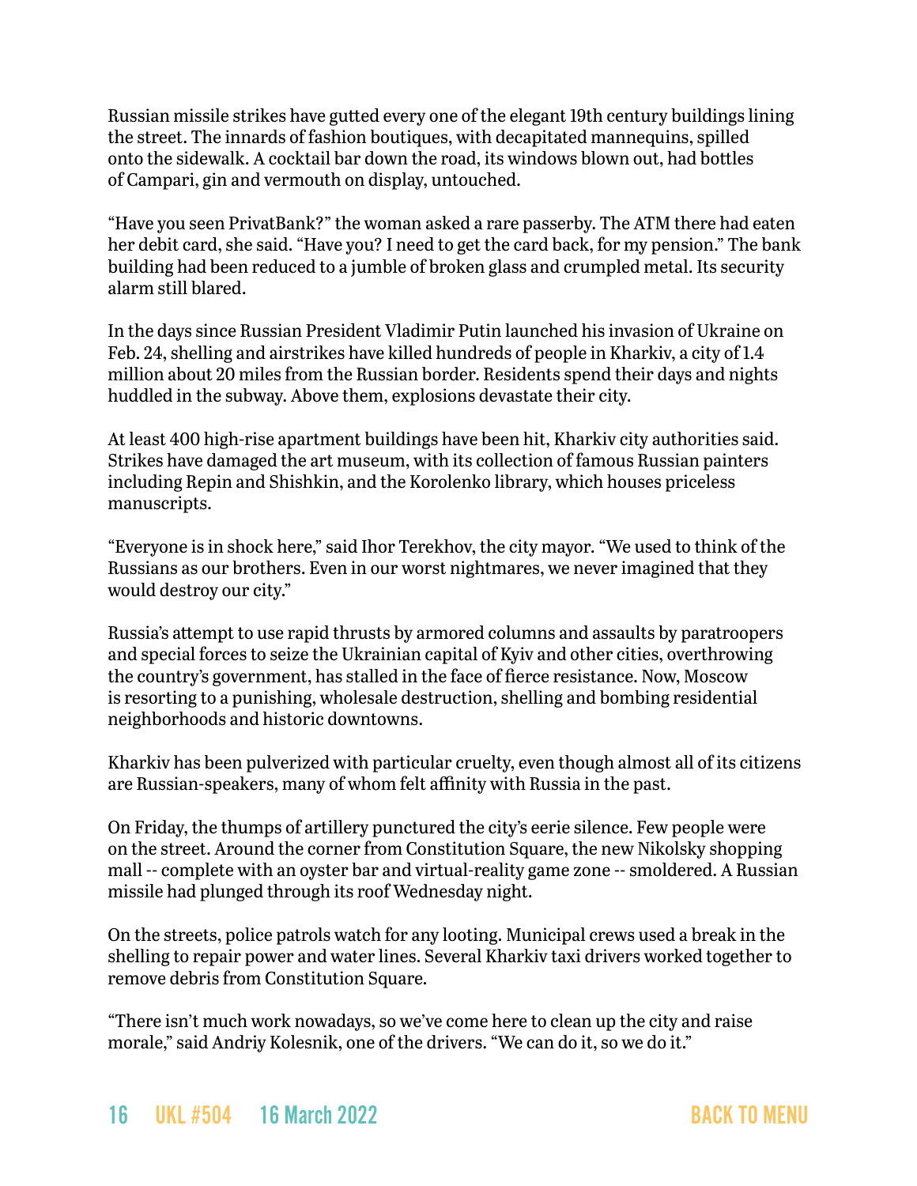Russian missile strikes have gutted every one of the elegant 19th century buildings lining the street. The innards of fashion boutiques, with decapitated mannequins, spilled onto the sidewalk. A cocktail bar down the road, its windows blown out, had bottles of Campari, gin and vermouth on display, untouched.

“Have you seen PrivatBank?” the woman asked a rare passerby. The ATM there had eaten her debit card, she said. “Have you? I need to get the card back, for my pension.” The bank building had been reduced to a jumble of broken glass and crumpled metal. Its security alarm still blared.

In the days since Russian President Vladimir Putin launched his invasion of Ukraine on Feb. 24, shelling and airstrikes have killed hundreds of people in Kharkiv, a city of 1.4 million about 20 miles from the Russian border. Residents spend their days and nights huddled in the subway. Above them, explosions devastate their city.

At least 400 high-rise apartment buildings have been hit, Kharkiv city authorities said. Strikes have damaged the art museum, with its collection of famous Russian painters including Repin and Shishkin, and the Korolenko library, which houses priceless manuscripts.

“Everyone is in shock here,” said Ihor Terekhov, the city mayor. “We used to think of the Russians as our brothers. Even in our worst nightmares, we never imagined that they would destroy our city.”

Russia’s attempt to use rapid thrusts by armored columns and assaults by paratroopers and special forces to seize the Ukrainian capital of Kyiv and other cities, overthrowing the country’s government, has stalled in the face of fierce resistance. Now, Moscow is resorting to a punishing, wholesale destruction, shelling and bombing residential neighborhoods and historic downtowns.

Kharkiv has been pulverized with particular cruelty, even though almost all of its citizens are Russian-speakers, many of whom felt affinity with Russia in the past.

On Friday, the thumps of artillery punctured the city’s eerie silence. Few people were on the street. Around the corner from Constitution Square, the new Nikolsky shopping mall -- complete with an oyster bar and virtual-reality game zone -- smoldered. A Russian missile had plunged through its roof Wednesday night.

On the streets, police patrols watch for any looting. Municipal crews used a break in the shelling to repair power and water lines. Several Kharkiv taxi drivers worked together to remove debris from Constitution Square.

“There isn’t much work nowadays, so we’ve come here to clean up the city and raise morale,” said Andriy Kolesnik, one of the drivers. “We can do it, so we do it.”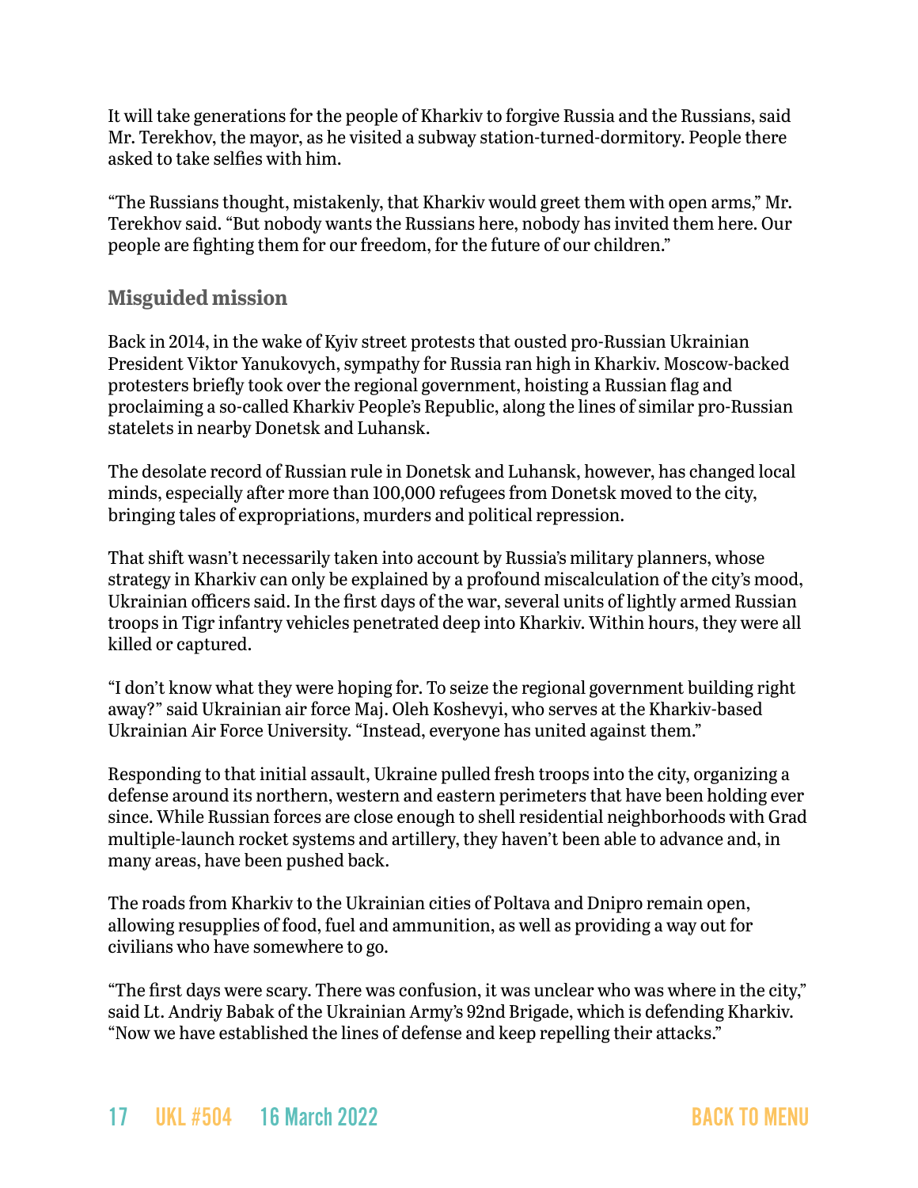It will take generations for the people of Kharkiv to forgive Russia and the Russians, said Mr. Terekhov, the mayor, as he visited a subway station-turned-dormitory. People there asked to take selfies with him.

“The Russians thought, mistakenly, that Kharkiv would greet them with open arms,” Mr. Terekhov said. “But nobody wants the Russians here, nobody has invited them here. Our people are fighting them for our freedom, for the future of our children.”

### Misguided mission

Back in 2014, in the wake of Kyiv street protests that ousted pro-Russian Ukrainian President Viktor Yanukovych, sympathy for Russia ran high in Kharkiv. Moscow-backed protesters briefly took over the regional government, hoisting a Russian flag and proclaiming a so-called Kharkiv People’s Republic, along the lines of similar pro-Russian statelets in nearby Donetsk and Luhansk.

The desolate record of Russian rule in Donetsk and Luhansk, however, has changed local minds, especially after more than 100,000 refugees from Donetsk moved to the city, bringing tales of expropriations, murders and political repression.

That shift wasn’t necessarily taken into account by Russia’s military planners, whose strategy in Kharkiv can only be explained by a profound miscalculation of the city’s mood, Ukrainian officers said. In the first days of the war, several units of lightly armed Russian troops in Tigr infantry vehicles penetrated deep into Kharkiv. Within hours, they were all killed or captured.

“I don’t know what they were hoping for. To seize the regional government building right away?” said Ukrainian air force Maj. Oleh Koshevyi, who serves at the Kharkiv-based Ukrainian Air Force University. “Instead, everyone has united against them.”

Responding to that initial assault, Ukraine pulled fresh troops into the city, organizing a defense around its northern, western and eastern perimeters that have been holding ever since. While Russian forces are close enough to shell residential neighborhoods with Grad multiple-launch rocket systems and artillery, they haven’t been able to advance and, in many areas, have been pushed back.

The roads from Kharkiv to the Ukrainian cities of Poltava and Dnipro remain open, allowing resupplies of food, fuel and ammunition, as well as providing a way out for civilians who have somewhere to go.

“The first days were scary. There was confusion, it was unclear who was where in the city,” said Lt. Andriy Babak of the Ukrainian Army’s 92nd Brigade, which is defending Kharkiv. “Now we have established the lines of defense and keep repelling their attacks.”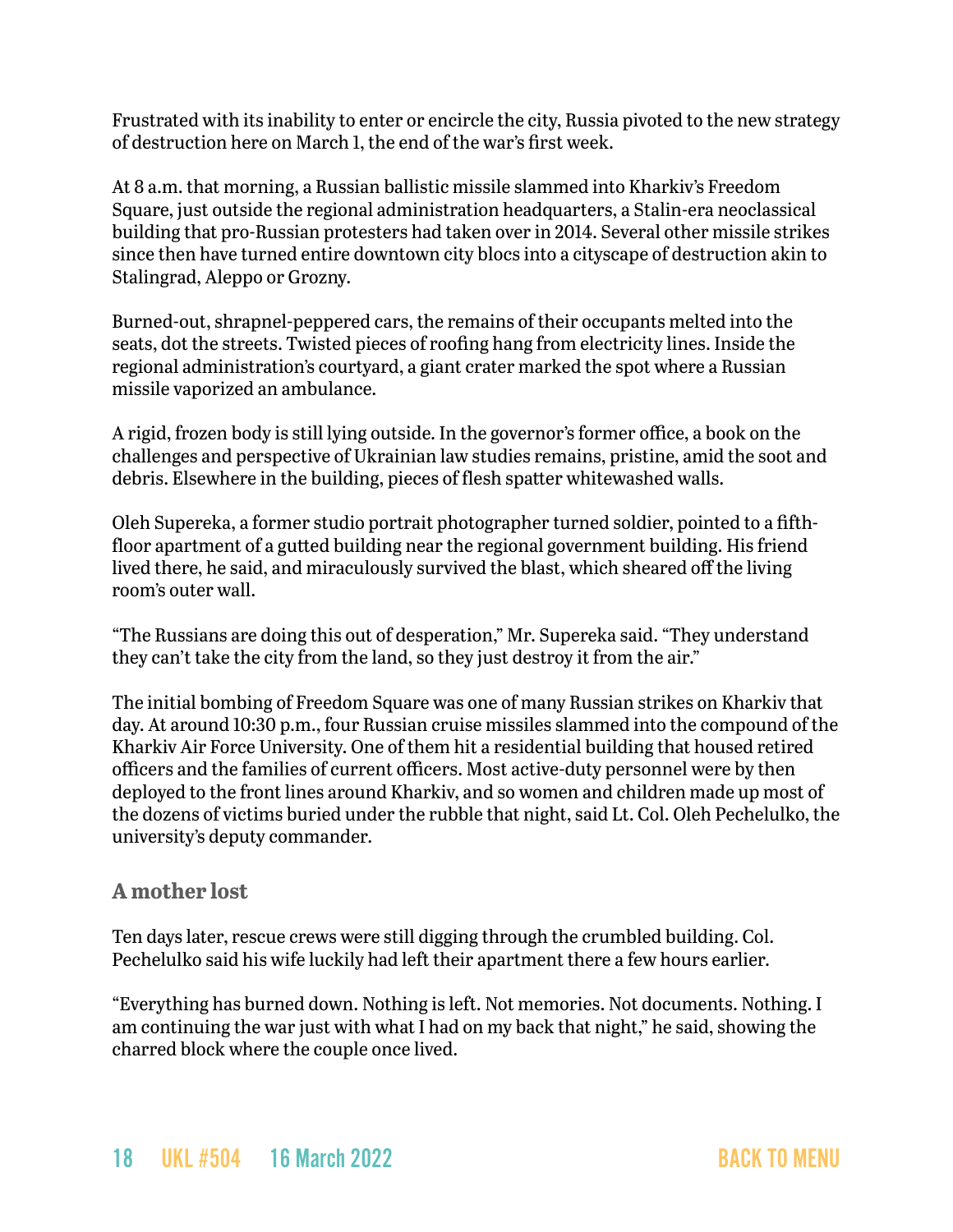Frustrated with its inability to enter or encircle the city, Russia pivoted to the new strategy of destruction here on March 1, the end of the war's first week.

At 8 a.m. that morning, a Russian ballistic missile slammed into Kharkiv's Freedom Square, just outside the regional administration headquarters, a Stalin-era neoclassical building that pro-Russian protesters had taken over in 2014. Several other missile strikes since then have turned entire downtown city blocs into a cityscape of destruction akin to Stalingrad, Aleppo or Grozny.

Burned-out, shrapnel-peppered cars, the remains of their occupants melted into the seats, dot the streets. Twisted pieces of roofing hang from electricity lines. Inside the regional administration's courtyard, a giant crater marked the spot where a Russian missile vaporized an ambulance.

A rigid, frozen body is still lying outside. In the governor's former office, a book on the challenges and perspective of Ukrainian law studies remains, pristine, amid the soot and debris. Elsewhere in the building, pieces of flesh spatter whitewashed walls.

Oleh Supereka, a former studio portrait photographer turned soldier, pointed to a fifth-floor apartment of a gutted building near the regional government building. His friend lived there, he said, and miraculously survived the blast, which sheared off the living room's outer wall.

"The Russians are doing this out of desperation," Mr. Supereka said. "They understand they can't take the city from the land, so they just destroy it from the air."

The initial bombing of Freedom Square was one of many Russian strikes on Kharkiv that day. At around 10:30 p.m., four Russian cruise missiles slammed into the compound of the Kharkiv Air Force University. One of them hit a residential building that housed retired officers and the families of current officers. Most active-duty personnel were by then deployed to the front lines around Kharkiv, and so women and children made up most of the dozens of victims buried under the rubble that night, said Lt. Col. Oleh Pechelulko, the university's deputy commander.

### A mother lost

Ten days later, rescue crews were still digging through the crumbled building. Col. Pechelulko said his wife luckily had left their apartment there a few hours earlier.

"Everything has burned down. Nothing is left. Not memories. Not documents. Nothing. I am continuing the war just with what I had on my back that night," he said, showing the charred block where the couple once lived.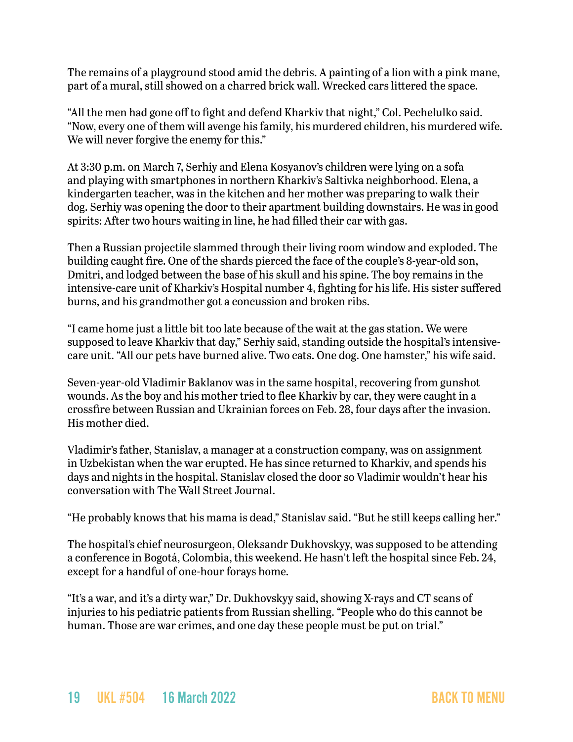The remains of a playground stood amid the debris. A painting of a lion with a pink mane, part of a mural, still showed on a charred brick wall. Wrecked cars littered the space.

"All the men had gone off to fight and defend Kharkiv that night," Col. Pechelulko said. "Now, every one of them will avenge his family, his murdered children, his murdered wife. We will never forgive the enemy for this."

At 3:30 p.m. on March 7, Serhiy and Elena Kosyanov's children were lying on a sofa and playing with smartphones in northern Kharkiv's Saltivka neighborhood. Elena, a kindergarten teacher, was in the kitchen and her mother was preparing to walk their dog. Serhiy was opening the door to their apartment building downstairs. He was in good spirits: After two hours waiting in line, he had filled their car with gas.

Then a Russian projectile slammed through their living room window and exploded. The building caught fire. One of the shards pierced the face of the couple's 8-year-old son, Dmitri, and lodged between the base of his skull and his spine. The boy remains in the intensive-care unit of Kharkiv's Hospital number 4, fighting for his life. His sister suffered burns, and his grandmother got a concussion and broken ribs.

"I came home just a little bit too late because of the wait at the gas station. We were supposed to leave Kharkiv that day," Serhiy said, standing outside the hospital's intensive-care unit. "All our pets have burned alive. Two cats. One dog. One hamster," his wife said.

Seven-year-old Vladimir Baklanov was in the same hospital, recovering from gunshot wounds. As the boy and his mother tried to flee Kharkiv by car, they were caught in a crossfire between Russian and Ukrainian forces on Feb. 28, four days after the invasion. His mother died.

Vladimir's father, Stanislav, a manager at a construction company, was on assignment in Uzbekistan when the war erupted. He has since returned to Kharkiv, and spends his days and nights in the hospital. Stanislav closed the door so Vladimir wouldn't hear his conversation with The Wall Street Journal.

"He probably knows that his mama is dead," Stanislav said. "But he still keeps calling her."

The hospital's chief neurosurgeon, Oleksandr Dukhovskyy, was supposed to be attending a conference in Bogotá, Colombia, this weekend. He hasn't left the hospital since Feb. 24, except for a handful of one-hour forays home.

"It's a war, and it's a dirty war," Dr. Dukhovskyy said, showing X-rays and CT scans of injuries to his pediatric patients from Russian shelling. "People who do this cannot be human. Those are war crimes, and one day these people must be put on trial."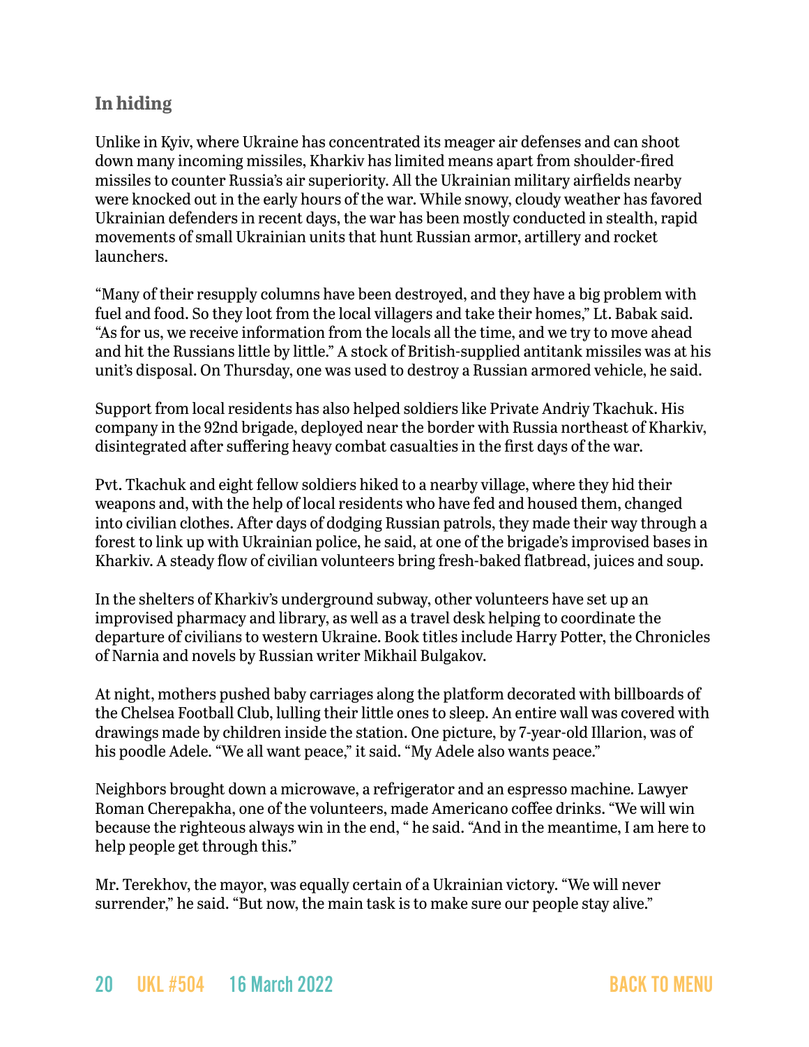### In hiding

Unlike in Kyiv, where Ukraine has concentrated its meager air defenses and can shoot down many incoming missiles, Kharkiv has limited means apart from shoulder-fired missiles to counter Russia's air superiority. All the Ukrainian military airfields nearby were knocked out in the early hours of the war. While snowy, cloudy weather has favored Ukrainian defenders in recent days, the war has been mostly conducted in stealth, rapid movements of small Ukrainian units that hunt Russian armor, artillery and rocket launchers.

"Many of their resupply columns have been destroyed, and they have a big problem with fuel and food. So they loot from the local villagers and take their homes," Lt. Babak said. "As for us, we receive information from the locals all the time, and we try to move ahead and hit the Russians little by little." A stock of British-supplied antitank missiles was at his unit's disposal. On Thursday, one was used to destroy a Russian armored vehicle, he said.

Support from local residents has also helped soldiers like Private Andriy Tkachuk. His company in the 92nd brigade, deployed near the border with Russia northeast of Kharkiv, disintegrated after suffering heavy combat casualties in the first days of the war.

Pvt. Tkachuk and eight fellow soldiers hiked to a nearby village, where they hid their weapons and, with the help of local residents who have fed and housed them, changed into civilian clothes. After days of dodging Russian patrols, they made their way through a forest to link up with Ukrainian police, he said, at one of the brigade's improvised bases in Kharkiv. A steady flow of civilian volunteers bring fresh-baked flatbread, juices and soup.

In the shelters of Kharkiv's underground subway, other volunteers have set up an improvised pharmacy and library, as well as a travel desk helping to coordinate the departure of civilians to western Ukraine. Book titles include Harry Potter, the Chronicles of Narnia and novels by Russian writer Mikhail Bulgakov.

At night, mothers pushed baby carriages along the platform decorated with billboards of the Chelsea Football Club, lulling their little ones to sleep. An entire wall was covered with drawings made by children inside the station. One picture, by 7-year-old Illarion, was of his poodle Adele. "We all want peace," it said. "My Adele also wants peace."

Neighbors brought down a microwave, a refrigerator and an espresso machine. Lawyer Roman Cherepakha, one of the volunteers, made Americano coffee drinks. "We will win because the righteous always win in the end, " he said. "And in the meantime, I am here to help people get through this."

Mr. Terekhov, the mayor, was equally certain of a Ukrainian victory. "We will never surrender," he said. "But now, the main task is to make sure our people stay alive."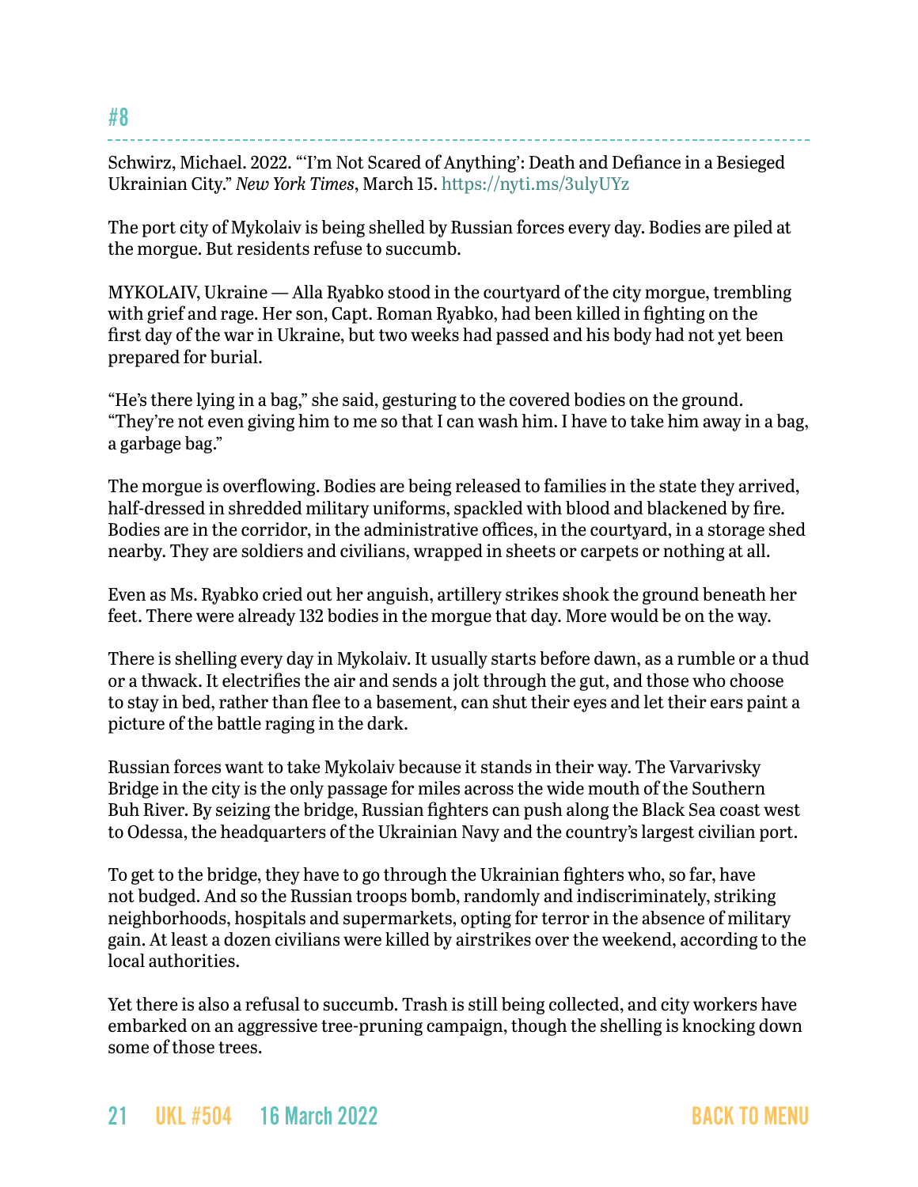## #8

Schwirz, Michael. 2022. "'I'm Not Scared of Anything': Death and Defiance in a Besieged Ukrainian City." *New York Times*, March 15. https://nyti.ms/3ulyUYz

The port city of Mykolaiv is being shelled by Russian forces every day. Bodies are piled at the morgue. But residents refuse to succumb.

MYKOLAIV, Ukraine — Alla Ryabko stood in the courtyard of the city morgue, trembling with grief and rage. Her son, Capt. Roman Ryabko, had been killed in fighting on the first day of the war in Ukraine, but two weeks had passed and his body had not yet been prepared for burial.

"He's there lying in a bag," she said, gesturing to the covered bodies on the ground. "They're not even giving him to me so that I can wash him. I have to take him away in a bag, a garbage bag."

The morgue is overflowing. Bodies are being released to families in the state they arrived, half-dressed in shredded military uniforms, spackled with blood and blackened by fire. Bodies are in the corridor, in the administrative offices, in the courtyard, in a storage shed nearby. They are soldiers and civilians, wrapped in sheets or carpets or nothing at all.

Even as Ms. Ryabko cried out her anguish, artillery strikes shook the ground beneath her feet. There were already 132 bodies in the morgue that day. More would be on the way.

There is shelling every day in Mykolaiv. It usually starts before dawn, as a rumble or a thud or a thwack. It electrifies the air and sends a jolt through the gut, and those who choose to stay in bed, rather than flee to a basement, can shut their eyes and let their ears paint a picture of the battle raging in the dark.

Russian forces want to take Mykolaiv because it stands in their way. The Varvarivsky Bridge in the city is the only passage for miles across the wide mouth of the Southern Buh River. By seizing the bridge, Russian fighters can push along the Black Sea coast west to Odessa, the headquarters of the Ukrainian Navy and the country's largest civilian port.

To get to the bridge, they have to go through the Ukrainian fighters who, so far, have not budged. And so the Russian troops bomb, randomly and indiscriminately, striking neighborhoods, hospitals and supermarkets, opting for terror in the absence of military gain. At least a dozen civilians were killed by airstrikes over the weekend, according to the local authorities.

Yet there is also a refusal to succumb. Trash is still being collected, and city workers have embarked on an aggressive tree-pruning campaign, though the shelling is knocking down some of those trees.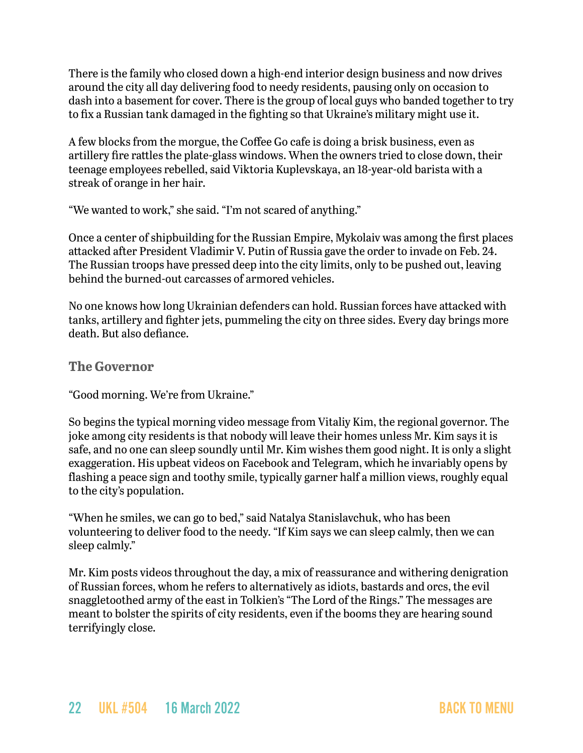There is the family who closed down a high-end interior design business and now drives around the city all day delivering food to needy residents, pausing only on occasion to dash into a basement for cover. There is the group of local guys who banded together to try to fix a Russian tank damaged in the fighting so that Ukraine's military might use it.

A few blocks from the morgue, the Coffee Go cafe is doing a brisk business, even as artillery fire rattles the plate-glass windows. When the owners tried to close down, their teenage employees rebelled, said Viktoria Kuplevskaya, an 18-year-old barista with a streak of orange in her hair.

"We wanted to work," she said. "I'm not scared of anything."

Once a center of shipbuilding for the Russian Empire, Mykolaiv was among the first places attacked after President Vladimir V. Putin of Russia gave the order to invade on Feb. 24. The Russian troops have pressed deep into the city limits, only to be pushed out, leaving behind the burned-out carcasses of armored vehicles.

No one knows how long Ukrainian defenders can hold. Russian forces have attacked with tanks, artillery and fighter jets, pummeling the city on three sides. Every day brings more death. But also defiance.

### The Governor

"Good morning. We're from Ukraine."

So begins the typical morning video message from Vitaliy Kim, the regional governor. The joke among city residents is that nobody will leave their homes unless Mr. Kim says it is safe, and no one can sleep soundly until Mr. Kim wishes them good night. It is only a slight exaggeration. His upbeat videos on Facebook and Telegram, which he invariably opens by flashing a peace sign and toothy smile, typically garner half a million views, roughly equal to the city's population.

"When he smiles, we can go to bed," said Natalya Stanislavchuk, who has been volunteering to deliver food to the needy. "If Kim says we can sleep calmly, then we can sleep calmly."

Mr. Kim posts videos throughout the day, a mix of reassurance and withering denigration of Russian forces, whom he refers to alternatively as idiots, bastards and orcs, the evil snaggletoothed army of the east in Tolkien's "The Lord of the Rings." The messages are meant to bolster the spirits of city residents, even if the booms they are hearing sound terrifyingly close.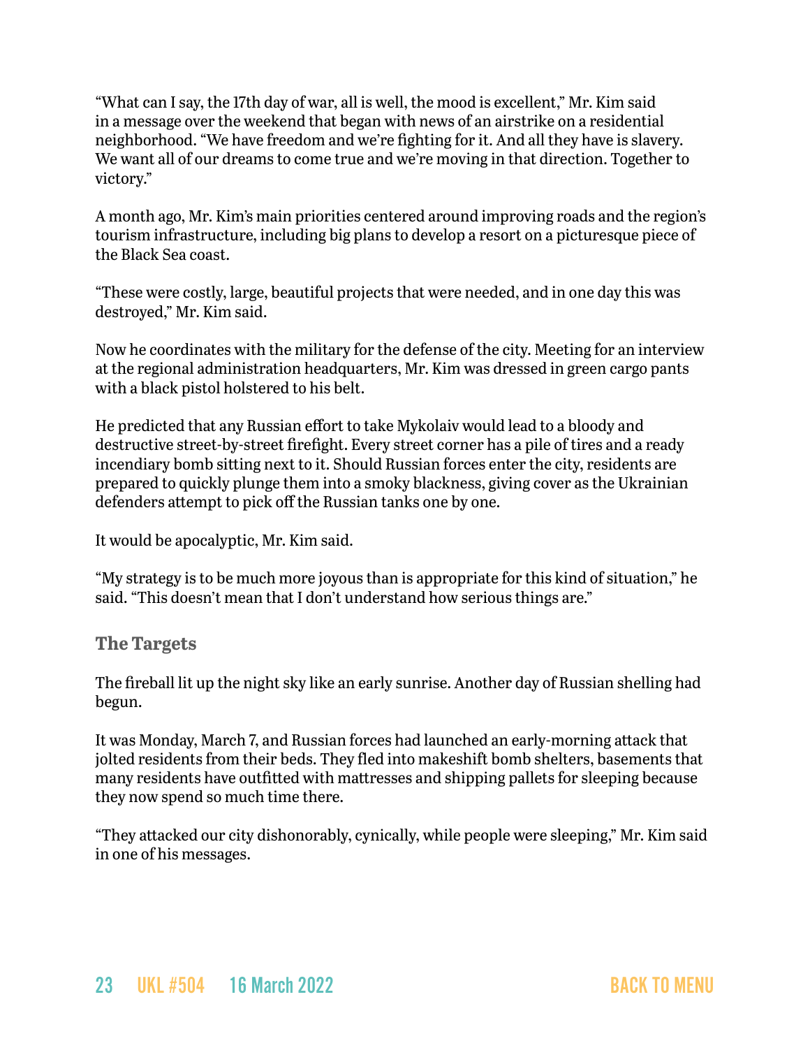“What can I say, the 17th day of war, all is well, the mood is excellent,” Mr. Kim said in a message over the weekend that began with news of an airstrike on a residential neighborhood. “We have freedom and we’re fighting for it. And all they have is slavery. We want all of our dreams to come true and we’re moving in that direction. Together to victory.”

A month ago, Mr. Kim’s main priorities centered around improving roads and the region’s tourism infrastructure, including big plans to develop a resort on a picturesque piece of the Black Sea coast.

“These were costly, large, beautiful projects that were needed, and in one day this was destroyed,” Mr. Kim said.

Now he coordinates with the military for the defense of the city. Meeting for an interview at the regional administration headquarters, Mr. Kim was dressed in green cargo pants with a black pistol holstered to his belt.

He predicted that any Russian effort to take Mykolaiv would lead to a bloody and destructive street-by-street firefight. Every street corner has a pile of tires and a ready incendiary bomb sitting next to it. Should Russian forces enter the city, residents are prepared to quickly plunge them into a smoky blackness, giving cover as the Ukrainian defenders attempt to pick off the Russian tanks one by one.

It would be apocalyptic, Mr. Kim said.

“My strategy is to be much more joyous than is appropriate for this kind of situation,” he said. “This doesn’t mean that I don’t understand how serious things are.”

### The Targets

The fireball lit up the night sky like an early sunrise. Another day of Russian shelling had begun.

It was Monday, March 7, and Russian forces had launched an early-morning attack that jolted residents from their beds. They fled into makeshift bomb shelters, basements that many residents have outfitted with mattresses and shipping pallets for sleeping because they now spend so much time there.

“They attacked our city dishonorably, cynically, while people were sleeping,” Mr. Kim said in one of his messages.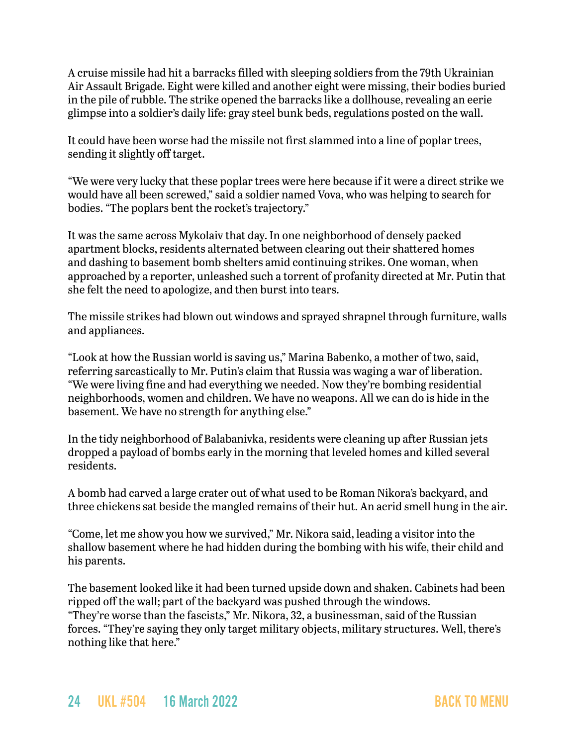A cruise missile had hit a barracks filled with sleeping soldiers from the 79th Ukrainian Air Assault Brigade. Eight were killed and another eight were missing, their bodies buried in the pile of rubble. The strike opened the barracks like a dollhouse, revealing an eerie glimpse into a soldier's daily life: gray steel bunk beds, regulations posted on the wall.

It could have been worse had the missile not first slammed into a line of poplar trees, sending it slightly off target.

"We were very lucky that these poplar trees were here because if it were a direct strike we would have all been screwed," said a soldier named Vova, who was helping to search for bodies. "The poplars bent the rocket's trajectory."

It was the same across Mykolaiv that day. In one neighborhood of densely packed apartment blocks, residents alternated between clearing out their shattered homes and dashing to basement bomb shelters amid continuing strikes. One woman, when approached by a reporter, unleashed such a torrent of profanity directed at Mr. Putin that she felt the need to apologize, and then burst into tears.

The missile strikes had blown out windows and sprayed shrapnel through furniture, walls and appliances.

"Look at how the Russian world is saving us," Marina Babenko, a mother of two, said, referring sarcastically to Mr. Putin's claim that Russia was waging a war of liberation. "We were living fine and had everything we needed. Now they're bombing residential neighborhoods, women and children. We have no weapons. All we can do is hide in the basement. We have no strength for anything else."

In the tidy neighborhood of Balabanivka, residents were cleaning up after Russian jets dropped a payload of bombs early in the morning that leveled homes and killed several residents.

A bomb had carved a large crater out of what used to be Roman Nikora's backyard, and three chickens sat beside the mangled remains of their hut. An acrid smell hung in the air.

"Come, let me show you how we survived," Mr. Nikora said, leading a visitor into the shallow basement where he had hidden during the bombing with his wife, their child and his parents.

The basement looked like it had been turned upside down and shaken. Cabinets had been ripped off the wall; part of the backyard was pushed through the windows. "They're worse than the fascists," Mr. Nikora, 32, a businessman, said of the Russian forces. "They're saying they only target military objects, military structures. Well, there's nothing like that here."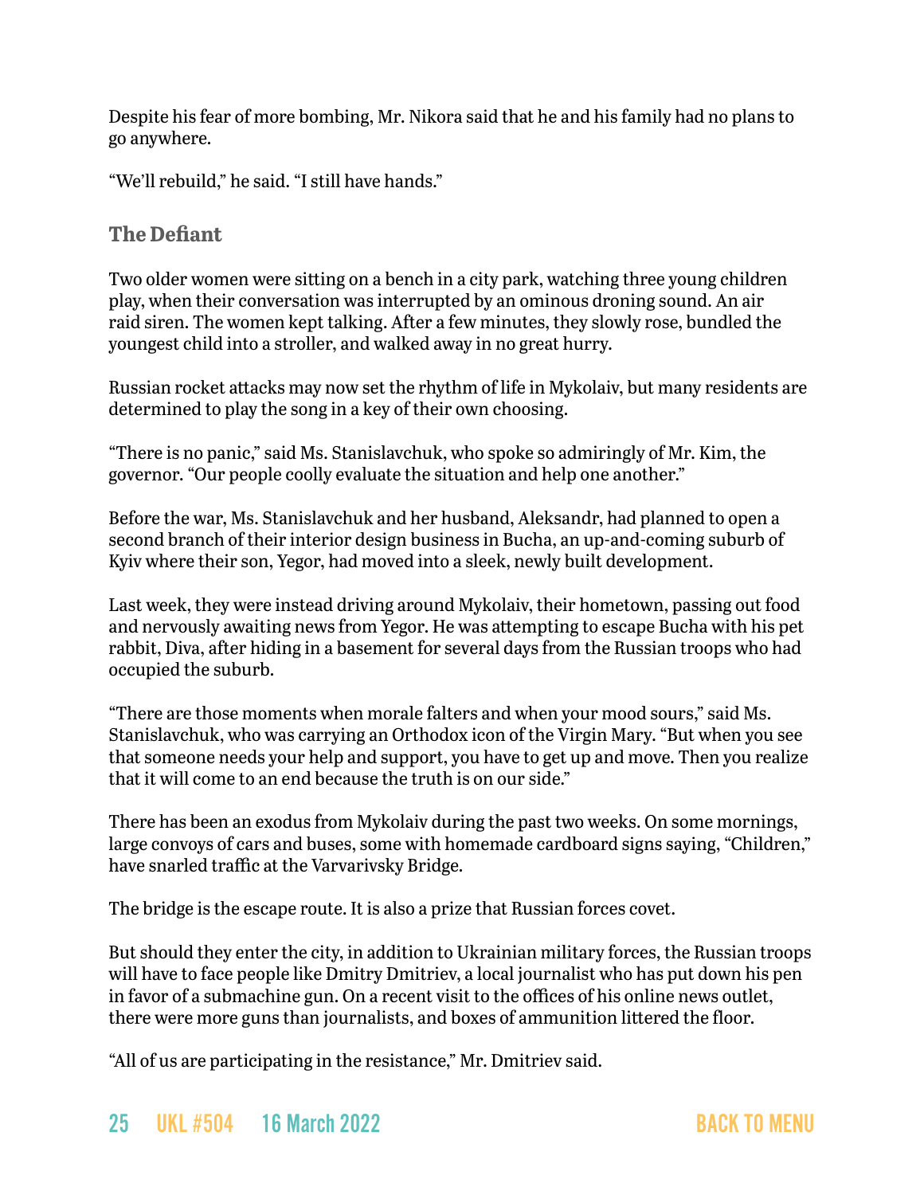Despite his fear of more bombing, Mr. Nikora said that he and his family had no plans to go anywhere.

“We’ll rebuild,” he said. “I still have hands.”

### The Defiant

Two older women were sitting on a bench in a city park, watching three young children play, when their conversation was interrupted by an ominous droning sound. An air raid siren. The women kept talking. After a few minutes, they slowly rose, bundled the youngest child into a stroller, and walked away in no great hurry.

Russian rocket attacks may now set the rhythm of life in Mykolaiv, but many residents are determined to play the song in a key of their own choosing.

“There is no panic,” said Ms. Stanislavchuk, who spoke so admiringly of Mr. Kim, the governor. “Our people coolly evaluate the situation and help one another.”

Before the war, Ms. Stanislavchuk and her husband, Aleksandr, had planned to open a second branch of their interior design business in Bucha, an up-and-coming suburb of Kyiv where their son, Yegor, had moved into a sleek, newly built development.

Last week, they were instead driving around Mykolaiv, their hometown, passing out food and nervously awaiting news from Yegor. He was attempting to escape Bucha with his pet rabbit, Diva, after hiding in a basement for several days from the Russian troops who had occupied the suburb.

“There are those moments when morale falters and when your mood sours,” said Ms. Stanislavchuk, who was carrying an Orthodox icon of the Virgin Mary. “But when you see that someone needs your help and support, you have to get up and move. Then you realize that it will come to an end because the truth is on our side.”

There has been an exodus from Mykolaiv during the past two weeks. On some mornings, large convoys of cars and buses, some with homemade cardboard signs saying, “Children,” have snarled traffic at the Varvarivsky Bridge.

The bridge is the escape route. It is also a prize that Russian forces covet.

But should they enter the city, in addition to Ukrainian military forces, the Russian troops will have to face people like Dmitry Dmitriev, a local journalist who has put down his pen in favor of a submachine gun. On a recent visit to the offices of his online news outlet, there were more guns than journalists, and boxes of ammunition littered the floor.

“All of us are participating in the resistance,” Mr. Dmitriev said.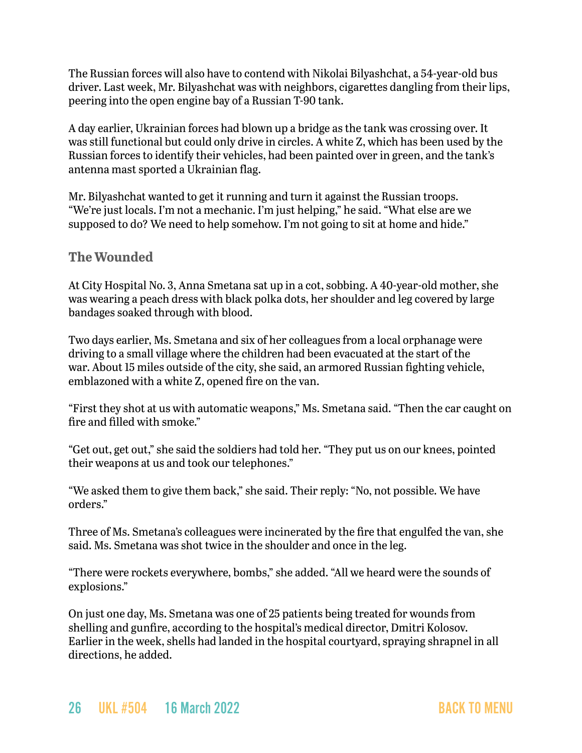The Russian forces will also have to contend with Nikolai Bilyashchat, a 54-year-old bus driver. Last week, Mr. Bilyashchat was with neighbors, cigarettes dangling from their lips, peering into the open engine bay of a Russian T-90 tank.

A day earlier, Ukrainian forces had blown up a bridge as the tank was crossing over. It was still functional but could only drive in circles. A white Z, which has been used by the Russian forces to identify their vehicles, had been painted over in green, and the tank's antenna mast sported a Ukrainian flag.

Mr. Bilyashchat wanted to get it running and turn it against the Russian troops. "We're just locals. I'm not a mechanic. I'm just helping," he said. "What else are we supposed to do? We need to help somehow. I'm not going to sit at home and hide."

### The Wounded

At City Hospital No. 3, Anna Smetana sat up in a cot, sobbing. A 40-year-old mother, she was wearing a peach dress with black polka dots, her shoulder and leg covered by large bandages soaked through with blood.

Two days earlier, Ms. Smetana and six of her colleagues from a local orphanage were driving to a small village where the children had been evacuated at the start of the war. About 15 miles outside of the city, she said, an armored Russian fighting vehicle, emblazoned with a white Z, opened fire on the van.

"First they shot at us with automatic weapons," Ms. Smetana said. "Then the car caught on fire and filled with smoke."

"Get out, get out," she said the soldiers had told her. "They put us on our knees, pointed their weapons at us and took our telephones."

"We asked them to give them back," she said. Their reply: "No, not possible. We have orders."

Three of Ms. Smetana's colleagues were incinerated by the fire that engulfed the van, she said. Ms. Smetana was shot twice in the shoulder and once in the leg.

"There were rockets everywhere, bombs," she added. "All we heard were the sounds of explosions."

On just one day, Ms. Smetana was one of 25 patients being treated for wounds from shelling and gunfire, according to the hospital's medical director, Dmitri Kolosov. Earlier in the week, shells had landed in the hospital courtyard, spraying shrapnel in all directions, he added.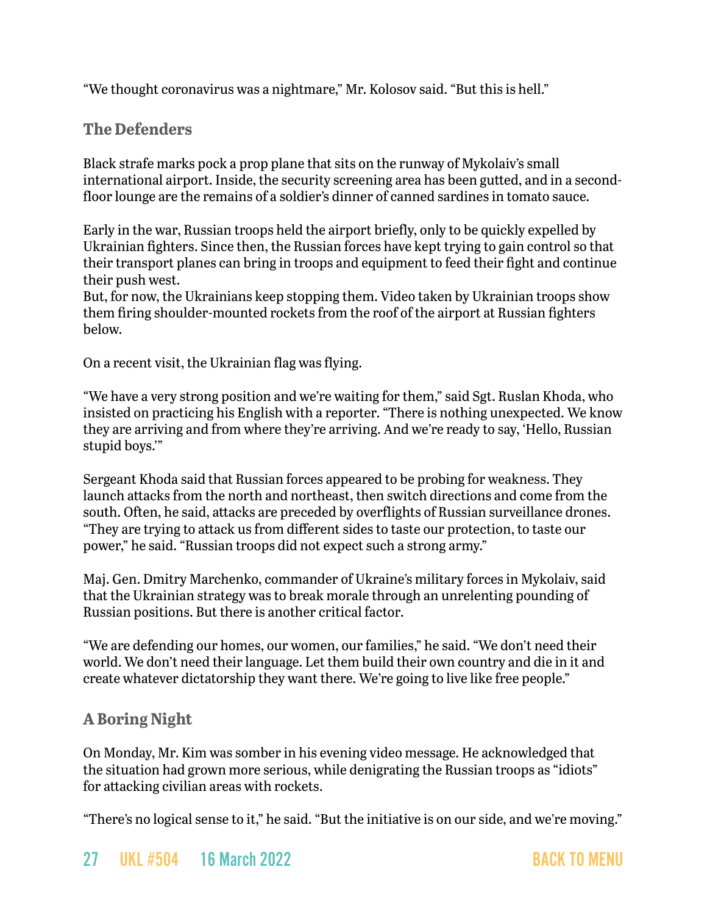“We thought coronavirus was a nightmare,” Mr. Kolosov said. “But this is hell.”

## The Defenders

Black strafe marks pock a prop plane that sits on the runway of Mykolaiv’s small international airport. Inside, the security screening area has been gutted, and in a second-floor lounge are the remains of a soldier’s dinner of canned sardines in tomato sauce.

Early in the war, Russian troops held the airport briefly, only to be quickly expelled by Ukrainian fighters. Since then, the Russian forces have kept trying to gain control so that their transport planes can bring in troops and equipment to feed their fight and continue their push west.
But, for now, the Ukrainians keep stopping them. Video taken by Ukrainian troops show them firing shoulder-mounted rockets from the roof of the airport at Russian fighters below.

On a recent visit, the Ukrainian flag was flying.

“We have a very strong position and we’re waiting for them,” said Sgt. Ruslan Khoda, who insisted on practicing his English with a reporter. “There is nothing unexpected. We know they are arriving and from where they’re arriving. And we’re ready to say, ‘Hello, Russian stupid boys.’”

Sergeant Khoda said that Russian forces appeared to be probing for weakness. They launch attacks from the north and northeast, then switch directions and come from the south. Often, he said, attacks are preceded by overflights of Russian surveillance drones. “They are trying to attack us from different sides to taste our protection, to taste our power,” he said. “Russian troops did not expect such a strong army.”

Maj. Gen. Dmitry Marchenko, commander of Ukraine’s military forces in Mykolaiv, said that the Ukrainian strategy was to break morale through an unrelenting pounding of Russian positions. But there is another critical factor.

“We are defending our homes, our women, our families,” he said. “We don’t need their world. We don’t need their language. Let them build their own country and die in it and create whatever dictatorship they want there. We’re going to live like free people.”

## A Boring Night

On Monday, Mr. Kim was somber in his evening video message. He acknowledged that the situation had grown more serious, while denigrating the Russian troops as “idiots” for attacking civilian areas with rockets.

“There’s no logical sense to it,” he said. “But the initiative is on our side, and we’re moving.”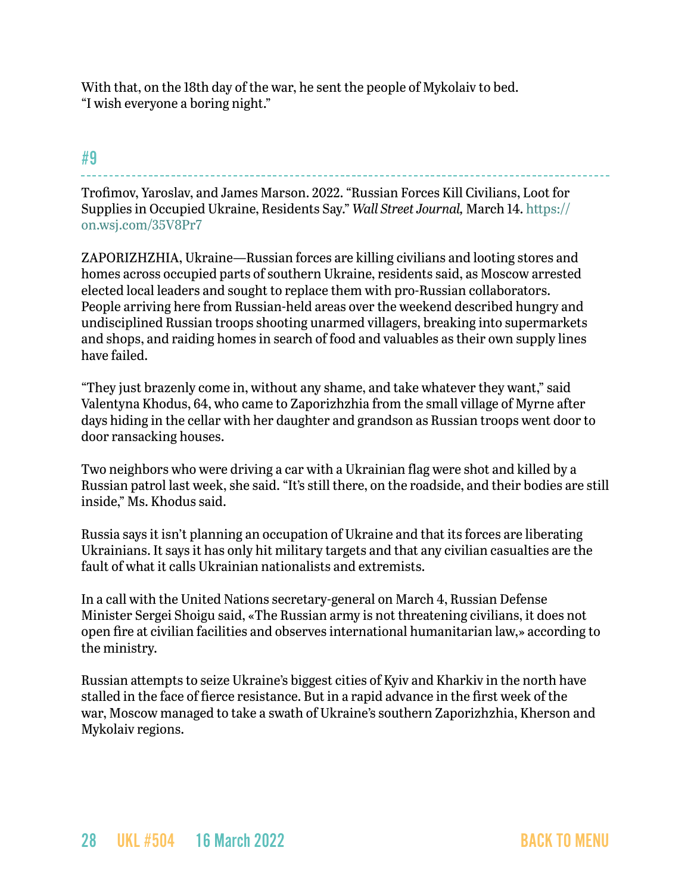With that, on the 18th day of the war, he sent the people of Mykolaiv to bed.
“I wish everyone a boring night.”

## #9

Trofimov, Yaroslav, and James Marson. 2022. “Russian Forces Kill Civilians, Loot for Supplies in Occupied Ukraine, Residents Say.” *Wall Street Journal,* March 14. https://on.wsj.com/35V8Pr7

ZAPORIZHZHIA, Ukraine—Russian forces are killing civilians and looting stores and homes across occupied parts of southern Ukraine, residents said, as Moscow arrested elected local leaders and sought to replace them with pro-Russian collaborators. People arriving here from Russian-held areas over the weekend described hungry and undisciplined Russian troops shooting unarmed villagers, breaking into supermarkets and shops, and raiding homes in search of food and valuables as their own supply lines have failed.

“They just brazenly come in, without any shame, and take whatever they want,” said Valentyna Khodus, 64, who came to Zaporizhzhia from the small village of Myrne after days hiding in the cellar with her daughter and grandson as Russian troops went door to door ransacking houses.

Two neighbors who were driving a car with a Ukrainian flag were shot and killed by a Russian patrol last week, she said. “It’s still there, on the roadside, and their bodies are still inside,” Ms. Khodus said.

Russia says it isn’t planning an occupation of Ukraine and that its forces are liberating Ukrainians. It says it has only hit military targets and that any civilian casualties are the fault of what it calls Ukrainian nationalists and extremists.

In a call with the United Nations secretary-general on March 4, Russian Defense Minister Sergei Shoigu said, «The Russian army is not threatening civilians, it does not open fire at civilian facilities and observes international humanitarian law,» according to the ministry.

Russian attempts to seize Ukraine’s biggest cities of Kyiv and Kharkiv in the north have stalled in the face of fierce resistance. But in a rapid advance in the first week of the war, Moscow managed to take a swath of Ukraine’s southern Zaporizhzhia, Kherson and Mykolaiv regions.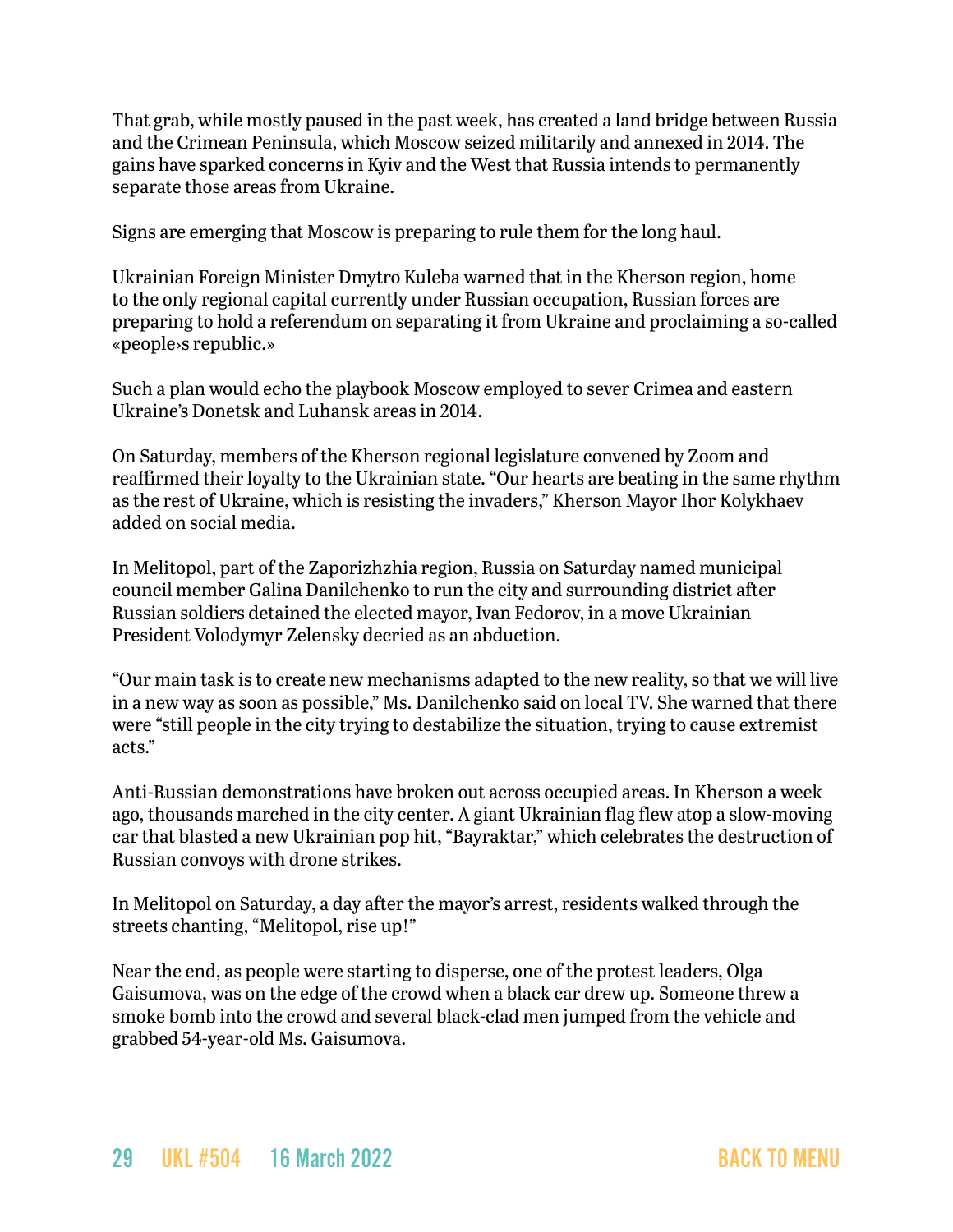That grab, while mostly paused in the past week, has created a land bridge between Russia and the Crimean Peninsula, which Moscow seized militarily and annexed in 2014. The gains have sparked concerns in Kyiv and the West that Russia intends to permanently separate those areas from Ukraine.

Signs are emerging that Moscow is preparing to rule them for the long haul.

Ukrainian Foreign Minister Dmytro Kuleba warned that in the Kherson region, home to the only regional capital currently under Russian occupation, Russian forces are preparing to hold a referendum on separating it from Ukraine and proclaiming a so-called «people›s republic.»

Such a plan would echo the playbook Moscow employed to sever Crimea and eastern Ukraine's Donetsk and Luhansk areas in 2014.

On Saturday, members of the Kherson regional legislature convened by Zoom and reaffirmed their loyalty to the Ukrainian state. "Our hearts are beating in the same rhythm as the rest of Ukraine, which is resisting the invaders," Kherson Mayor Ihor Kolykhaev added on social media.

In Melitopol, part of the Zaporizhzhia region, Russia on Saturday named municipal council member Galina Danilchenko to run the city and surrounding district after Russian soldiers detained the elected mayor, Ivan Fedorov, in a move Ukrainian President Volodymyr Zelensky decried as an abduction.

"Our main task is to create new mechanisms adapted to the new reality, so that we will live in a new way as soon as possible," Ms. Danilchenko said on local TV. She warned that there were "still people in the city trying to destabilize the situation, trying to cause extremist acts."

Anti-Russian demonstrations have broken out across occupied areas. In Kherson a week ago, thousands marched in the city center. A giant Ukrainian flag flew atop a slow-moving car that blasted a new Ukrainian pop hit, "Bayraktar," which celebrates the destruction of Russian convoys with drone strikes.

In Melitopol on Saturday, a day after the mayor's arrest, residents walked through the streets chanting, "Melitopol, rise up!"

Near the end, as people were starting to disperse, one of the protest leaders, Olga Gaisumova, was on the edge of the crowd when a black car drew up. Someone threw a smoke bomb into the crowd and several black-clad men jumped from the vehicle and grabbed 54-year-old Ms. Gaisumova.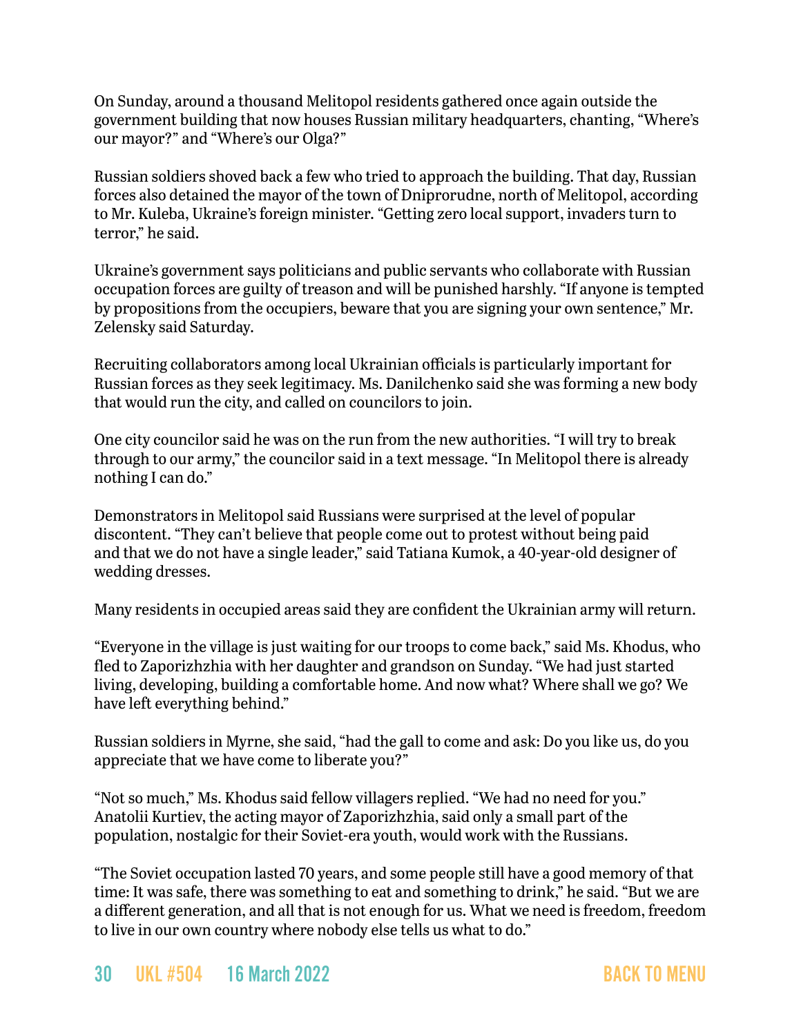On Sunday, around a thousand Melitopol residents gathered once again outside the government building that now houses Russian military headquarters, chanting, "Where's our mayor?" and "Where's our Olga?"

Russian soldiers shoved back a few who tried to approach the building. That day, Russian forces also detained the mayor of the town of Dniprorudne, north of Melitopol, according to Mr. Kuleba, Ukraine's foreign minister. "Getting zero local support, invaders turn to terror," he said.

Ukraine's government says politicians and public servants who collaborate with Russian occupation forces are guilty of treason and will be punished harshly. "If anyone is tempted by propositions from the occupiers, beware that you are signing your own sentence," Mr. Zelensky said Saturday.

Recruiting collaborators among local Ukrainian officials is particularly important for Russian forces as they seek legitimacy. Ms. Danilchenko said she was forming a new body that would run the city, and called on councilors to join.

One city councilor said he was on the run from the new authorities. "I will try to break through to our army," the councilor said in a text message. "In Melitopol there is already nothing I can do."

Demonstrators in Melitopol said Russians were surprised at the level of popular discontent. "They can't believe that people come out to protest without being paid and that we do not have a single leader," said Tatiana Kumok, a 40-year-old designer of wedding dresses.

Many residents in occupied areas said they are confident the Ukrainian army will return.

"Everyone in the village is just waiting for our troops to come back," said Ms. Khodus, who fled to Zaporizhzhia with her daughter and grandson on Sunday. "We had just started living, developing, building a comfortable home. And now what? Where shall we go? We have left everything behind."

Russian soldiers in Myrne, she said, "had the gall to come and ask: Do you like us, do you appreciate that we have come to liberate you?"

"Not so much," Ms. Khodus said fellow villagers replied. "We had no need for you." Anatolii Kurtiev, the acting mayor of Zaporizhzhia, said only a small part of the population, nostalgic for their Soviet-era youth, would work with the Russians.

"The Soviet occupation lasted 70 years, and some people still have a good memory of that time: It was safe, there was something to eat and something to drink," he said. "But we are a different generation, and all that is not enough for us. What we need is freedom, freedom to live in our own country where nobody else tells us what to do."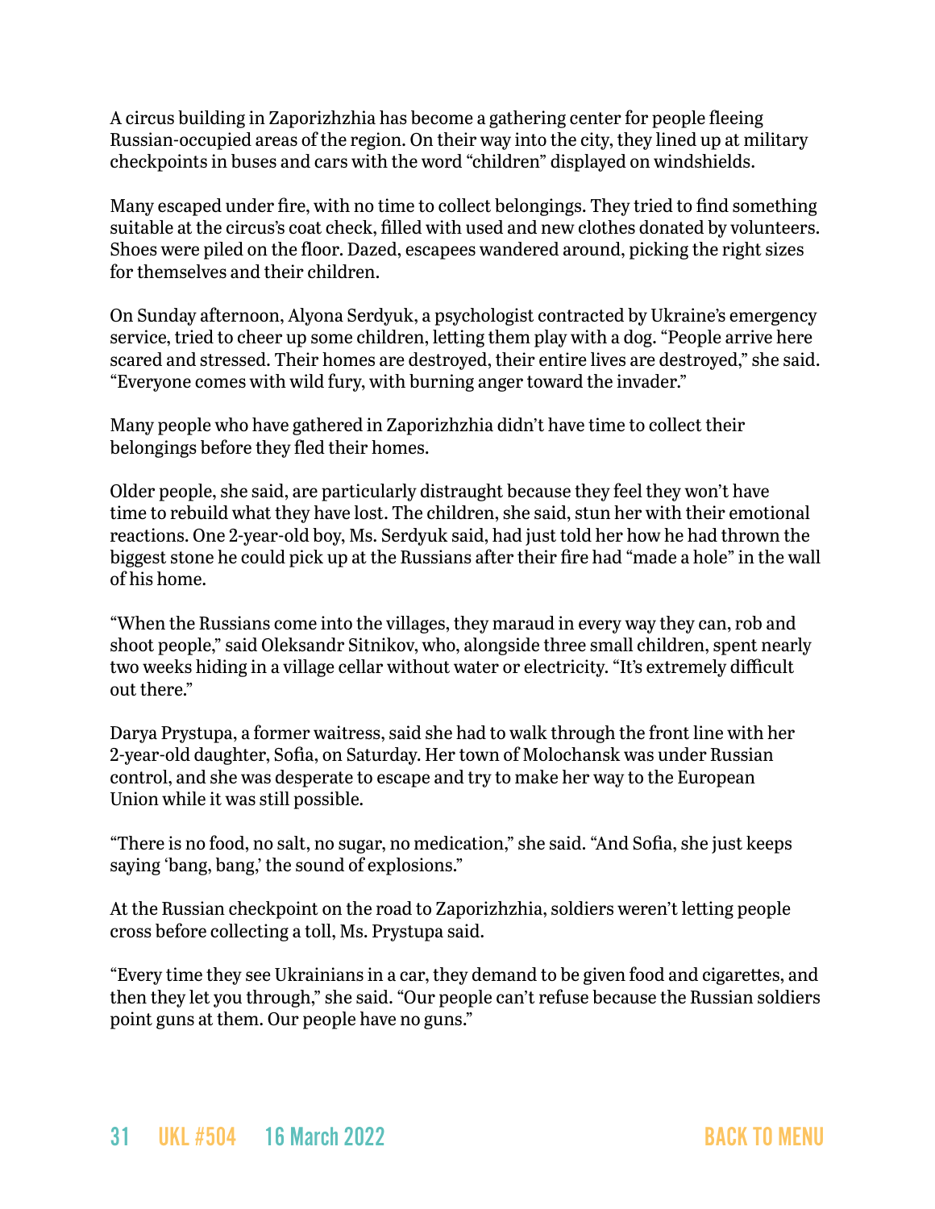A circus building in Zaporizhzhia has become a gathering center for people fleeing Russian-occupied areas of the region. On their way into the city, they lined up at military checkpoints in buses and cars with the word "children" displayed on windshields.

Many escaped under fire, with no time to collect belongings. They tried to find something suitable at the circus's coat check, filled with used and new clothes donated by volunteers. Shoes were piled on the floor. Dazed, escapees wandered around, picking the right sizes for themselves and their children.

On Sunday afternoon, Alyona Serdyuk, a psychologist contracted by Ukraine's emergency service, tried to cheer up some children, letting them play with a dog. "People arrive here scared and stressed. Their homes are destroyed, their entire lives are destroyed," she said. "Everyone comes with wild fury, with burning anger toward the invader."

Many people who have gathered in Zaporizhzhia didn't have time to collect their belongings before they fled their homes.

Older people, she said, are particularly distraught because they feel they won't have time to rebuild what they have lost. The children, she said, stun her with their emotional reactions. One 2-year-old boy, Ms. Serdyuk said, had just told her how he had thrown the biggest stone he could pick up at the Russians after their fire had "made a hole" in the wall of his home.

"When the Russians come into the villages, they maraud in every way they can, rob and shoot people," said Oleksandr Sitnikov, who, alongside three small children, spent nearly two weeks hiding in a village cellar without water or electricity. "It's extremely difficult out there."

Darya Prystupa, a former waitress, said she had to walk through the front line with her 2-year-old daughter, Sofia, on Saturday. Her town of Molochansk was under Russian control, and she was desperate to escape and try to make her way to the European Union while it was still possible.

"There is no food, no salt, no sugar, no medication," she said. "And Sofia, she just keeps saying 'bang, bang,' the sound of explosions."

At the Russian checkpoint on the road to Zaporizhzhia, soldiers weren't letting people cross before collecting a toll, Ms. Prystupa said.

"Every time they see Ukrainians in a car, they demand to be given food and cigarettes, and then they let you through," she said. "Our people can't refuse because the Russian soldiers point guns at them. Our people have no guns."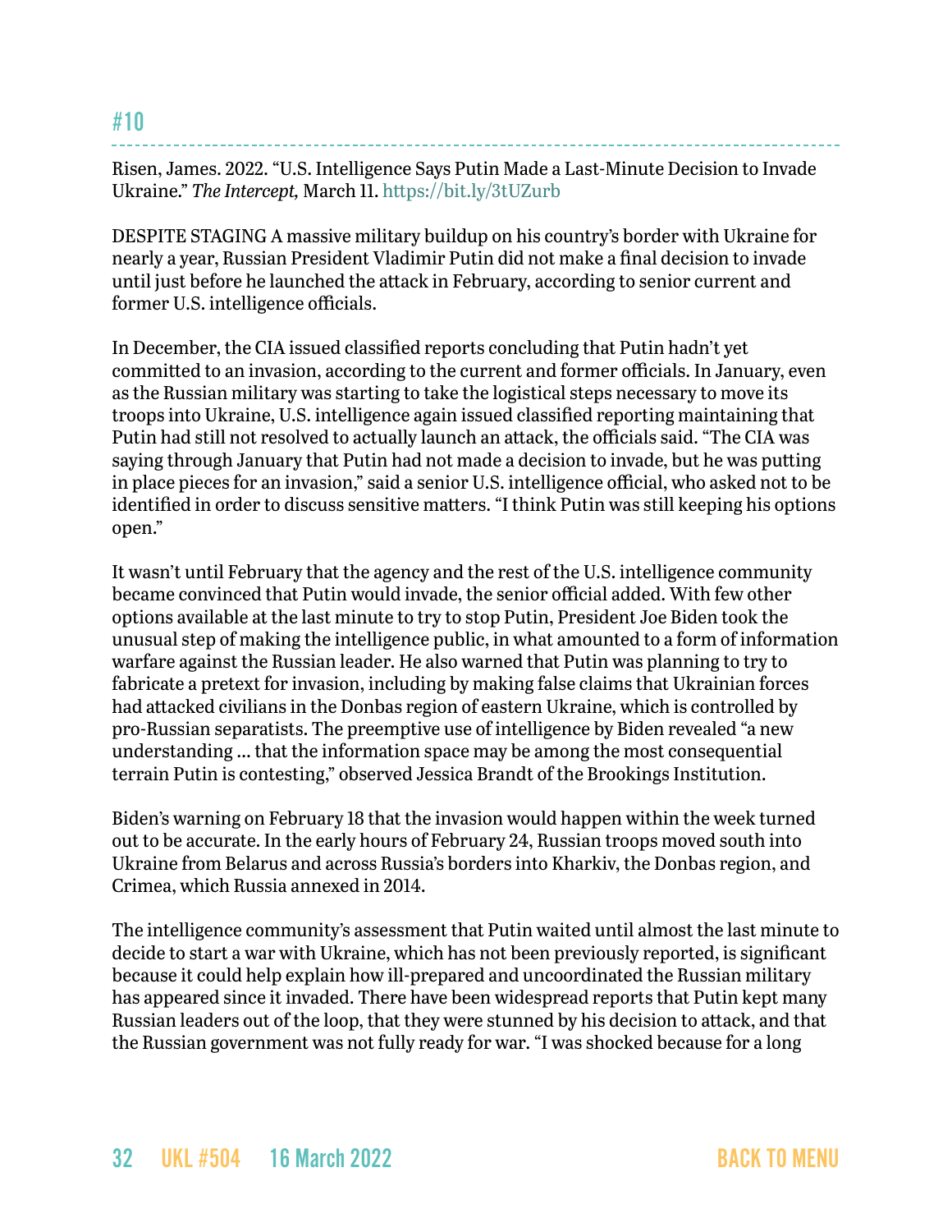## #10

Risen, James. 2022. "U.S. Intelligence Says Putin Made a Last-Minute Decision to Invade Ukraine." *The Intercept,* March 11. https://bit.ly/3tUZurb

DESPITE STAGING A massive military buildup on his country's border with Ukraine for nearly a year, Russian President Vladimir Putin did not make a final decision to invade until just before he launched the attack in February, according to senior current and former U.S. intelligence officials.

In December, the CIA issued classified reports concluding that Putin hadn't yet committed to an invasion, according to the current and former officials. In January, even as the Russian military was starting to take the logistical steps necessary to move its troops into Ukraine, U.S. intelligence again issued classified reporting maintaining that Putin had still not resolved to actually launch an attack, the officials said. "The CIA was saying through January that Putin had not made a decision to invade, but he was putting in place pieces for an invasion," said a senior U.S. intelligence official, who asked not to be identified in order to discuss sensitive matters. "I think Putin was still keeping his options open."

It wasn't until February that the agency and the rest of the U.S. intelligence community became convinced that Putin would invade, the senior official added. With few other options available at the last minute to try to stop Putin, President Joe Biden took the unusual step of making the intelligence public, in what amounted to a form of information warfare against the Russian leader. He also warned that Putin was planning to try to fabricate a pretext for invasion, including by making false claims that Ukrainian forces had attacked civilians in the Donbas region of eastern Ukraine, which is controlled by pro-Russian separatists. The preemptive use of intelligence by Biden revealed "a new understanding … that the information space may be among the most consequential terrain Putin is contesting," observed Jessica Brandt of the Brookings Institution.

Biden's warning on February 18 that the invasion would happen within the week turned out to be accurate. In the early hours of February 24, Russian troops moved south into Ukraine from Belarus and across Russia's borders into Kharkiv, the Donbas region, and Crimea, which Russia annexed in 2014.

The intelligence community's assessment that Putin waited until almost the last minute to decide to start a war with Ukraine, which has not been previously reported, is significant because it could help explain how ill-prepared and uncoordinated the Russian military has appeared since it invaded. There have been widespread reports that Putin kept many Russian leaders out of the loop, that they were stunned by his decision to attack, and that the Russian government was not fully ready for war. "I was shocked because for a long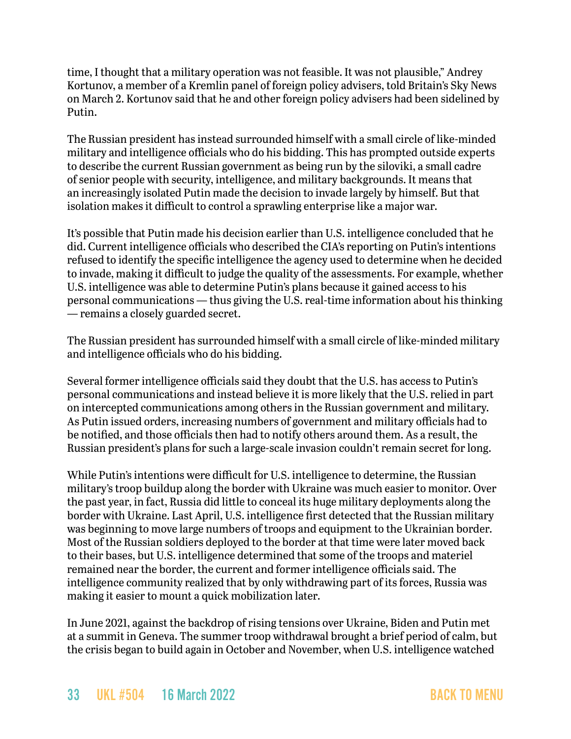time, I thought that a military operation was not feasible. It was not plausible," Andrey Kortunov, a member of a Kremlin panel of foreign policy advisers, told Britain's Sky News on March 2. Kortunov said that he and other foreign policy advisers had been sidelined by Putin.

The Russian president has instead surrounded himself with a small circle of like-minded military and intelligence officials who do his bidding. This has prompted outside experts to describe the current Russian government as being run by the siloviki, a small cadre of senior people with security, intelligence, and military backgrounds. It means that an increasingly isolated Putin made the decision to invade largely by himself. But that isolation makes it difficult to control a sprawling enterprise like a major war.

It's possible that Putin made his decision earlier than U.S. intelligence concluded that he did. Current intelligence officials who described the CIA's reporting on Putin's intentions refused to identify the specific intelligence the agency used to determine when he decided to invade, making it difficult to judge the quality of the assessments. For example, whether U.S. intelligence was able to determine Putin's plans because it gained access to his personal communications — thus giving the U.S. real-time information about his thinking — remains a closely guarded secret.

The Russian president has surrounded himself with a small circle of like-minded military and intelligence officials who do his bidding.

Several former intelligence officials said they doubt that the U.S. has access to Putin's personal communications and instead believe it is more likely that the U.S. relied in part on intercepted communications among others in the Russian government and military. As Putin issued orders, increasing numbers of government and military officials had to be notified, and those officials then had to notify others around them. As a result, the Russian president's plans for such a large-scale invasion couldn't remain secret for long.

While Putin's intentions were difficult for U.S. intelligence to determine, the Russian military's troop buildup along the border with Ukraine was much easier to monitor. Over the past year, in fact, Russia did little to conceal its huge military deployments along the border with Ukraine. Last April, U.S. intelligence first detected that the Russian military was beginning to move large numbers of troops and equipment to the Ukrainian border. Most of the Russian soldiers deployed to the border at that time were later moved back to their bases, but U.S. intelligence determined that some of the troops and materiel remained near the border, the current and former intelligence officials said. The intelligence community realized that by only withdrawing part of its forces, Russia was making it easier to mount a quick mobilization later.

In June 2021, against the backdrop of rising tensions over Ukraine, Biden and Putin met at a summit in Geneva. The summer troop withdrawal brought a brief period of calm, but the crisis began to build again in October and November, when U.S. intelligence watched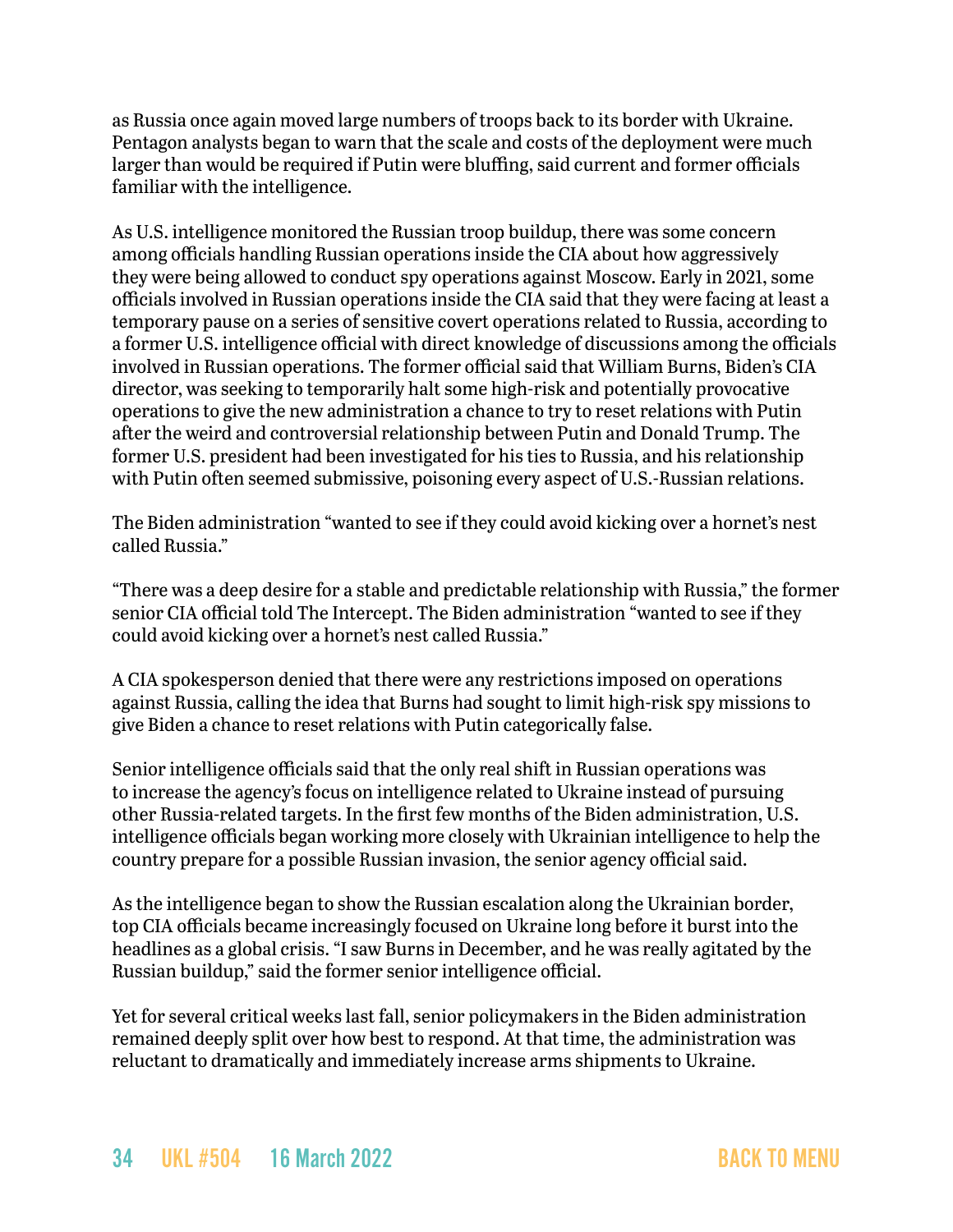as Russia once again moved large numbers of troops back to its border with Ukraine. Pentagon analysts began to warn that the scale and costs of the deployment were much larger than would be required if Putin were bluffing, said current and former officials familiar with the intelligence.

As U.S. intelligence monitored the Russian troop buildup, there was some concern among officials handling Russian operations inside the CIA about how aggressively they were being allowed to conduct spy operations against Moscow. Early in 2021, some officials involved in Russian operations inside the CIA said that they were facing at least a temporary pause on a series of sensitive covert operations related to Russia, according to a former U.S. intelligence official with direct knowledge of discussions among the officials involved in Russian operations. The former official said that William Burns, Biden's CIA director, was seeking to temporarily halt some high-risk and potentially provocative operations to give the new administration a chance to try to reset relations with Putin after the weird and controversial relationship between Putin and Donald Trump. The former U.S. president had been investigated for his ties to Russia, and his relationship with Putin often seemed submissive, poisoning every aspect of U.S.-Russian relations.

The Biden administration "wanted to see if they could avoid kicking over a hornet's nest called Russia."

"There was a deep desire for a stable and predictable relationship with Russia," the former senior CIA official told The Intercept. The Biden administration "wanted to see if they could avoid kicking over a hornet's nest called Russia."

A CIA spokesperson denied that there were any restrictions imposed on operations against Russia, calling the idea that Burns had sought to limit high-risk spy missions to give Biden a chance to reset relations with Putin categorically false.

Senior intelligence officials said that the only real shift in Russian operations was to increase the agency's focus on intelligence related to Ukraine instead of pursuing other Russia-related targets. In the first few months of the Biden administration, U.S. intelligence officials began working more closely with Ukrainian intelligence to help the country prepare for a possible Russian invasion, the senior agency official said.

As the intelligence began to show the Russian escalation along the Ukrainian border, top CIA officials became increasingly focused on Ukraine long before it burst into the headlines as a global crisis. "I saw Burns in December, and he was really agitated by the Russian buildup," said the former senior intelligence official.

Yet for several critical weeks last fall, senior policymakers in the Biden administration remained deeply split over how best to respond. At that time, the administration was reluctant to dramatically and immediately increase arms shipments to Ukraine.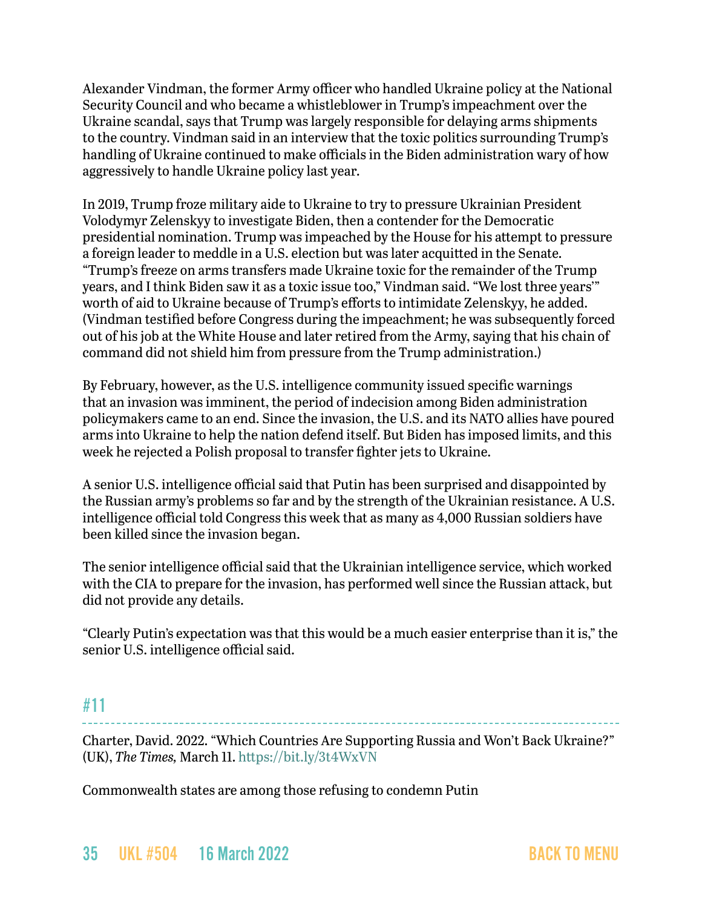Alexander Vindman, the former Army officer who handled Ukraine policy at the National Security Council and who became a whistleblower in Trump's impeachment over the Ukraine scandal, says that Trump was largely responsible for delaying arms shipments to the country. Vindman said in an interview that the toxic politics surrounding Trump's handling of Ukraine continued to make officials in the Biden administration wary of how aggressively to handle Ukraine policy last year.

In 2019, Trump froze military aide to Ukraine to try to pressure Ukrainian President Volodymyr Zelenskyy to investigate Biden, then a contender for the Democratic presidential nomination. Trump was impeached by the House for his attempt to pressure a foreign leader to meddle in a U.S. election but was later acquitted in the Senate. "Trump's freeze on arms transfers made Ukraine toxic for the remainder of the Trump years, and I think Biden saw it as a toxic issue too," Vindman said. "We lost three years'" worth of aid to Ukraine because of Trump's efforts to intimidate Zelenskyy, he added. (Vindman testified before Congress during the impeachment; he was subsequently forced out of his job at the White House and later retired from the Army, saying that his chain of command did not shield him from pressure from the Trump administration.)

By February, however, as the U.S. intelligence community issued specific warnings that an invasion was imminent, the period of indecision among Biden administration policymakers came to an end. Since the invasion, the U.S. and its NATO allies have poured arms into Ukraine to help the nation defend itself. But Biden has imposed limits, and this week he rejected a Polish proposal to transfer fighter jets to Ukraine.

A senior U.S. intelligence official said that Putin has been surprised and disappointed by the Russian army's problems so far and by the strength of the Ukrainian resistance. A U.S. intelligence official told Congress this week that as many as 4,000 Russian soldiers have been killed since the invasion began.

The senior intelligence official said that the Ukrainian intelligence service, which worked with the CIA to prepare for the invasion, has performed well since the Russian attack, but did not provide any details.

"Clearly Putin's expectation was that this would be a much easier enterprise than it is," the senior U.S. intelligence official said.

## #11

Charter, David. 2022. "Which Countries Are Supporting Russia and Won't Back Ukraine?" (UK), *The Times,* March 11. https://bit.ly/3t4WxVN

Commonwealth states are among those refusing to condemn Putin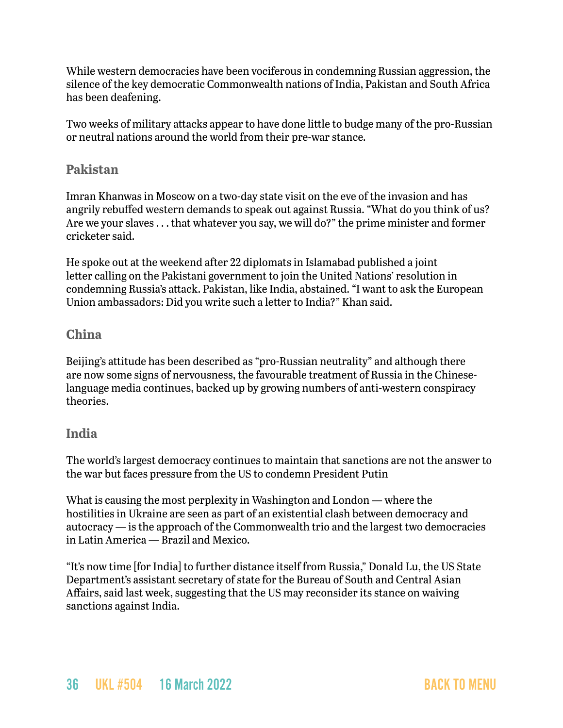While western democracies have been vociferous in condemning Russian aggression, the silence of the key democratic Commonwealth nations of India, Pakistan and South Africa has been deafening.

Two weeks of military attacks appear to have done little to budge many of the pro-Russian or neutral nations around the world from their pre-war stance.

### Pakistan

Imran Khanwas in Moscow on a two-day state visit on the eve of the invasion and has angrily rebuffed western demands to speak out against Russia. "What do you think of us? Are we your slaves . . . that whatever you say, we will do?" the prime minister and former cricketer said.

He spoke out at the weekend after 22 diplomats in Islamabad published a joint letter calling on the Pakistani government to join the United Nations' resolution in condemning Russia's attack. Pakistan, like India, abstained. "I want to ask the European Union ambassadors: Did you write such a letter to India?" Khan said.

### China

Beijing's attitude has been described as "pro-Russian neutrality" and although there are now some signs of nervousness, the favourable treatment of Russia in the Chinese-language media continues, backed up by growing numbers of anti-western conspiracy theories.

### India

The world's largest democracy continues to maintain that sanctions are not the answer to the war but faces pressure from the US to condemn President Putin

What is causing the most perplexity in Washington and London — where the hostilities in Ukraine are seen as part of an existential clash between democracy and autocracy — is the approach of the Commonwealth trio and the largest two democracies in Latin America — Brazil and Mexico.

"It's now time [for India] to further distance itself from Russia," Donald Lu, the US State Department's assistant secretary of state for the Bureau of South and Central Asian Affairs, said last week, suggesting that the US may reconsider its stance on waiving sanctions against India.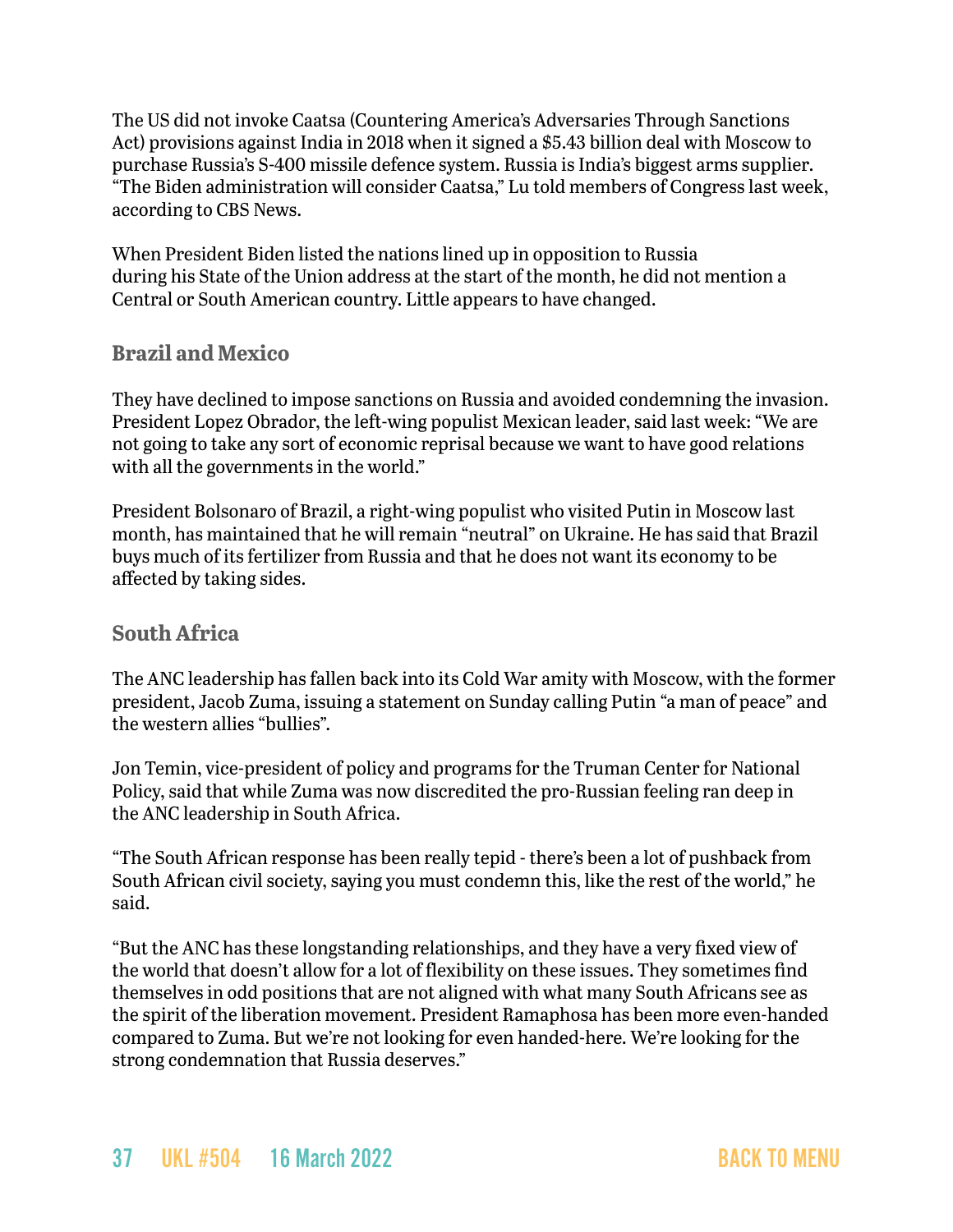The US did not invoke Caatsa (Countering America's Adversaries Through Sanctions Act) provisions against India in 2018 when it signed a $5.43 billion deal with Moscow to purchase Russia's S-400 missile defence system. Russia is India's biggest arms supplier. "The Biden administration will consider Caatsa," Lu told members of Congress last week, according to CBS News.

When President Biden listed the nations lined up in opposition to Russia during his State of the Union address at the start of the month, he did not mention a Central or South American country. Little appears to have changed.

### Brazil and Mexico

They have declined to impose sanctions on Russia and avoided condemning the invasion. President Lopez Obrador, the left-wing populist Mexican leader, said last week: "We are not going to take any sort of economic reprisal because we want to have good relations with all the governments in the world."

President Bolsonaro of Brazil, a right-wing populist who visited Putin in Moscow last month, has maintained that he will remain "neutral" on Ukraine. He has said that Brazil buys much of its fertilizer from Russia and that he does not want its economy to be affected by taking sides.

### South Africa

The ANC leadership has fallen back into its Cold War amity with Moscow, with the former president, Jacob Zuma, issuing a statement on Sunday calling Putin "a man of peace" and the western allies "bullies".

Jon Temin, vice-president of policy and programs for the Truman Center for National Policy, said that while Zuma was now discredited the pro-Russian feeling ran deep in the ANC leadership in South Africa.

"The South African response has been really tepid - there's been a lot of pushback from South African civil society, saying you must condemn this, like the rest of the world," he said.

"But the ANC has these longstanding relationships, and they have a very fixed view of the world that doesn't allow for a lot of flexibility on these issues. They sometimes find themselves in odd positions that are not aligned with what many South Africans see as the spirit of the liberation movement. President Ramaphosa has been more even-handed compared to Zuma. But we're not looking for even handed-here. We're looking for the strong condemnation that Russia deserves."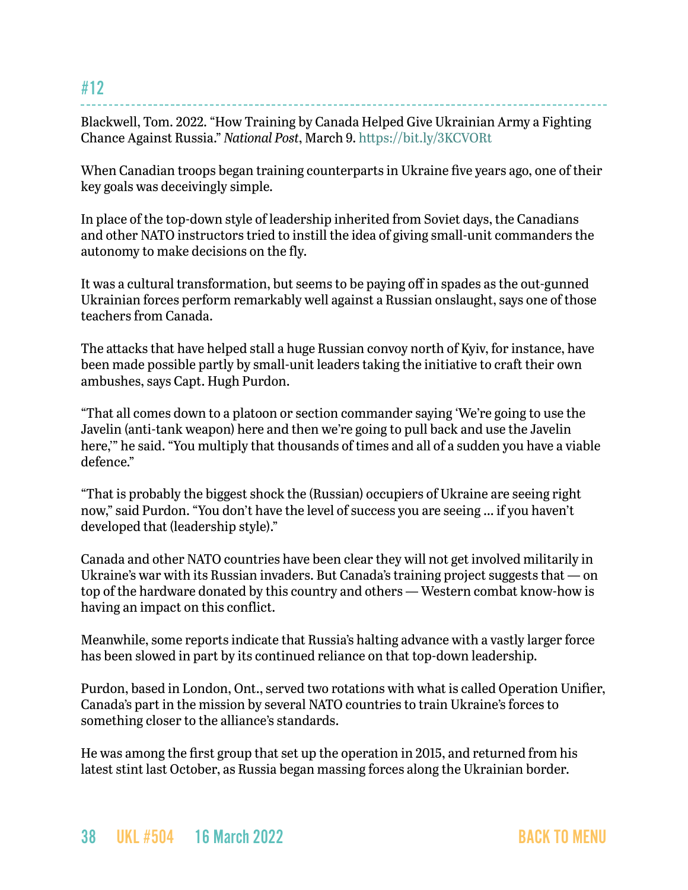## #12

Blackwell, Tom. 2022. "How Training by Canada Helped Give Ukrainian Army a Fighting Chance Against Russia." *National Post*, March 9. https://bit.ly/3KCVORt

When Canadian troops began training counterparts in Ukraine five years ago, one of their key goals was deceivingly simple.

In place of the top-down style of leadership inherited from Soviet days, the Canadians and other NATO instructors tried to instill the idea of giving small-unit commanders the autonomy to make decisions on the fly.

It was a cultural transformation, but seems to be paying off in spades as the out-gunned Ukrainian forces perform remarkably well against a Russian onslaught, says one of those teachers from Canada.

The attacks that have helped stall a huge Russian convoy north of Kyiv, for instance, have been made possible partly by small-unit leaders taking the initiative to craft their own ambushes, says Capt. Hugh Purdon.

"That all comes down to a platoon or section commander saying 'We're going to use the Javelin (anti-tank weapon) here and then we're going to pull back and use the Javelin here,'" he said. "You multiply that thousands of times and all of a sudden you have a viable defence."

"That is probably the biggest shock the (Russian) occupiers of Ukraine are seeing right now," said Purdon. "You don't have the level of success you are seeing … if you haven't developed that (leadership style)."

Canada and other NATO countries have been clear they will not get involved militarily in Ukraine's war with its Russian invaders. But Canada's training project suggests that — on top of the hardware donated by this country and others — Western combat know-how is having an impact on this conflict.

Meanwhile, some reports indicate that Russia's halting advance with a vastly larger force has been slowed in part by its continued reliance on that top-down leadership.

Purdon, based in London, Ont., served two rotations with what is called Operation Unifier, Canada's part in the mission by several NATO countries to train Ukraine's forces to something closer to the alliance's standards.

He was among the first group that set up the operation in 2015, and returned from his latest stint last October, as Russia began massing forces along the Ukrainian border.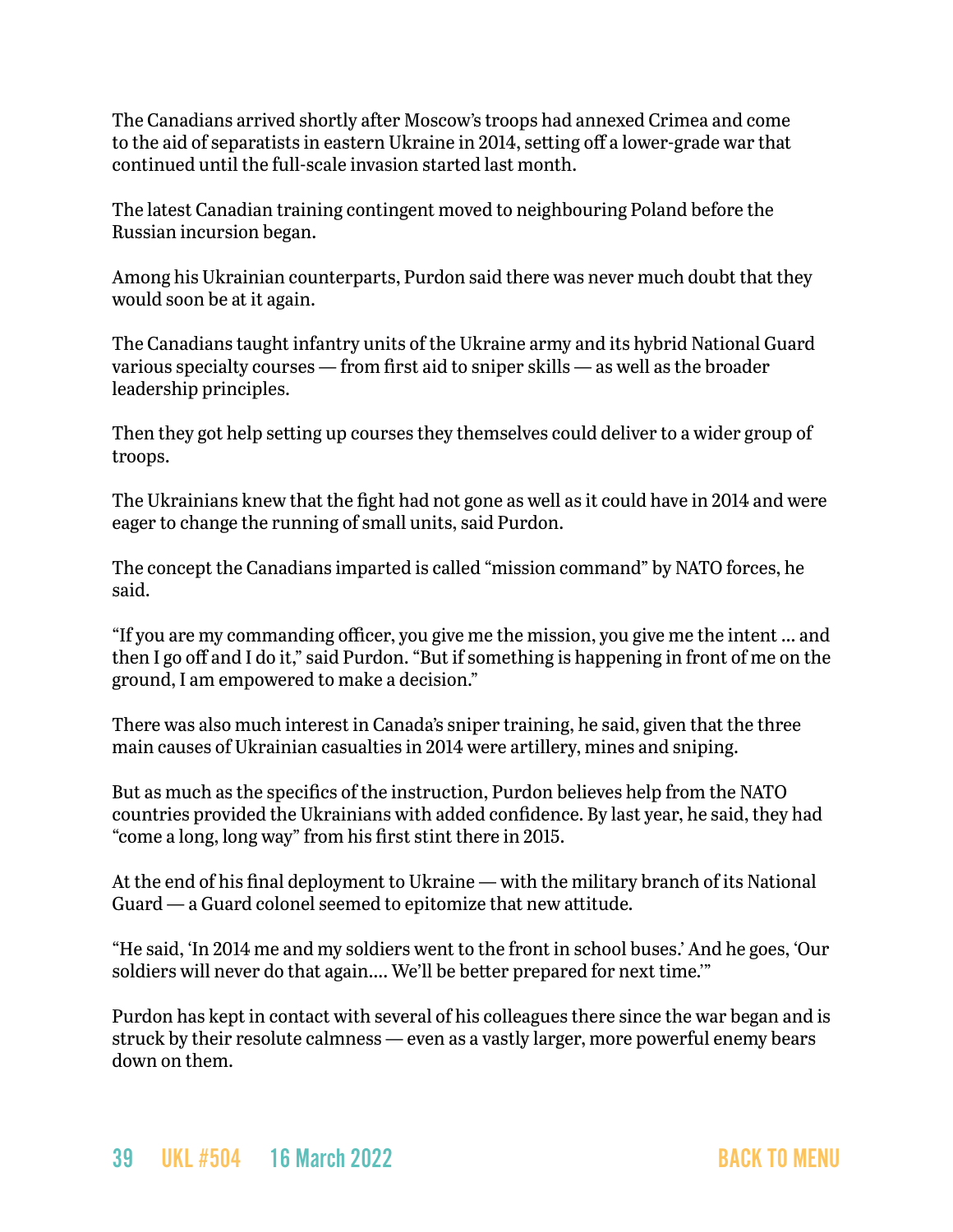The Canadians arrived shortly after Moscow's troops had annexed Crimea and come to the aid of separatists in eastern Ukraine in 2014, setting off a lower-grade war that continued until the full-scale invasion started last month.

The latest Canadian training contingent moved to neighbouring Poland before the Russian incursion began.

Among his Ukrainian counterparts, Purdon said there was never much doubt that they would soon be at it again.

The Canadians taught infantry units of the Ukraine army and its hybrid National Guard various specialty courses — from first aid to sniper skills — as well as the broader leadership principles.

Then they got help setting up courses they themselves could deliver to a wider group of troops.

The Ukrainians knew that the fight had not gone as well as it could have in 2014 and were eager to change the running of small units, said Purdon.

The concept the Canadians imparted is called "mission command" by NATO forces, he said.

"If you are my commanding officer, you give me the mission, you give me the intent ... and then I go off and I do it," said Purdon. "But if something is happening in front of me on the ground, I am empowered to make a decision."

There was also much interest in Canada's sniper training, he said, given that the three main causes of Ukrainian casualties in 2014 were artillery, mines and sniping.

But as much as the specifics of the instruction, Purdon believes help from the NATO countries provided the Ukrainians with added confidence. By last year, he said, they had "come a long, long way" from his first stint there in 2015.

At the end of his final deployment to Ukraine — with the military branch of its National Guard — a Guard colonel seemed to epitomize that new attitude.

"He said, 'In 2014 me and my soldiers went to the front in school buses.' And he goes, 'Our soldiers will never do that again.... We'll be better prepared for next time.'"

Purdon has kept in contact with several of his colleagues there since the war began and is struck by their resolute calmness — even as a vastly larger, more powerful enemy bears down on them.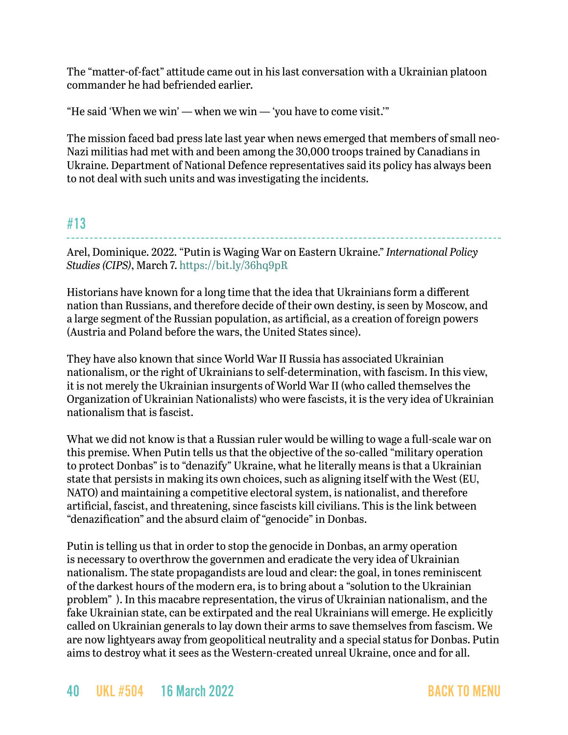The “matter-of-fact” attitude came out in his last conversation with a Ukrainian platoon commander he had befriended earlier.

“He said ‘When we win’ — when we win — ‘you have to come visit.’”

The mission faced bad press late last year when news emerged that members of small neo-Nazi militias had met with and been among the 30,000 troops trained by Canadians in Ukraine. Department of National Defence representatives said its policy has always been to not deal with such units and was investigating the incidents.

## #13

Arel, Dominique. 2022. “Putin is Waging War on Eastern Ukraine.” *International Policy Studies (CIPS)*, March 7. https://bit.ly/36hq9pR

Historians have known for a long time that the idea that Ukrainians form a different nation than Russians, and therefore decide of their own destiny, is seen by Moscow, and a large segment of the Russian population, as artificial, as a creation of foreign powers (Austria and Poland before the wars, the United States since).

They have also known that since World War II Russia has associated Ukrainian nationalism, or the right of Ukrainians to self-determination, with fascism. In this view, it is not merely the Ukrainian insurgents of World War II (who called themselves the Organization of Ukrainian Nationalists) who were fascists, it is the very idea of Ukrainian nationalism that is fascist.

What we did not know is that a Russian ruler would be willing to wage a full-scale war on this premise. When Putin tells us that the objective of the so-called “military operation to protect Donbas” is to “denazify” Ukraine, what he literally means is that a Ukrainian state that persists in making its own choices, such as aligning itself with the West (EU, NATO) and maintaining a competitive electoral system, is nationalist, and therefore artificial, fascist, and threatening, since fascists kill civilians. This is the link between “denazification” and the absurd claim of “genocide” in Donbas.

Putin is telling us that in order to stop the genocide in Donbas, an army operation is necessary to overthrow the governmen and eradicate the very idea of Ukrainian nationalism. The state propagandists are loud and clear: the goal, in tones reminiscent of the darkest hours of the modern era, is to bring about a “solution to the Ukrainian problem” ). In this macabre representation, the virus of Ukrainian nationalism, and the fake Ukrainian state, can be extirpated and the real Ukrainians will emerge. He explicitly called on Ukrainian generals to lay down their arms to save themselves from fascism. We are now lightyears away from geopolitical neutrality and a special status for Donbas. Putin aims to destroy what it sees as the Western-created unreal Ukraine, once and for all.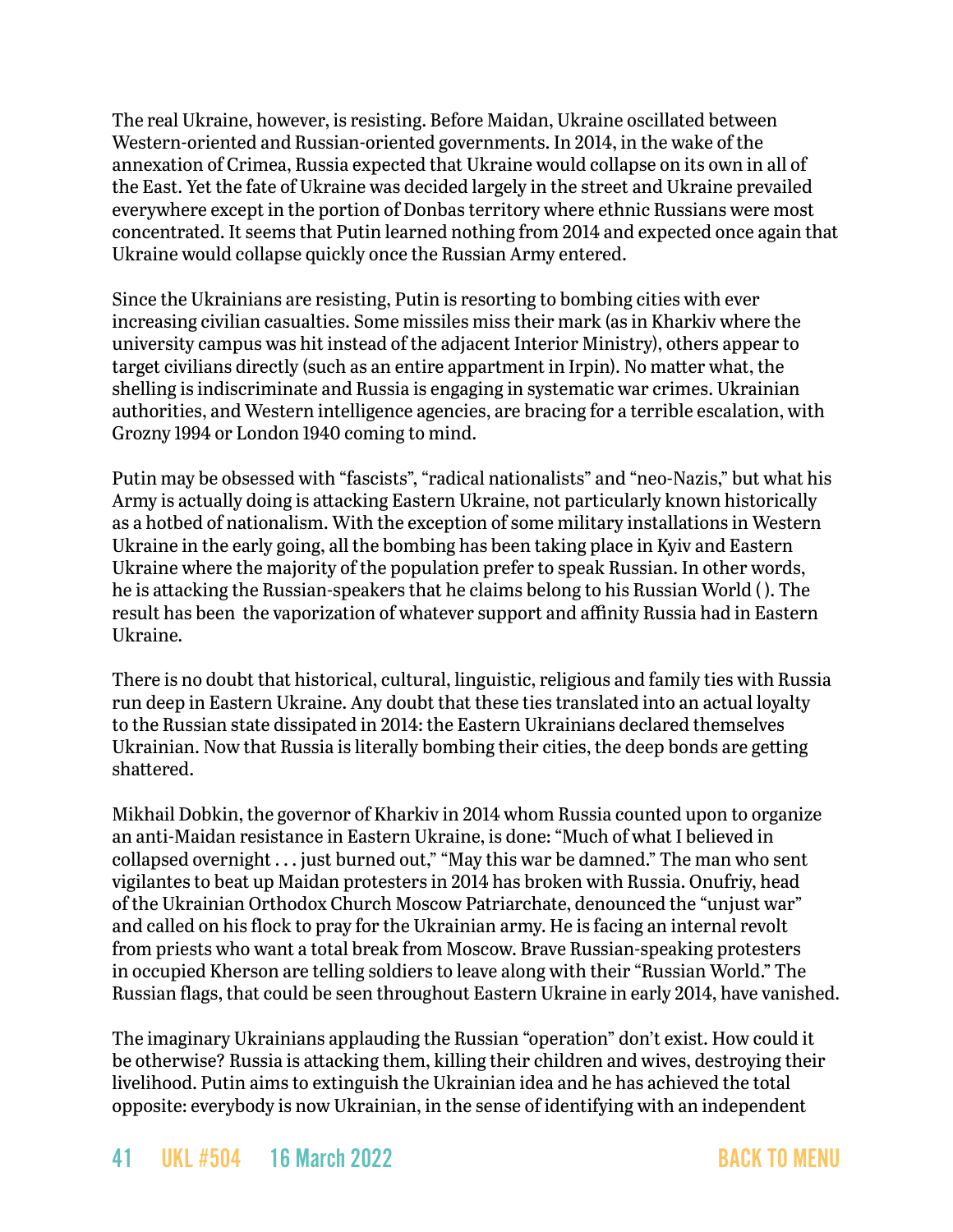The real Ukraine, however, is resisting. Before Maidan, Ukraine oscillated between Western-oriented and Russian-oriented governments. In 2014, in the wake of the annexation of Crimea, Russia expected that Ukraine would collapse on its own in all of the East. Yet the fate of Ukraine was decided largely in the street and Ukraine prevailed everywhere except in the portion of Donbas territory where ethnic Russians were most concentrated. It seems that Putin learned nothing from 2014 and expected once again that Ukraine would collapse quickly once the Russian Army entered.

Since the Ukrainians are resisting, Putin is resorting to bombing cities with ever increasing civilian casualties. Some missiles miss their mark (as in Kharkiv where the university campus was hit instead of the adjacent Interior Ministry), others appear to target civilians directly (such as an entire appartment in Irpin). No matter what, the shelling is indiscriminate and Russia is engaging in systematic war crimes. Ukrainian authorities, and Western intelligence agencies, are bracing for a terrible escalation, with Grozny 1994 or London 1940 coming to mind.

Putin may be obsessed with "fascists", "radical nationalists" and "neo-Nazis," but what his Army is actually doing is attacking Eastern Ukraine, not particularly known historically as a hotbed of nationalism. With the exception of some military installations in Western Ukraine in the early going, all the bombing has been taking place in Kyiv and Eastern Ukraine where the majority of the population prefer to speak Russian. In other words, he is attacking the Russian-speakers that he claims belong to his Russian World ( ). The result has been the vaporization of whatever support and affinity Russia had in Eastern Ukraine.

There is no doubt that historical, cultural, linguistic, religious and family ties with Russia run deep in Eastern Ukraine. Any doubt that these ties translated into an actual loyalty to the Russian state dissipated in 2014: the Eastern Ukrainians declared themselves Ukrainian. Now that Russia is literally bombing their cities, the deep bonds are getting shattered.

Mikhail Dobkin, the governor of Kharkiv in 2014 whom Russia counted upon to organize an anti-Maidan resistance in Eastern Ukraine, is done: "Much of what I believed in collapsed overnight . . . just burned out," "May this war be damned." The man who sent vigilantes to beat up Maidan protesters in 2014 has broken with Russia. Onufriy, head of the Ukrainian Orthodox Church Moscow Patriarchate, denounced the "unjust war" and called on his flock to pray for the Ukrainian army. He is facing an internal revolt from priests who want a total break from Moscow. Brave Russian-speaking protesters in occupied Kherson are telling soldiers to leave along with their "Russian World." The Russian flags, that could be seen throughout Eastern Ukraine in early 2014, have vanished.

The imaginary Ukrainians applauding the Russian "operation" don't exist. How could it be otherwise? Russia is attacking them, killing their children and wives, destroying their livelihood. Putin aims to extinguish the Ukrainian idea and he has achieved the total opposite: everybody is now Ukrainian, in the sense of identifying with an independent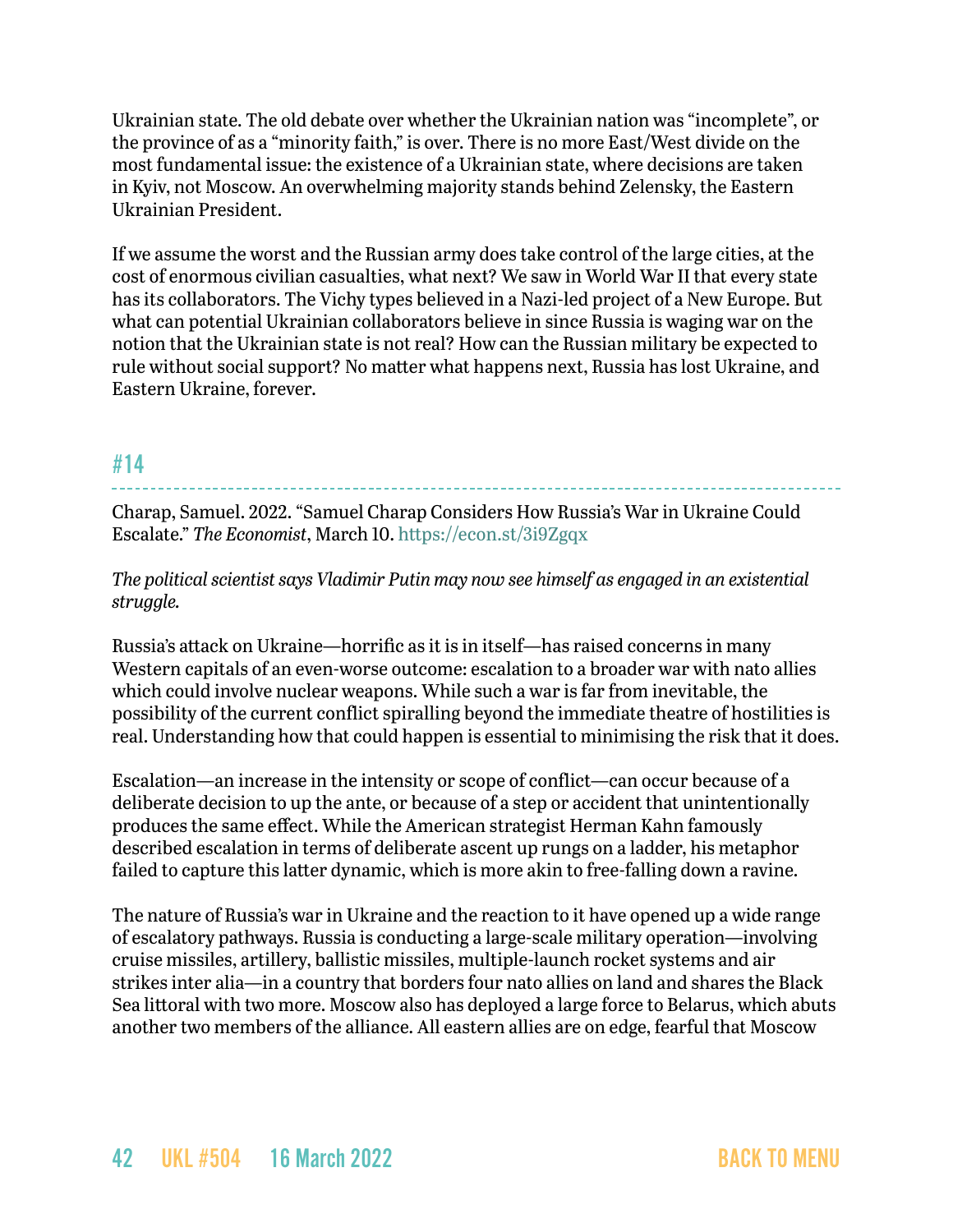Ukrainian state. The old debate over whether the Ukrainian nation was "incomplete", or the province of as a "minority faith," is over. There is no more East/West divide on the most fundamental issue: the existence of a Ukrainian state, where decisions are taken in Kyiv, not Moscow. An overwhelming majority stands behind Zelensky, the Eastern Ukrainian President.

If we assume the worst and the Russian army does take control of the large cities, at the cost of enormous civilian casualties, what next? We saw in World War II that every state has its collaborators. The Vichy types believed in a Nazi-led project of a New Europe. But what can potential Ukrainian collaborators believe in since Russia is waging war on the notion that the Ukrainian state is not real? How can the Russian military be expected to rule without social support? No matter what happens next, Russia has lost Ukraine, and Eastern Ukraine, forever.

## #14

Charap, Samuel. 2022. "Samuel Charap Considers How Russia's War in Ukraine Could Escalate." *The Economist*, March 10. https://econ.st/3i9Zgqx

*The political scientist says Vladimir Putin may now see himself as engaged in an existential struggle.*

Russia's attack on Ukraine—horrific as it is in itself—has raised concerns in many Western capitals of an even-worse outcome: escalation to a broader war with nato allies which could involve nuclear weapons. While such a war is far from inevitable, the possibility of the current conflict spiralling beyond the immediate theatre of hostilities is real. Understanding how that could happen is essential to minimising the risk that it does.

Escalation—an increase in the intensity or scope of conflict—can occur because of a deliberate decision to up the ante, or because of a step or accident that unintentionally produces the same effect. While the American strategist Herman Kahn famously described escalation in terms of deliberate ascent up rungs on a ladder, his metaphor failed to capture this latter dynamic, which is more akin to free-falling down a ravine.

The nature of Russia's war in Ukraine and the reaction to it have opened up a wide range of escalatory pathways. Russia is conducting a large-scale military operation—involving cruise missiles, artillery, ballistic missiles, multiple-launch rocket systems and air strikes inter alia—in a country that borders four nato allies on land and shares the Black Sea littoral with two more. Moscow also has deployed a large force to Belarus, which abuts another two members of the alliance. All eastern allies are on edge, fearful that Moscow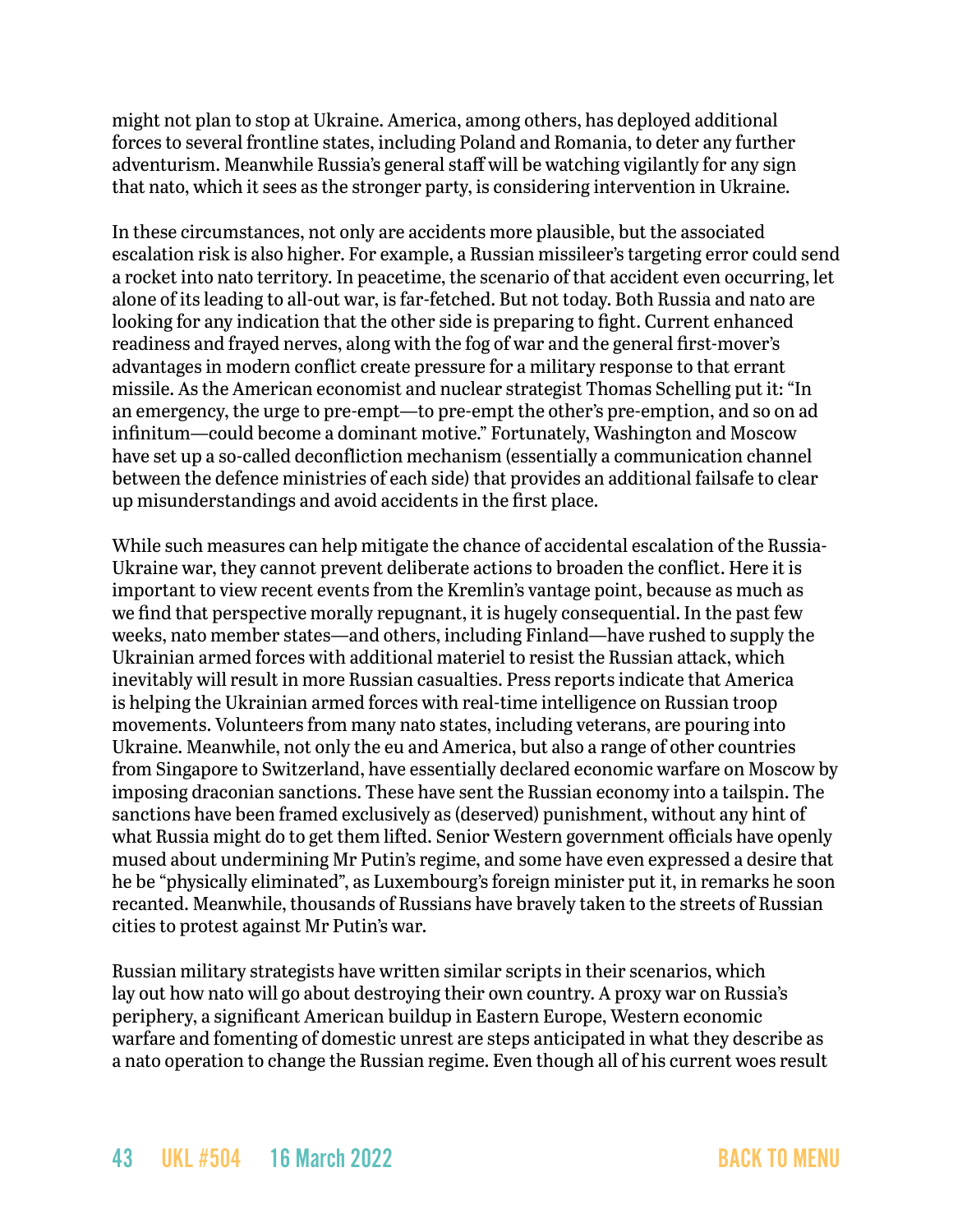might not plan to stop at Ukraine. America, among others, has deployed additional forces to several frontline states, including Poland and Romania, to deter any further adventurism. Meanwhile Russia's general staff will be watching vigilantly for any sign that nato, which it sees as the stronger party, is considering intervention in Ukraine.

In these circumstances, not only are accidents more plausible, but the associated escalation risk is also higher. For example, a Russian missileer's targeting error could send a rocket into nato territory. In peacetime, the scenario of that accident even occurring, let alone of its leading to all-out war, is far-fetched. But not today. Both Russia and nato are looking for any indication that the other side is preparing to fight. Current enhanced readiness and frayed nerves, along with the fog of war and the general first-mover's advantages in modern conflict create pressure for a military response to that errant missile. As the American economist and nuclear strategist Thomas Schelling put it: "In an emergency, the urge to pre-empt—to pre-empt the other's pre-emption, and so on ad infinitum—could become a dominant motive." Fortunately, Washington and Moscow have set up a so-called deconfliction mechanism (essentially a communication channel between the defence ministries of each side) that provides an additional failsafe to clear up misunderstandings and avoid accidents in the first place.

While such measures can help mitigate the chance of accidental escalation of the Russia-Ukraine war, they cannot prevent deliberate actions to broaden the conflict. Here it is important to view recent events from the Kremlin's vantage point, because as much as we find that perspective morally repugnant, it is hugely consequential. In the past few weeks, nato member states—and others, including Finland—have rushed to supply the Ukrainian armed forces with additional materiel to resist the Russian attack, which inevitably will result in more Russian casualties. Press reports indicate that America is helping the Ukrainian armed forces with real-time intelligence on Russian troop movements. Volunteers from many nato states, including veterans, are pouring into Ukraine. Meanwhile, not only the eu and America, but also a range of other countries from Singapore to Switzerland, have essentially declared economic warfare on Moscow by imposing draconian sanctions. These have sent the Russian economy into a tailspin. The sanctions have been framed exclusively as (deserved) punishment, without any hint of what Russia might do to get them lifted. Senior Western government officials have openly mused about undermining Mr Putin's regime, and some have even expressed a desire that he be "physically eliminated", as Luxembourg's foreign minister put it, in remarks he soon recanted. Meanwhile, thousands of Russians have bravely taken to the streets of Russian cities to protest against Mr Putin's war.

Russian military strategists have written similar scripts in their scenarios, which lay out how nato will go about destroying their own country. A proxy war on Russia's periphery, a significant American buildup in Eastern Europe, Western economic warfare and fomenting of domestic unrest are steps anticipated in what they describe as a nato operation to change the Russian regime. Even though all of his current woes result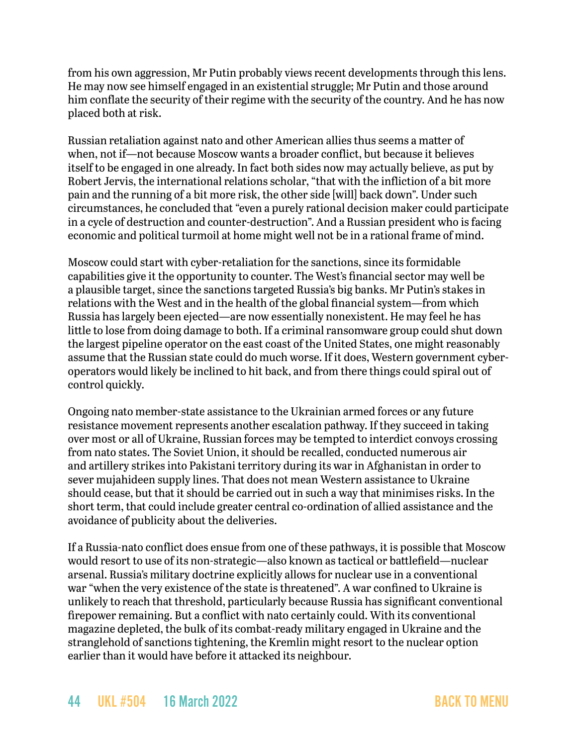from his own aggression, Mr Putin probably views recent developments through this lens. He may now see himself engaged in an existential struggle; Mr Putin and those around him conflate the security of their regime with the security of the country. And he has now placed both at risk.

Russian retaliation against nato and other American allies thus seems a matter of when, not if—not because Moscow wants a broader conflict, but because it believes itself to be engaged in one already. In fact both sides now may actually believe, as put by Robert Jervis, the international relations scholar, "that with the infliction of a bit more pain and the running of a bit more risk, the other side [will] back down". Under such circumstances, he concluded that "even a purely rational decision maker could participate in a cycle of destruction and counter-destruction". And a Russian president who is facing economic and political turmoil at home might well not be in a rational frame of mind.

Moscow could start with cyber-retaliation for the sanctions, since its formidable capabilities give it the opportunity to counter. The West's financial sector may well be a plausible target, since the sanctions targeted Russia's big banks. Mr Putin's stakes in relations with the West and in the health of the global financial system—from which Russia has largely been ejected—are now essentially nonexistent. He may feel he has little to lose from doing damage to both. If a criminal ransomware group could shut down the largest pipeline operator on the east coast of the United States, one might reasonably assume that the Russian state could do much worse. If it does, Western government cyber-operators would likely be inclined to hit back, and from there things could spiral out of control quickly.

Ongoing nato member-state assistance to the Ukrainian armed forces or any future resistance movement represents another escalation pathway. If they succeed in taking over most or all of Ukraine, Russian forces may be tempted to interdict convoys crossing from nato states. The Soviet Union, it should be recalled, conducted numerous air and artillery strikes into Pakistani territory during its war in Afghanistan in order to sever mujahideen supply lines. That does not mean Western assistance to Ukraine should cease, but that it should be carried out in such a way that minimises risks. In the short term, that could include greater central co-ordination of allied assistance and the avoidance of publicity about the deliveries.

If a Russia-nato conflict does ensue from one of these pathways, it is possible that Moscow would resort to use of its non-strategic—also known as tactical or battlefield—nuclear arsenal. Russia's military doctrine explicitly allows for nuclear use in a conventional war "when the very existence of the state is threatened". A war confined to Ukraine is unlikely to reach that threshold, particularly because Russia has significant conventional firepower remaining. But a conflict with nato certainly could. With its conventional magazine depleted, the bulk of its combat-ready military engaged in Ukraine and the stranglehold of sanctions tightening, the Kremlin might resort to the nuclear option earlier than it would have before it attacked its neighbour.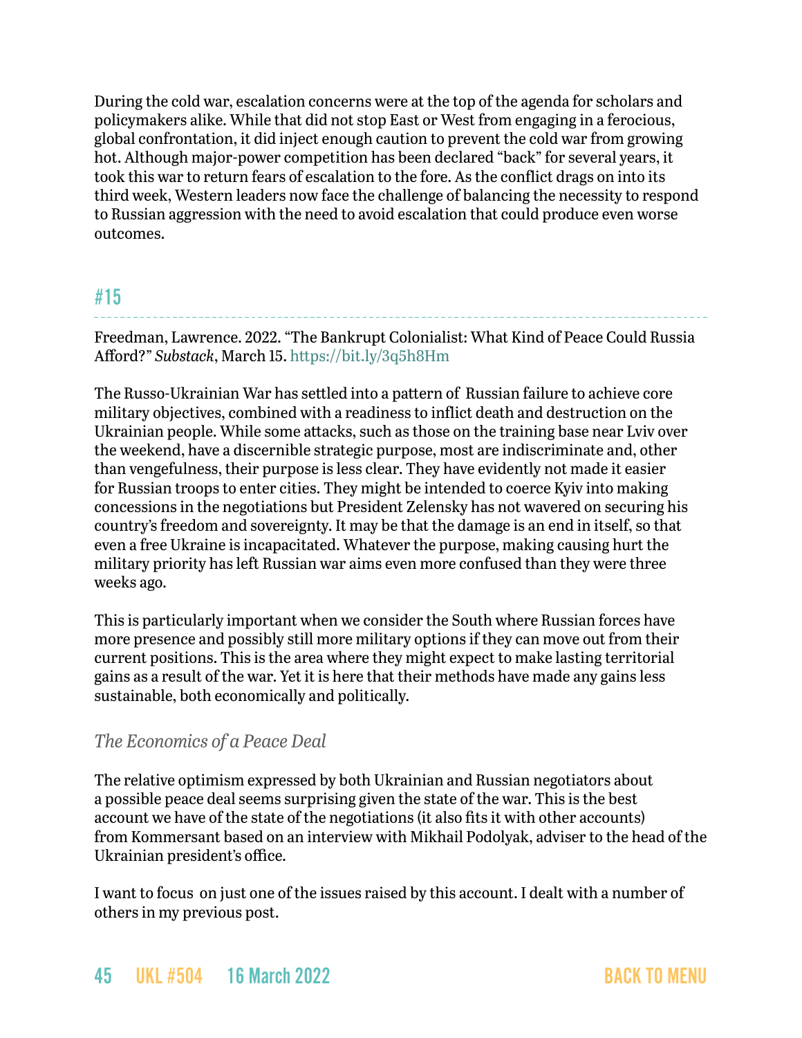During the cold war, escalation concerns were at the top of the agenda for scholars and policymakers alike. While that did not stop East or West from engaging in a ferocious, global confrontation, it did inject enough caution to prevent the cold war from growing hot. Although major-power competition has been declared "back" for several years, it took this war to return fears of escalation to the fore. As the conflict drags on into its third week, Western leaders now face the challenge of balancing the necessity to respond to Russian aggression with the need to avoid escalation that could produce even worse outcomes.

## #15

Freedman, Lawrence. 2022. "The Bankrupt Colonialist: What Kind of Peace Could Russia Afford?" *Substack*, March 15. https://bit.ly/3q5h8Hm

The Russo-Ukrainian War has settled into a pattern of Russian failure to achieve core military objectives, combined with a readiness to inflict death and destruction on the Ukrainian people. While some attacks, such as those on the training base near Lviv over the weekend, have a discernible strategic purpose, most are indiscriminate and, other than vengefulness, their purpose is less clear. They have evidently not made it easier for Russian troops to enter cities. They might be intended to coerce Kyiv into making concessions in the negotiations but President Zelensky has not wavered on securing his country's freedom and sovereignty. It may be that the damage is an end in itself, so that even a free Ukraine is incapacitated. Whatever the purpose, making causing hurt the military priority has left Russian war aims even more confused than they were three weeks ago.

This is particularly important when we consider the South where Russian forces have more presence and possibly still more military options if they can move out from their current positions. This is the area where they might expect to make lasting territorial gains as a result of the war. Yet it is here that their methods have made any gains less sustainable, both economically and politically.

### *The Economics of a Peace Deal*

The relative optimism expressed by both Ukrainian and Russian negotiators about a possible peace deal seems surprising given the state of the war. This is the best account we have of the state of the negotiations (it also fits it with other accounts) from Kommersant based on an interview with Mikhail Podolyak, adviser to the head of the Ukrainian president's office.

I want to focus on just one of the issues raised by this account. I dealt with a number of others in my previous post.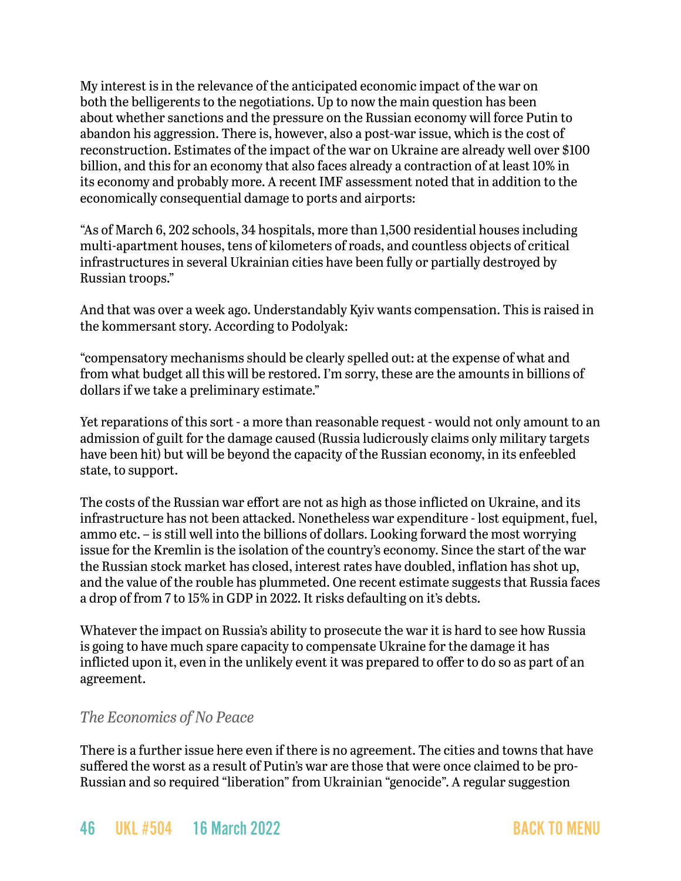My interest is in the relevance of the anticipated economic impact of the war on both the belligerents to the negotiations. Up to now the main question has been about whether sanctions and the pressure on the Russian economy will force Putin to abandon his aggression. There is, however, also a post-war issue, which is the cost of reconstruction. Estimates of the impact of the war on Ukraine are already well over $100 billion, and this for an economy that also faces already a contraction of at least 10% in its economy and probably more. A recent IMF assessment noted that in addition to the economically consequential damage to ports and airports:

"As of March 6, 202 schools, 34 hospitals, more than 1,500 residential houses including multi-apartment houses, tens of kilometers of roads, and countless objects of critical infrastructures in several Ukrainian cities have been fully or partially destroyed by Russian troops."

And that was over a week ago. Understandably Kyiv wants compensation. This is raised in the kommersant story. According to Podolyak:

"compensatory mechanisms should be clearly spelled out: at the expense of what and from what budget all this will be restored. I'm sorry, these are the amounts in billions of dollars if we take a preliminary estimate."

Yet reparations of this sort - a more than reasonable request - would not only amount to an admission of guilt for the damage caused (Russia ludicrously claims only military targets have been hit) but will be beyond the capacity of the Russian economy, in its enfeebled state, to support.

The costs of the Russian war effort are not as high as those inflicted on Ukraine, and its infrastructure has not been attacked. Nonetheless war expenditure - lost equipment, fuel, ammo etc. – is still well into the billions of dollars. Looking forward the most worrying issue for the Kremlin is the isolation of the country's economy. Since the start of the war the Russian stock market has closed, interest rates have doubled, inflation has shot up, and the value of the rouble has plummeted. One recent estimate suggests that Russia faces a drop of from 7 to 15% in GDP in 2022. It risks defaulting on it's debts.

Whatever the impact on Russia's ability to prosecute the war it is hard to see how Russia is going to have much spare capacity to compensate Ukraine for the damage it has inflicted upon it, even in the unlikely event it was prepared to offer to do so as part of an agreement.

### *The Economics of No Peace*

There is a further issue here even if there is no agreement. The cities and towns that have suffered the worst as a result of Putin's war are those that were once claimed to be pro-Russian and so required "liberation" from Ukrainian "genocide". A regular suggestion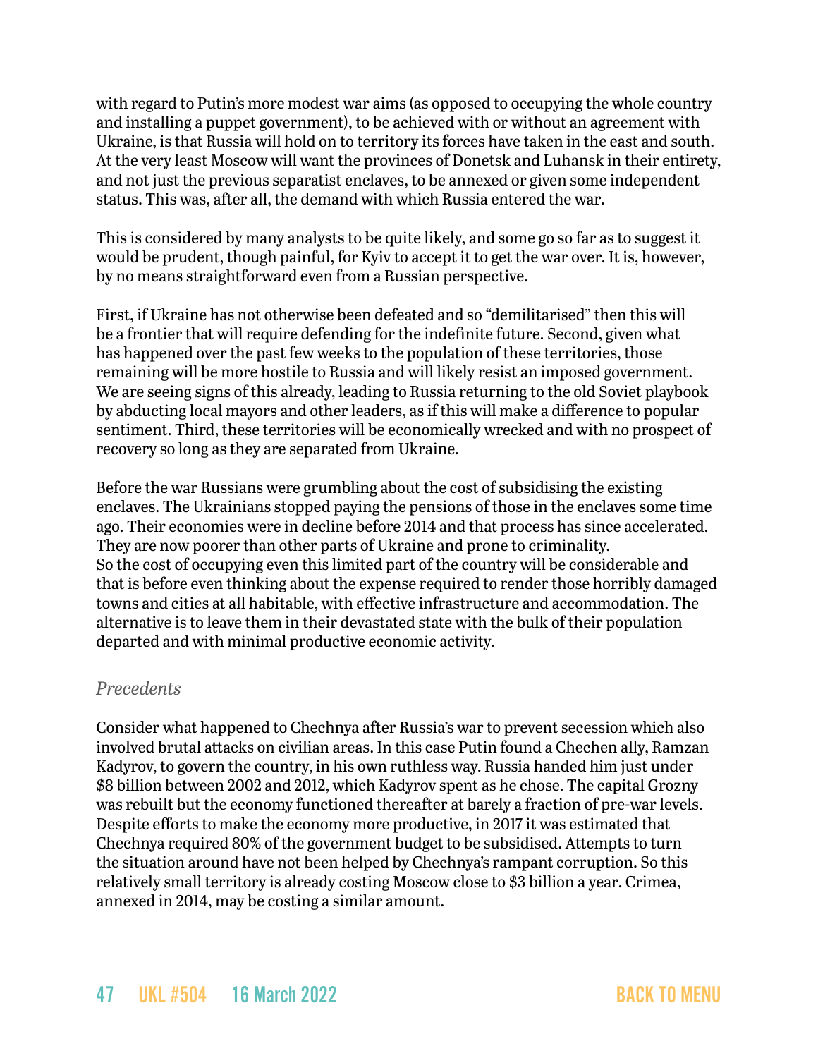with regard to Putin's more modest war aims (as opposed to occupying the whole country and installing a puppet government), to be achieved with or without an agreement with Ukraine, is that Russia will hold on to territory its forces have taken in the east and south. At the very least Moscow will want the provinces of Donetsk and Luhansk in their entirety, and not just the previous separatist enclaves, to be annexed or given some independent status. This was, after all, the demand with which Russia entered the war.

This is considered by many analysts to be quite likely, and some go so far as to suggest it would be prudent, though painful, for Kyiv to accept it to get the war over. It is, however, by no means straightforward even from a Russian perspective.

First, if Ukraine has not otherwise been defeated and so "demilitarised" then this will be a frontier that will require defending for the indefinite future. Second, given what has happened over the past few weeks to the population of these territories, those remaining will be more hostile to Russia and will likely resist an imposed government. We are seeing signs of this already, leading to Russia returning to the old Soviet playbook by abducting local mayors and other leaders, as if this will make a difference to popular sentiment. Third, these territories will be economically wrecked and with no prospect of recovery so long as they are separated from Ukraine.

Before the war Russians were grumbling about the cost of subsidising the existing enclaves. The Ukrainians stopped paying the pensions of those in the enclaves some time ago. Their economies were in decline before 2014 and that process has since accelerated. They are now poorer than other parts of Ukraine and prone to criminality.
So the cost of occupying even this limited part of the country will be considerable and that is before even thinking about the expense required to render those horribly damaged towns and cities at all habitable, with effective infrastructure and accommodation. The alternative is to leave them in their devastated state with the bulk of their population departed and with minimal productive economic activity.

*Precedents*

Consider what happened to Chechnya after Russia's war to prevent secession which also involved brutal attacks on civilian areas. In this case Putin found a Chechen ally, Ramzan Kadyrov, to govern the country, in his own ruthless way. Russia handed him just under $8 billion between 2002 and 2012, which Kadyrov spent as he chose. The capital Grozny was rebuilt but the economy functioned thereafter at barely a fraction of pre-war levels. Despite efforts to make the economy more productive, in 2017 it was estimated that Chechnya required 80% of the government budget to be subsidised. Attempts to turn the situation around have not been helped by Chechnya's rampant corruption. So this relatively small territory is already costing Moscow close to $3 billion a year. Crimea, annexed in 2014, may be costing a similar amount.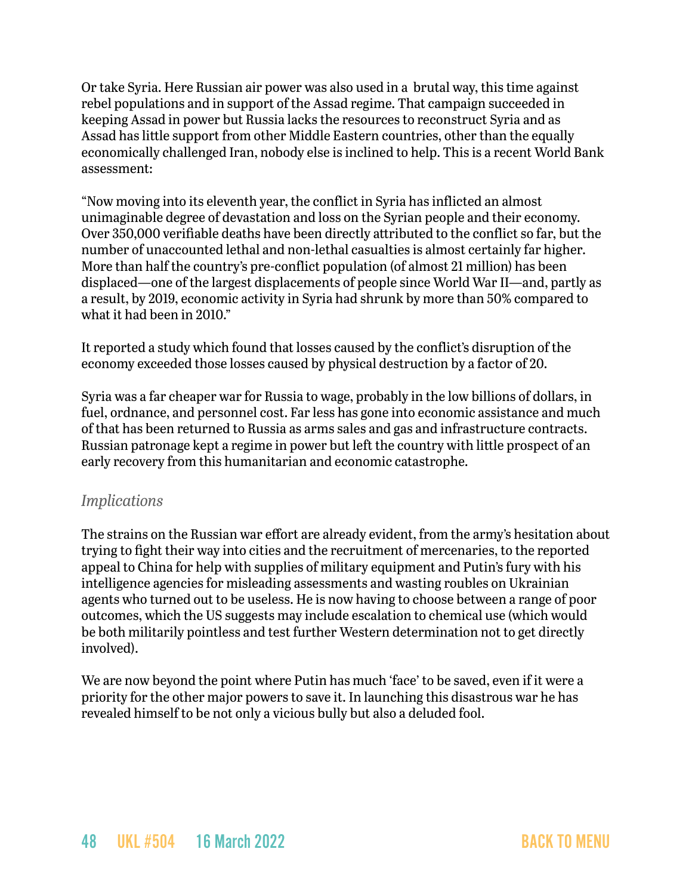Or take Syria. Here Russian air power was also used in a brutal way, this time against rebel populations and in support of the Assad regime. That campaign succeeded in keeping Assad in power but Russia lacks the resources to reconstruct Syria and as Assad has little support from other Middle Eastern countries, other than the equally economically challenged Iran, nobody else is inclined to help. This is a recent World Bank assessment:

"Now moving into its eleventh year, the conflict in Syria has inflicted an almost unimaginable degree of devastation and loss on the Syrian people and their economy. Over 350,000 verifiable deaths have been directly attributed to the conflict so far, but the number of unaccounted lethal and non-lethal casualties is almost certainly far higher. More than half the country's pre-conflict population (of almost 21 million) has been displaced—one of the largest displacements of people since World War II—and, partly as a result, by 2019, economic activity in Syria had shrunk by more than 50% compared to what it had been in 2010."

It reported a study which found that losses caused by the conflict's disruption of the economy exceeded those losses caused by physical destruction by a factor of 20.

Syria was a far cheaper war for Russia to wage, probably in the low billions of dollars, in fuel, ordnance, and personnel cost. Far less has gone into economic assistance and much of that has been returned to Russia as arms sales and gas and infrastructure contracts. Russian patronage kept a regime in power but left the country with little prospect of an early recovery from this humanitarian and economic catastrophe.

### *Implications*

The strains on the Russian war effort are already evident, from the army's hesitation about trying to fight their way into cities and the recruitment of mercenaries, to the reported appeal to China for help with supplies of military equipment and Putin's fury with his intelligence agencies for misleading assessments and wasting roubles on Ukrainian agents who turned out to be useless. He is now having to choose between a range of poor outcomes, which the US suggests may include escalation to chemical use (which would be both militarily pointless and test further Western determination not to get directly involved).

We are now beyond the point where Putin has much 'face' to be saved, even if it were a priority for the other major powers to save it. In launching this disastrous war he has revealed himself to be not only a vicious bully but also a deluded fool.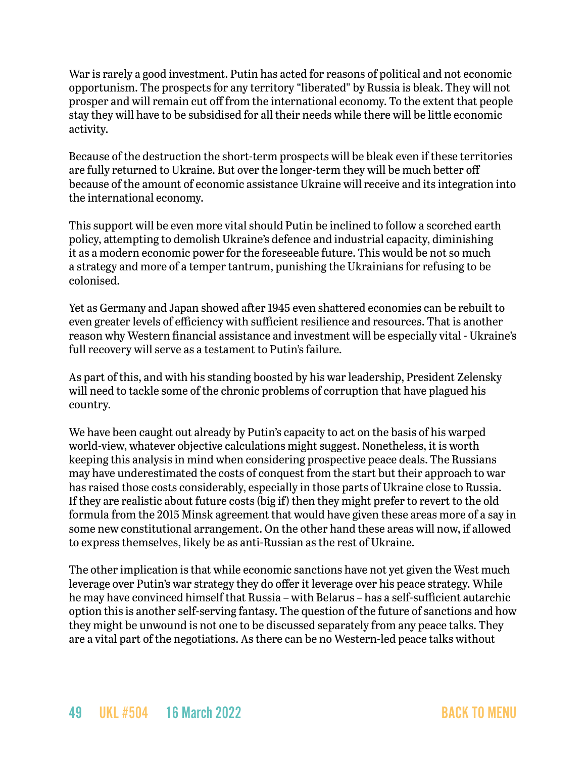War is rarely a good investment. Putin has acted for reasons of political and not economic opportunism. The prospects for any territory "liberated" by Russia is bleak. They will not prosper and will remain cut off from the international economy. To the extent that people stay they will have to be subsidised for all their needs while there will be little economic activity.

Because of the destruction the short-term prospects will be bleak even if these territories are fully returned to Ukraine. But over the longer-term they will be much better off because of the amount of economic assistance Ukraine will receive and its integration into the international economy.

This support will be even more vital should Putin be inclined to follow a scorched earth policy, attempting to demolish Ukraine's defence and industrial capacity, diminishing it as a modern economic power for the foreseeable future. This would be not so much a strategy and more of a temper tantrum, punishing the Ukrainians for refusing to be colonised.

Yet as Germany and Japan showed after 1945 even shattered economies can be rebuilt to even greater levels of efficiency with sufficient resilience and resources. That is another reason why Western financial assistance and investment will be especially vital - Ukraine's full recovery will serve as a testament to Putin's failure.

As part of this, and with his standing boosted by his war leadership, President Zelensky will need to tackle some of the chronic problems of corruption that have plagued his country.

We have been caught out already by Putin's capacity to act on the basis of his warped world-view, whatever objective calculations might suggest. Nonetheless, it is worth keeping this analysis in mind when considering prospective peace deals. The Russians may have underestimated the costs of conquest from the start but their approach to war has raised those costs considerably, especially in those parts of Ukraine close to Russia. If they are realistic about future costs (big if) then they might prefer to revert to the old formula from the 2015 Minsk agreement that would have given these areas more of a say in some new constitutional arrangement. On the other hand these areas will now, if allowed to express themselves, likely be as anti-Russian as the rest of Ukraine.

The other implication is that while economic sanctions have not yet given the West much leverage over Putin's war strategy they do offer it leverage over his peace strategy. While he may have convinced himself that Russia – with Belarus – has a self-sufficient autarchic option this is another self-serving fantasy. The question of the future of sanctions and how they might be unwound is not one to be discussed separately from any peace talks. They are a vital part of the negotiations. As there can be no Western-led peace talks without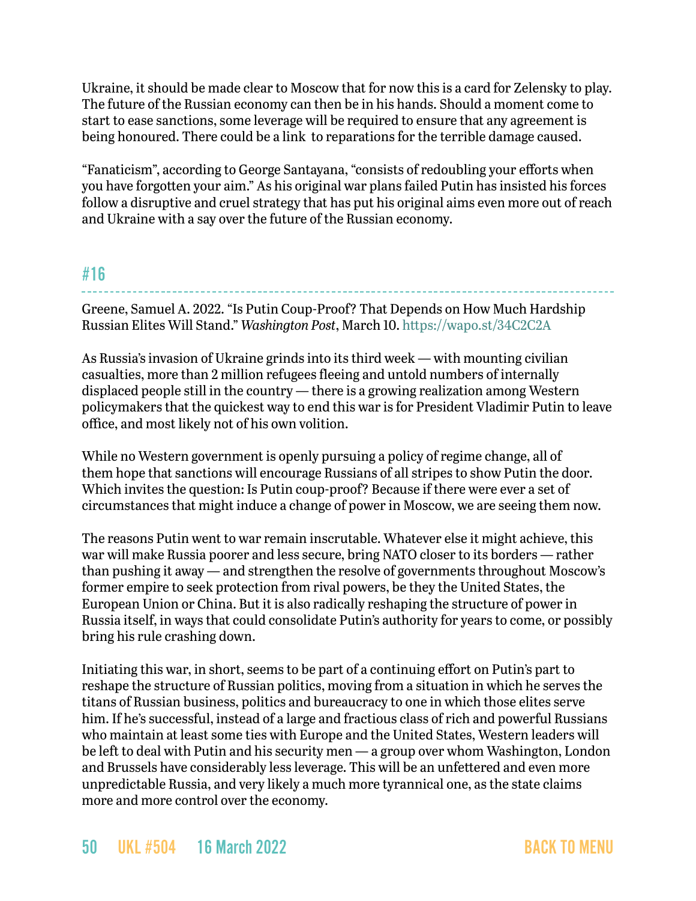Ukraine, it should be made clear to Moscow that for now this is a card for Zelensky to play. The future of the Russian economy can then be in his hands. Should a moment come to start to ease sanctions, some leverage will be required to ensure that any agreement is being honoured. There could be a link  to reparations for the terrible damage caused.

"Fanaticism", according to George Santayana, "consists of redoubling your efforts when you have forgotten your aim." As his original war plans failed Putin has insisted his forces follow a disruptive and cruel strategy that has put his original aims even more out of reach and Ukraine with a say over the future of the Russian economy.

## #16

Greene, Samuel A. 2022. "Is Putin Coup-Proof? That Depends on How Much Hardship Russian Elites Will Stand." *Washington Post*, March 10. https://wapo.st/34C2C2A

As Russia's invasion of Ukraine grinds into its third week — with mounting civilian casualties, more than 2 million refugees fleeing and untold numbers of internally displaced people still in the country — there is a growing realization among Western policymakers that the quickest way to end this war is for President Vladimir Putin to leave office, and most likely not of his own volition.

While no Western government is openly pursuing a policy of regime change, all of them hope that sanctions will encourage Russians of all stripes to show Putin the door. Which invites the question: Is Putin coup-proof? Because if there were ever a set of circumstances that might induce a change of power in Moscow, we are seeing them now.

The reasons Putin went to war remain inscrutable. Whatever else it might achieve, this war will make Russia poorer and less secure, bring NATO closer to its borders — rather than pushing it away — and strengthen the resolve of governments throughout Moscow's former empire to seek protection from rival powers, be they the United States, the European Union or China. But it is also radically reshaping the structure of power in Russia itself, in ways that could consolidate Putin's authority for years to come, or possibly bring his rule crashing down.

Initiating this war, in short, seems to be part of a continuing effort on Putin's part to reshape the structure of Russian politics, moving from a situation in which he serves the titans of Russian business, politics and bureaucracy to one in which those elites serve him. If he's successful, instead of a large and fractious class of rich and powerful Russians who maintain at least some ties with Europe and the United States, Western leaders will be left to deal with Putin and his security men — a group over whom Washington, London and Brussels have considerably less leverage. This will be an unfettered and even more unpredictable Russia, and very likely a much more tyrannical one, as the state claims more and more control over the economy.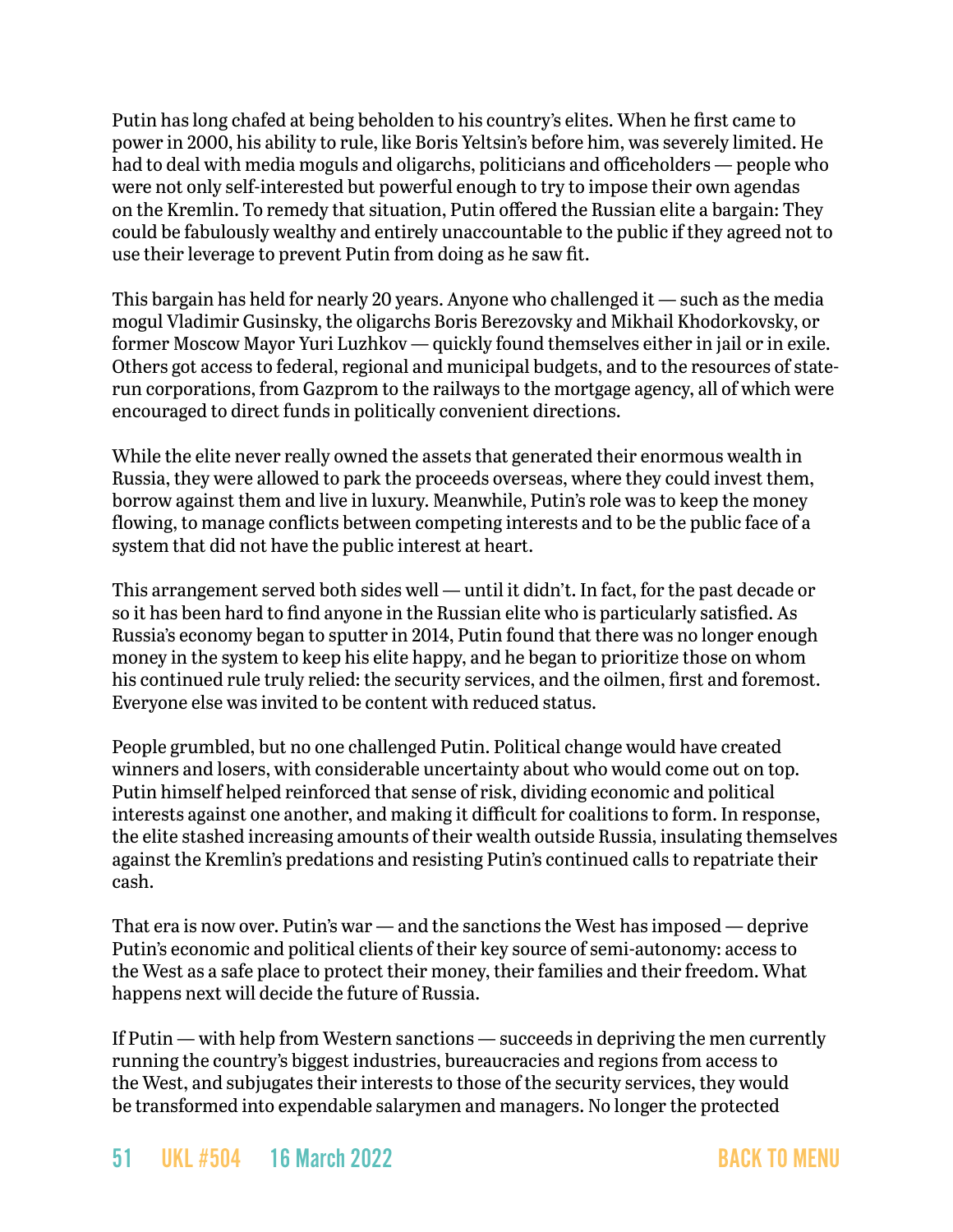Putin has long chafed at being beholden to his country's elites. When he first came to power in 2000, his ability to rule, like Boris Yeltsin's before him, was severely limited. He had to deal with media moguls and oligarchs, politicians and officeholders — people who were not only self-interested but powerful enough to try to impose their own agendas on the Kremlin. To remedy that situation, Putin offered the Russian elite a bargain: They could be fabulously wealthy and entirely unaccountable to the public if they agreed not to use their leverage to prevent Putin from doing as he saw fit.

This bargain has held for nearly 20 years. Anyone who challenged it — such as the media mogul Vladimir Gusinsky, the oligarchs Boris Berezovsky and Mikhail Khodorkovsky, or former Moscow Mayor Yuri Luzhkov — quickly found themselves either in jail or in exile. Others got access to federal, regional and municipal budgets, and to the resources of state-run corporations, from Gazprom to the railways to the mortgage agency, all of which were encouraged to direct funds in politically convenient directions.

While the elite never really owned the assets that generated their enormous wealth in Russia, they were allowed to park the proceeds overseas, where they could invest them, borrow against them and live in luxury. Meanwhile, Putin's role was to keep the money flowing, to manage conflicts between competing interests and to be the public face of a system that did not have the public interest at heart.

This arrangement served both sides well — until it didn't. In fact, for the past decade or so it has been hard to find anyone in the Russian elite who is particularly satisfied. As Russia's economy began to sputter in 2014, Putin found that there was no longer enough money in the system to keep his elite happy, and he began to prioritize those on whom his continued rule truly relied: the security services, and the oilmen, first and foremost. Everyone else was invited to be content with reduced status.

People grumbled, but no one challenged Putin. Political change would have created winners and losers, with considerable uncertainty about who would come out on top. Putin himself helped reinforced that sense of risk, dividing economic and political interests against one another, and making it difficult for coalitions to form. In response, the elite stashed increasing amounts of their wealth outside Russia, insulating themselves against the Kremlin's predations and resisting Putin's continued calls to repatriate their cash.

That era is now over. Putin's war — and the sanctions the West has imposed — deprive Putin's economic and political clients of their key source of semi-autonomy: access to the West as a safe place to protect their money, their families and their freedom. What happens next will decide the future of Russia.

If Putin — with help from Western sanctions — succeeds in depriving the men currently running the country's biggest industries, bureaucracies and regions from access to the West, and subjugates their interests to those of the security services, they would be transformed into expendable salarymen and managers. No longer the protected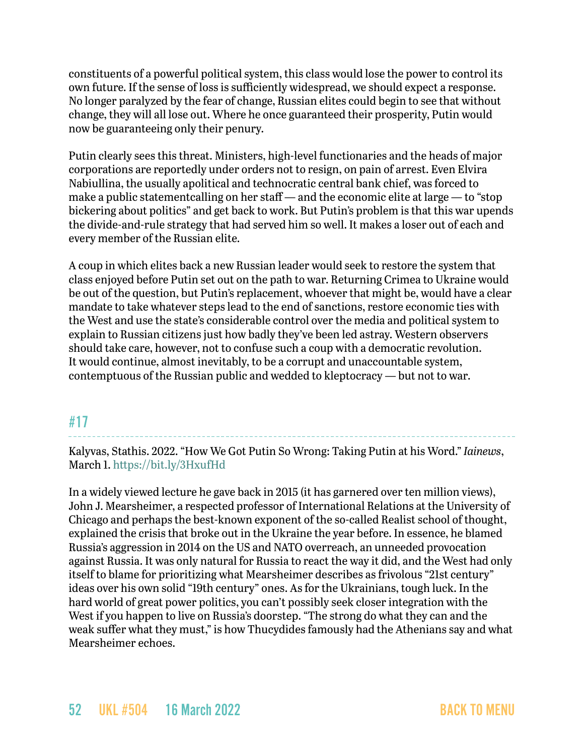constituents of a powerful political system, this class would lose the power to control its own future. If the sense of loss is sufficiently widespread, we should expect a response. No longer paralyzed by the fear of change, Russian elites could begin to see that without change, they will all lose out. Where he once guaranteed their prosperity, Putin would now be guaranteeing only their penury.

Putin clearly sees this threat. Ministers, high-level functionaries and the heads of major corporations are reportedly under orders not to resign, on pain of arrest. Even Elvira Nabiullina, the usually apolitical and technocratic central bank chief, was forced to make a public statementcalling on her staff — and the economic elite at large — to "stop bickering about politics" and get back to work. But Putin's problem is that this war upends the divide-and-rule strategy that had served him so well. It makes a loser out of each and every member of the Russian elite.

A coup in which elites back a new Russian leader would seek to restore the system that class enjoyed before Putin set out on the path to war. Returning Crimea to Ukraine would be out of the question, but Putin's replacement, whoever that might be, would have a clear mandate to take whatever steps lead to the end of sanctions, restore economic ties with the West and use the state's considerable control over the media and political system to explain to Russian citizens just how badly they've been led astray. Western observers should take care, however, not to confuse such a coup with a democratic revolution. It would continue, almost inevitably, to be a corrupt and unaccountable system, contemptuous of the Russian public and wedded to kleptocracy — but not to war.

## #17

Kalyvas, Stathis. 2022. "How We Got Putin So Wrong: Taking Putin at his Word." *Iainews*, March 1. https://bit.ly/3HxufHd

In a widely viewed lecture he gave back in 2015 (it has garnered over ten million views), John J. Mearsheimer, a respected professor of International Relations at the University of Chicago and perhaps the best-known exponent of the so-called Realist school of thought, explained the crisis that broke out in the Ukraine the year before. In essence, he blamed Russia's aggression in 2014 on the US and NATO overreach, an unneeded provocation against Russia. It was only natural for Russia to react the way it did, and the West had only itself to blame for prioritizing what Mearsheimer describes as frivolous "21st century" ideas over his own solid "19th century" ones. As for the Ukrainians, tough luck. In the hard world of great power politics, you can't possibly seek closer integration with the West if you happen to live on Russia's doorstep. "The strong do what they can and the weak suffer what they must," is how Thucydides famously had the Athenians say and what Mearsheimer echoes.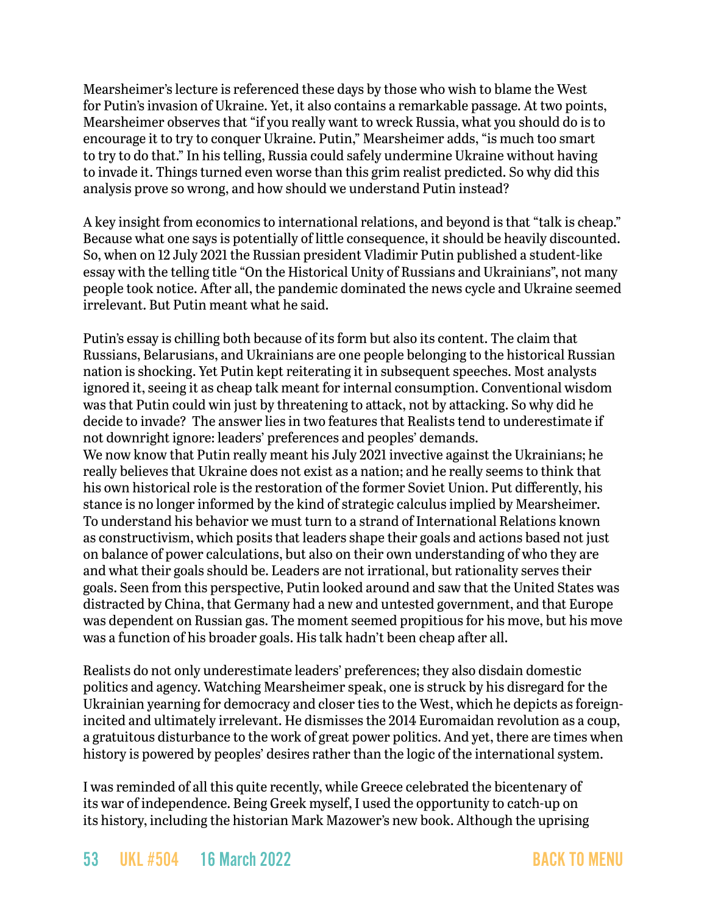Mearsheimer's lecture is referenced these days by those who wish to blame the West for Putin's invasion of Ukraine. Yet, it also contains a remarkable passage. At two points, Mearsheimer observes that "if you really want to wreck Russia, what you should do is to encourage it to try to conquer Ukraine. Putin," Mearsheimer adds, "is much too smart to try to do that." In his telling, Russia could safely undermine Ukraine without having to invade it. Things turned even worse than this grim realist predicted. So why did this analysis prove so wrong, and how should we understand Putin instead?

A key insight from economics to international relations, and beyond is that "talk is cheap." Because what one says is potentially of little consequence, it should be heavily discounted. So, when on 12 July 2021 the Russian president Vladimir Putin published a student-like essay with the telling title "On the Historical Unity of Russians and Ukrainians", not many people took notice. After all, the pandemic dominated the news cycle and Ukraine seemed irrelevant. But Putin meant what he said.

Putin's essay is chilling both because of its form but also its content. The claim that Russians, Belarusians, and Ukrainians are one people belonging to the historical Russian nation is shocking. Yet Putin kept reiterating it in subsequent speeches. Most analysts ignored it, seeing it as cheap talk meant for internal consumption. Conventional wisdom was that Putin could win just by threatening to attack, not by attacking. So why did he decide to invade? The answer lies in two features that Realists tend to underestimate if not downright ignore: leaders' preferences and peoples' demands.
We now know that Putin really meant his July 2021 invective against the Ukrainians; he really believes that Ukraine does not exist as a nation; and he really seems to think that his own historical role is the restoration of the former Soviet Union. Put differently, his stance is no longer informed by the kind of strategic calculus implied by Mearsheimer. To understand his behavior we must turn to a strand of International Relations known as constructivism, which posits that leaders shape their goals and actions based not just on balance of power calculations, but also on their own understanding of who they are and what their goals should be. Leaders are not irrational, but rationality serves their goals. Seen from this perspective, Putin looked around and saw that the United States was distracted by China, that Germany had a new and untested government, and that Europe was dependent on Russian gas. The moment seemed propitious for his move, but his move was a function of his broader goals. His talk hadn't been cheap after all.

Realists do not only underestimate leaders' preferences; they also disdain domestic politics and agency. Watching Mearsheimer speak, one is struck by his disregard for the Ukrainian yearning for democracy and closer ties to the West, which he depicts as foreign-incited and ultimately irrelevant. He dismisses the 2014 Euromaidan revolution as a coup, a gratuitous disturbance to the work of great power politics. And yet, there are times when history is powered by peoples' desires rather than the logic of the international system.

I was reminded of all this quite recently, while Greece celebrated the bicentenary of its war of independence. Being Greek myself, I used the opportunity to catch-up on its history, including the historian Mark Mazower's new book. Although the uprising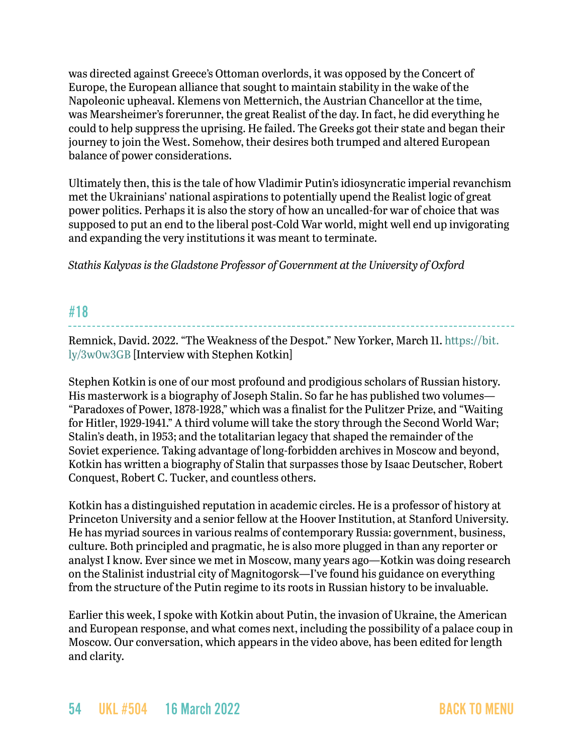was directed against Greece's Ottoman overlords, it was opposed by the Concert of Europe, the European alliance that sought to maintain stability in the wake of the Napoleonic upheaval. Klemens von Metternich, the Austrian Chancellor at the time, was Mearsheimer's forerunner, the great Realist of the day. In fact, he did everything he could to help suppress the uprising. He failed. The Greeks got their state and began their journey to join the West. Somehow, their desires both trumped and altered European balance of power considerations.

Ultimately then, this is the tale of how Vladimir Putin's idiosyncratic imperial revanchism met the Ukrainians' national aspirations to potentially upend the Realist logic of great power politics. Perhaps it is also the story of how an uncalled-for war of choice that was supposed to put an end to the liberal post-Cold War world, might well end up invigorating and expanding the very institutions it was meant to terminate.

*Stathis Kalyvas is the Gladstone Professor of Government at the University of Oxford*

## #18

Remnick, David. 2022. "The Weakness of the Despot." New Yorker, March 11. https://bit.ly/3w0w3GB [Interview with Stephen Kotkin]

Stephen Kotkin is one of our most profound and prodigious scholars of Russian history. His masterwork is a biography of Joseph Stalin. So far he has published two volumes—"Paradoxes of Power, 1878-1928," which was a finalist for the Pulitzer Prize, and "Waiting for Hitler, 1929-1941." A third volume will take the story through the Second World War; Stalin's death, in 1953; and the totalitarian legacy that shaped the remainder of the Soviet experience. Taking advantage of long-forbidden archives in Moscow and beyond, Kotkin has written a biography of Stalin that surpasses those by Isaac Deutscher, Robert Conquest, Robert C. Tucker, and countless others.

Kotkin has a distinguished reputation in academic circles. He is a professor of history at Princeton University and a senior fellow at the Hoover Institution, at Stanford University. He has myriad sources in various realms of contemporary Russia: government, business, culture. Both principled and pragmatic, he is also more plugged in than any reporter or analyst I know. Ever since we met in Moscow, many years ago—Kotkin was doing research on the Stalinist industrial city of Magnitogorsk—I've found his guidance on everything from the structure of the Putin regime to its roots in Russian history to be invaluable.

Earlier this week, I spoke with Kotkin about Putin, the invasion of Ukraine, the American and European response, and what comes next, including the possibility of a palace coup in Moscow. Our conversation, which appears in the video above, has been edited for length and clarity.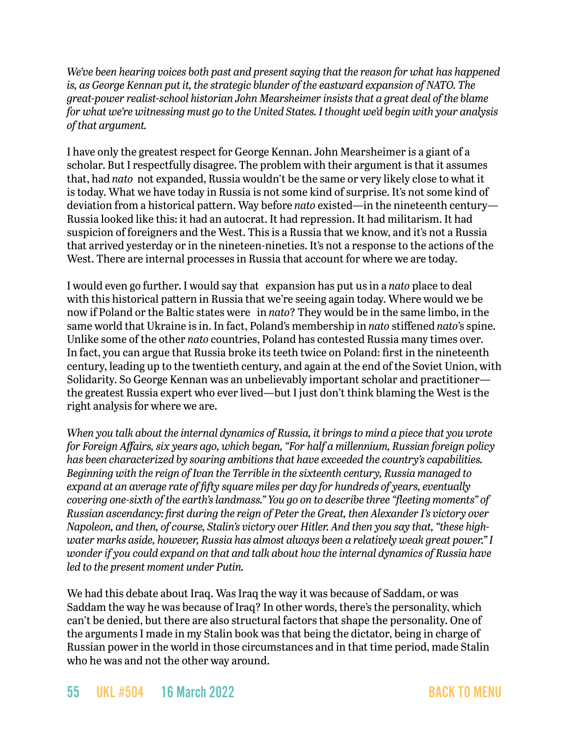*We've been hearing voices both past and present saying that the reason for what has happened is, as George Kennan put it, the strategic blunder of the eastward expansion of NATO. The great-power realist-school historian John Mearsheimer insists that a great deal of the blame for what we're witnessing must go to the United States. I thought we'd begin with your analysis of that argument.*

I have only the greatest respect for George Kennan. John Mearsheimer is a giant of a scholar. But I respectfully disagree. The problem with their argument is that it assumes that, had *nato* not expanded, Russia wouldn't be the same or very likely close to what it is today. What we have today in Russia is not some kind of surprise. It's not some kind of deviation from a historical pattern. Way before *nato* existed—in the nineteenth century—Russia looked like this: it had an autocrat. It had repression. It had militarism. It had suspicion of foreigners and the West. This is a Russia that we know, and it's not a Russia that arrived yesterday or in the nineteen-nineties. It's not a response to the actions of the West. There are internal processes in Russia that account for where we are today.

I would even go further. I would say that expansion has put us in a *nato* place to deal with this historical pattern in Russia that we're seeing again today. Where would we be now if Poland or the Baltic states were in *nato*? They would be in the same limbo, in the same world that Ukraine is in. In fact, Poland's membership in *nato* stiffened *nato*'s spine. Unlike some of the other *nato* countries, Poland has contested Russia many times over. In fact, you can argue that Russia broke its teeth twice on Poland: first in the nineteenth century, leading up to the twentieth century, and again at the end of the Soviet Union, with Solidarity. So George Kennan was an unbelievably important scholar and practitioner—the greatest Russia expert who ever lived—but I just don't think blaming the West is the right analysis for where we are.

*When you talk about the internal dynamics of Russia, it brings to mind a piece that you wrote for Foreign Affairs, six years ago, which began, "For half a millennium, Russian foreign policy has been characterized by soaring ambitions that have exceeded the country's capabilities. Beginning with the reign of Ivan the Terrible in the sixteenth century, Russia managed to expand at an average rate of fifty square miles per day for hundreds of years, eventually covering one-sixth of the earth's landmass." You go on to describe three "fleeting moments" of Russian ascendancy: first during the reign of Peter the Great, then Alexander I's victory over Napoleon, and then, of course, Stalin's victory over Hitler. And then you say that, "these high-water marks aside, however, Russia has almost always been a relatively weak great power." I wonder if you could expand on that and talk about how the internal dynamics of Russia have led to the present moment under Putin.*

We had this debate about Iraq. Was Iraq the way it was because of Saddam, or was Saddam the way he was because of Iraq? In other words, there's the personality, which can't be denied, but there are also structural factors that shape the personality. One of the arguments I made in my Stalin book was that being the dictator, being in charge of Russian power in the world in those circumstances and in that time period, made Stalin who he was and not the other way around.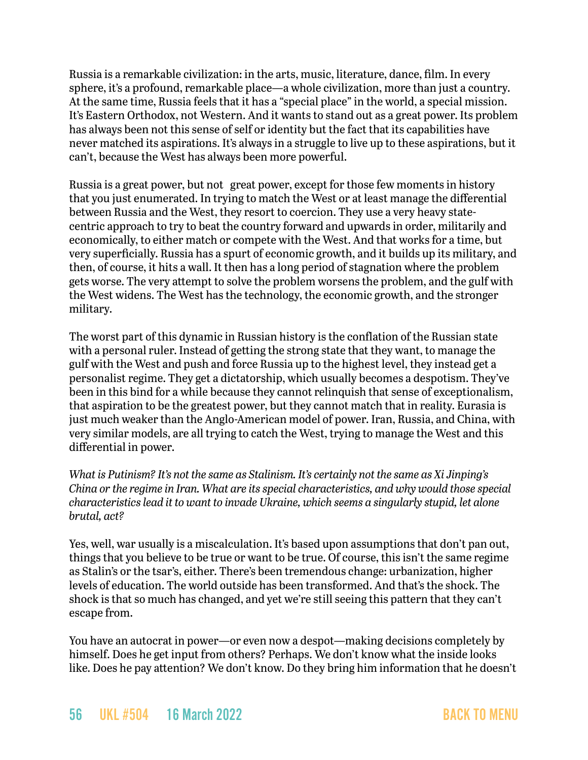Russia is a remarkable civilization: in the arts, music, literature, dance, film. In every sphere, it's a profound, remarkable place—a whole civilization, more than just a country. At the same time, Russia feels that it has a "special place" in the world, a special mission. It's Eastern Orthodox, not Western. And it wants to stand out as a great power. Its problem has always been not this sense of self or identity but the fact that its capabilities have never matched its aspirations. It's always in a struggle to live up to these aspirations, but it can't, because the West has always been more powerful.

Russia is a great power, but not  great power, except for those few moments in history that you just enumerated. In trying to match the West or at least manage the differential between Russia and the West, they resort to coercion. They use a very heavy state-centric approach to try to beat the country forward and upwards in order, militarily and economically, to either match or compete with the West. And that works for a time, but very superficially. Russia has a spurt of economic growth, and it builds up its military, and then, of course, it hits a wall. It then has a long period of stagnation where the problem gets worse. The very attempt to solve the problem worsens the problem, and the gulf with the West widens. The West has the technology, the economic growth, and the stronger military.

The worst part of this dynamic in Russian history is the conflation of the Russian state with a personal ruler. Instead of getting the strong state that they want, to manage the gulf with the West and push and force Russia up to the highest level, they instead get a personalist regime. They get a dictatorship, which usually becomes a despotism. They've been in this bind for a while because they cannot relinquish that sense of exceptionalism, that aspiration to be the greatest power, but they cannot match that in reality. Eurasia is just much weaker than the Anglo-American model of power. Iran, Russia, and China, with very similar models, are all trying to catch the West, trying to manage the West and this differential in power.

*What is Putinism? It's not the same as Stalinism. It's certainly not the same as Xi Jinping's China or the regime in Iran. What are its special characteristics, and why would those special characteristics lead it to want to invade Ukraine, which seems a singularly stupid, let alone brutal, act?*

Yes, well, war usually is a miscalculation. It's based upon assumptions that don't pan out, things that you believe to be true or want to be true. Of course, this isn't the same regime as Stalin's or the tsar's, either. There's been tremendous change: urbanization, higher levels of education. The world outside has been transformed. And that's the shock. The shock is that so much has changed, and yet we're still seeing this pattern that they can't escape from.

You have an autocrat in power—or even now a despot—making decisions completely by himself. Does he get input from others? Perhaps. We don't know what the inside looks like. Does he pay attention? We don't know. Do they bring him information that he doesn't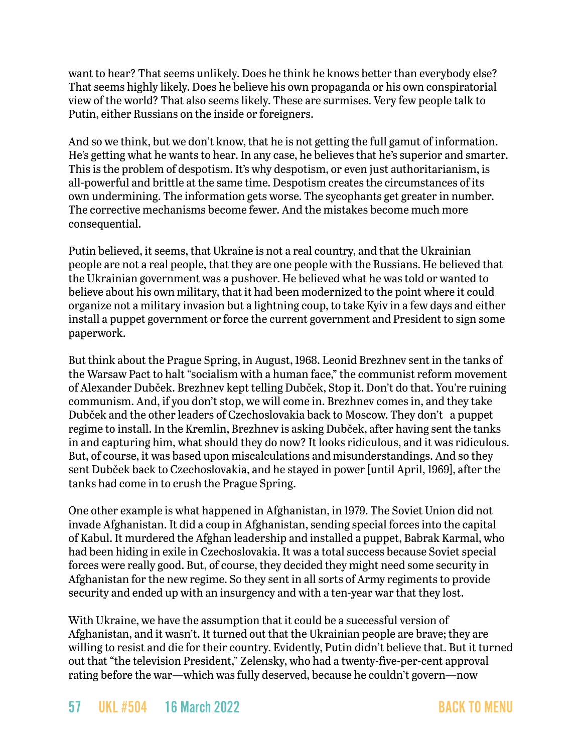want to hear? That seems unlikely. Does he think he knows better than everybody else? That seems highly likely. Does he believe his own propaganda or his own conspiratorial view of the world? That also seems likely. These are surmises. Very few people talk to Putin, either Russians on the inside or foreigners.

And so we think, but we don't know, that he is not getting the full gamut of information. He's getting what he wants to hear. In any case, he believes that he's superior and smarter. This is the problem of despotism. It's why despotism, or even just authoritarianism, is all-powerful and brittle at the same time. Despotism creates the circumstances of its own undermining. The information gets worse. The sycophants get greater in number. The corrective mechanisms become fewer. And the mistakes become much more consequential.

Putin believed, it seems, that Ukraine is not a real country, and that the Ukrainian people are not a real people, that they are one people with the Russians. He believed that the Ukrainian government was a pushover. He believed what he was told or wanted to believe about his own military, that it had been modernized to the point where it could organize not a military invasion but a lightning coup, to take Kyiv in a few days and either install a puppet government or force the current government and President to sign some paperwork.

But think about the Prague Spring, in August, 1968. Leonid Brezhnev sent in the tanks of the Warsaw Pact to halt "socialism with a human face," the communist reform movement of Alexander Dubček. Brezhnev kept telling Dubček, Stop it. Don't do that. You're ruining communism. And, if you don't stop, we will come in. Brezhnev comes in, and they take Dubček and the other leaders of Czechoslovakia back to Moscow. They don't  a puppet regime to install. In the Kremlin, Brezhnev is asking Dubček, after having sent the tanks in and capturing him, what should they do now? It looks ridiculous, and it was ridiculous. But, of course, it was based upon miscalculations and misunderstandings. And so they sent Dubček back to Czechoslovakia, and he stayed in power [until April, 1969], after the tanks had come in to crush the Prague Spring.

One other example is what happened in Afghanistan, in 1979. The Soviet Union did not invade Afghanistan. It did a coup in Afghanistan, sending special forces into the capital of Kabul. It murdered the Afghan leadership and installed a puppet, Babrak Karmal, who had been hiding in exile in Czechoslovakia. It was a total success because Soviet special forces were really good. But, of course, they decided they might need some security in Afghanistan for the new regime. So they sent in all sorts of Army regiments to provide security and ended up with an insurgency and with a ten-year war that they lost.

With Ukraine, we have the assumption that it could be a successful version of Afghanistan, and it wasn't. It turned out that the Ukrainian people are brave; they are willing to resist and die for their country. Evidently, Putin didn't believe that. But it turned out that "the television President," Zelensky, who had a twenty-five-per-cent approval rating before the war—which was fully deserved, because he couldn't govern—now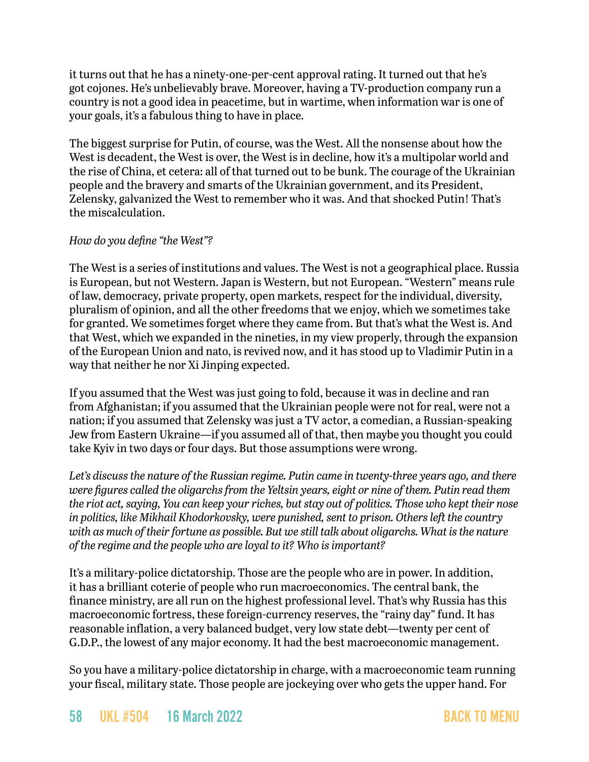it turns out that he has a ninety-one-per-cent approval rating. It turned out that he's got cojones. He's unbelievably brave. Moreover, having a TV-production company run a country is not a good idea in peacetime, but in wartime, when information war is one of your goals, it's a fabulous thing to have in place.

The biggest surprise for Putin, of course, was the West. All the nonsense about how the West is decadent, the West is over, the West is in decline, how it's a multipolar world and the rise of China, et cetera: all of that turned out to be bunk. The courage of the Ukrainian people and the bravery and smarts of the Ukrainian government, and its President, Zelensky, galvanized the West to remember who it was. And that shocked Putin! That's the miscalculation.

*How do you define "the West"?*

The West is a series of institutions and values. The West is not a geographical place. Russia is European, but not Western. Japan is Western, but not European. "Western" means rule of law, democracy, private property, open markets, respect for the individual, diversity, pluralism of opinion, and all the other freedoms that we enjoy, which we sometimes take for granted. We sometimes forget where they came from. But that's what the West is. And that West, which we expanded in the nineties, in my view properly, through the expansion of the European Union and nato, is revived now, and it has stood up to Vladimir Putin in a way that neither he nor Xi Jinping expected.

If you assumed that the West was just going to fold, because it was in decline and ran from Afghanistan; if you assumed that the Ukrainian people were not for real, were not a nation; if you assumed that Zelensky was just a TV actor, a comedian, a Russian-speaking Jew from Eastern Ukraine—if you assumed all of that, then maybe you thought you could take Kyiv in two days or four days. But those assumptions were wrong.

*Let's discuss the nature of the Russian regime. Putin came in twenty-three years ago, and there were figures called the oligarchs from the Yeltsin years, eight or nine of them. Putin read them the riot act, saying, You can keep your riches, but stay out of politics. Those who kept their nose in politics, like Mikhail Khodorkovsky, were punished, sent to prison. Others left the country with as much of their fortune as possible. But we still talk about oligarchs. What is the nature of the regime and the people who are loyal to it? Who is important?*

It's a military-police dictatorship. Those are the people who are in power. In addition, it has a brilliant coterie of people who run macroeconomics. The central bank, the finance ministry, are all run on the highest professional level. That's why Russia has this macroeconomic fortress, these foreign-currency reserves, the "rainy day" fund. It has reasonable inflation, a very balanced budget, very low state debt—twenty per cent of G.D.P., the lowest of any major economy. It had the best macroeconomic management.

So you have a military-police dictatorship in charge, with a macroeconomic team running your fiscal, military state. Those people are jockeying over who gets the upper hand. For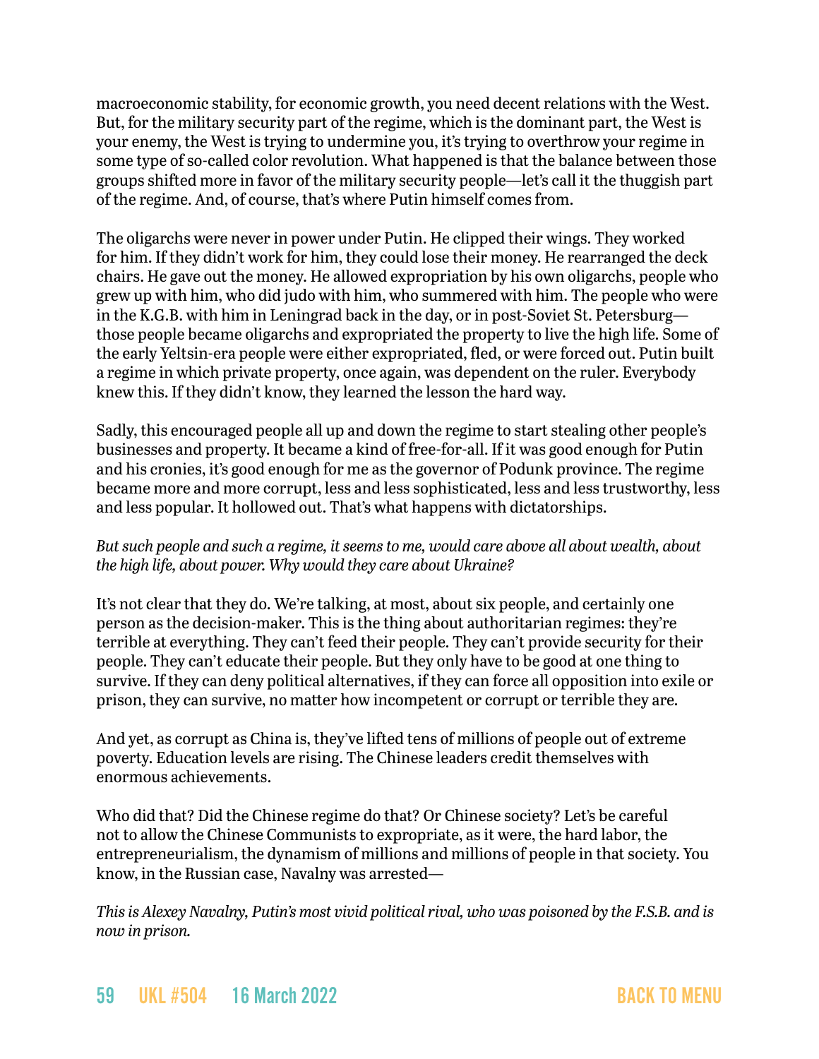macroeconomic stability, for economic growth, you need decent relations with the West. But, for the military security part of the regime, which is the dominant part, the West is your enemy, the West is trying to undermine you, it's trying to overthrow your regime in some type of so-called color revolution. What happened is that the balance between those groups shifted more in favor of the military security people—let's call it the thuggish part of the regime. And, of course, that's where Putin himself comes from.

The oligarchs were never in power under Putin. He clipped their wings. They worked for him. If they didn't work for him, they could lose their money. He rearranged the deck chairs. He gave out the money. He allowed expropriation by his own oligarchs, people who grew up with him, who did judo with him, who summered with him. The people who were in the K.G.B. with him in Leningrad back in the day, or in post-Soviet St. Petersburg—those people became oligarchs and expropriated the property to live the high life. Some of the early Yeltsin-era people were either expropriated, fled, or were forced out. Putin built a regime in which private property, once again, was dependent on the ruler. Everybody knew this. If they didn't know, they learned the lesson the hard way.

Sadly, this encouraged people all up and down the regime to start stealing other people's businesses and property. It became a kind of free-for-all. If it was good enough for Putin and his cronies, it's good enough for me as the governor of Podunk province. The regime became more and more corrupt, less and less sophisticated, less and less trustworthy, less and less popular. It hollowed out. That's what happens with dictatorships.

*But such people and such a regime, it seems to me, would care above all about wealth, about the high life, about power. Why would they care about Ukraine?*

It's not clear that they do. We're talking, at most, about six people, and certainly one person as the decision-maker. This is the thing about authoritarian regimes: they're terrible at everything. They can't feed their people. They can't provide security for their people. They can't educate their people. But they only have to be good at one thing to survive. If they can deny political alternatives, if they can force all opposition into exile or prison, they can survive, no matter how incompetent or corrupt or terrible they are.

And yet, as corrupt as China is, they've lifted tens of millions of people out of extreme poverty. Education levels are rising. The Chinese leaders credit themselves with enormous achievements.

Who did that? Did the Chinese regime do that? Or Chinese society? Let's be careful not to allow the Chinese Communists to expropriate, as it were, the hard labor, the entrepreneurialism, the dynamism of millions and millions of people in that society. You know, in the Russian case, Navalny was arrested—

*This is Alexey Navalny, Putin's most vivid political rival, who was poisoned by the F.S.B. and is now in prison.*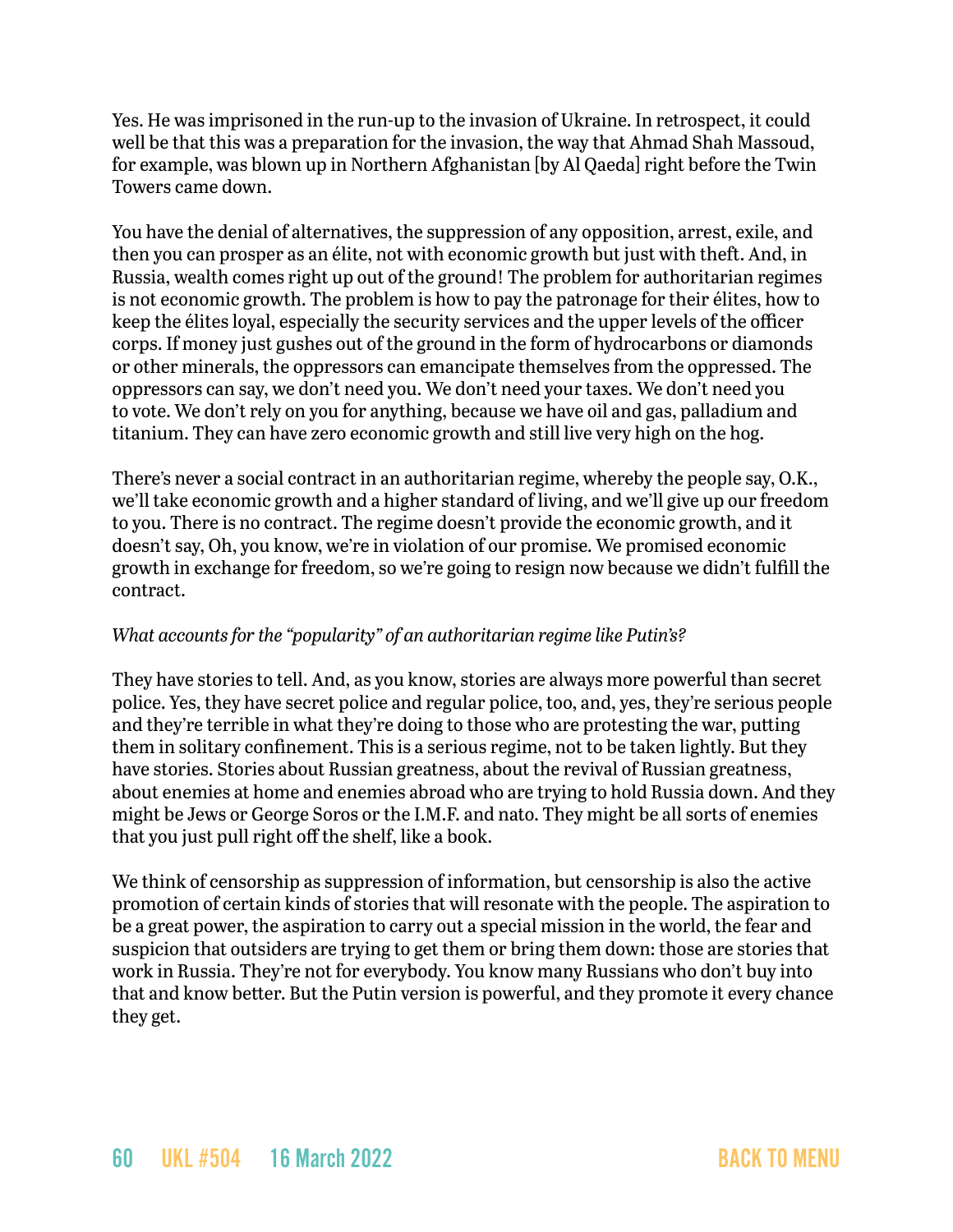Yes. He was imprisoned in the run-up to the invasion of Ukraine. In retrospect, it could well be that this was a preparation for the invasion, the way that Ahmad Shah Massoud, for example, was blown up in Northern Afghanistan [by Al Qaeda] right before the Twin Towers came down.

You have the denial of alternatives, the suppression of any opposition, arrest, exile, and then you can prosper as an élite, not with economic growth but just with theft. And, in Russia, wealth comes right up out of the ground! The problem for authoritarian regimes is not economic growth. The problem is how to pay the patronage for their élites, how to keep the élites loyal, especially the security services and the upper levels of the officer corps. If money just gushes out of the ground in the form of hydrocarbons or diamonds or other minerals, the oppressors can emancipate themselves from the oppressed. The oppressors can say, we don't need you. We don't need your taxes. We don't need you to vote. We don't rely on you for anything, because we have oil and gas, palladium and titanium. They can have zero economic growth and still live very high on the hog.

There's never a social contract in an authoritarian regime, whereby the people say, O.K., we'll take economic growth and a higher standard of living, and we'll give up our freedom to you. There is no contract. The regime doesn't provide the economic growth, and it doesn't say, Oh, you know, we're in violation of our promise. We promised economic growth in exchange for freedom, so we're going to resign now because we didn't fulfill the contract.

*What accounts for the "popularity" of an authoritarian regime like Putin's?*

They have stories to tell. And, as you know, stories are always more powerful than secret police. Yes, they have secret police and regular police, too, and, yes, they're serious people and they're terrible in what they're doing to those who are protesting the war, putting them in solitary confinement. This is a serious regime, not to be taken lightly. But they have stories. Stories about Russian greatness, about the revival of Russian greatness, about enemies at home and enemies abroad who are trying to hold Russia down. And they might be Jews or George Soros or the I.M.F. and nato. They might be all sorts of enemies that you just pull right off the shelf, like a book.

We think of censorship as suppression of information, but censorship is also the active promotion of certain kinds of stories that will resonate with the people. The aspiration to be a great power, the aspiration to carry out a special mission in the world, the fear and suspicion that outsiders are trying to get them or bring them down: those are stories that work in Russia. They're not for everybody. You know many Russians who don't buy into that and know better. But the Putin version is powerful, and they promote it every chance they get.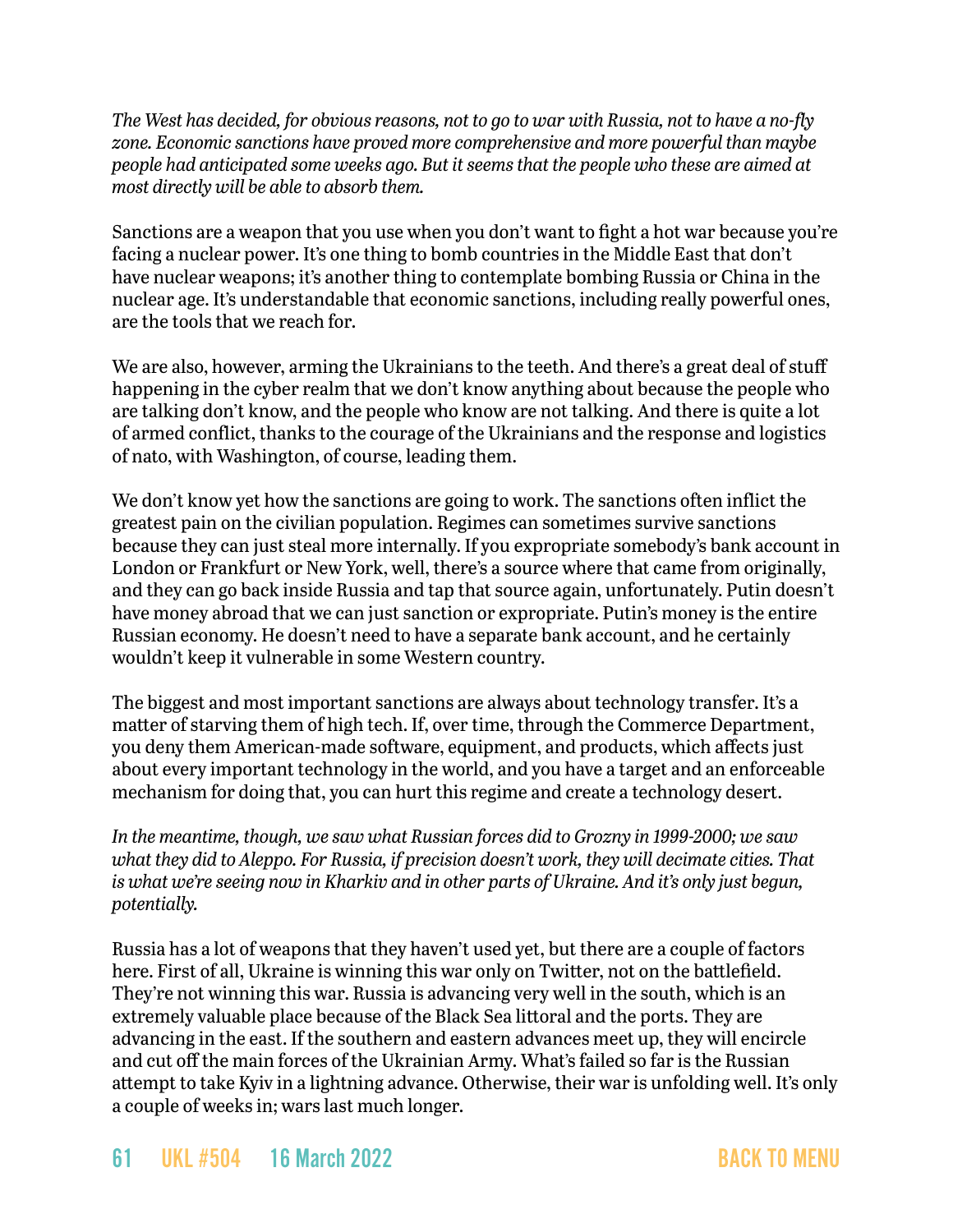*The West has decided, for obvious reasons, not to go to war with Russia, not to have a no-fly zone. Economic sanctions have proved more comprehensive and more powerful than maybe people had anticipated some weeks ago. But it seems that the people who these are aimed at most directly will be able to absorb them.*

Sanctions are a weapon that you use when you don't want to fight a hot war because you're facing a nuclear power. It's one thing to bomb countries in the Middle East that don't have nuclear weapons; it's another thing to contemplate bombing Russia or China in the nuclear age. It's understandable that economic sanctions, including really powerful ones, are the tools that we reach for.

We are also, however, arming the Ukrainians to the teeth. And there's a great deal of stuff happening in the cyber realm that we don't know anything about because the people who are talking don't know, and the people who know are not talking. And there is quite a lot of armed conflict, thanks to the courage of the Ukrainians and the response and logistics of nato, with Washington, of course, leading them.

We don't know yet how the sanctions are going to work. The sanctions often inflict the greatest pain on the civilian population. Regimes can sometimes survive sanctions because they can just steal more internally. If you expropriate somebody's bank account in London or Frankfurt or New York, well, there's a source where that came from originally, and they can go back inside Russia and tap that source again, unfortunately. Putin doesn't have money abroad that we can just sanction or expropriate. Putin's money is the entire Russian economy. He doesn't need to have a separate bank account, and he certainly wouldn't keep it vulnerable in some Western country.

The biggest and most important sanctions are always about technology transfer. It's a matter of starving them of high tech. If, over time, through the Commerce Department, you deny them American-made software, equipment, and products, which affects just about every important technology in the world, and you have a target and an enforceable mechanism for doing that, you can hurt this regime and create a technology desert.

*In the meantime, though, we saw what Russian forces did to Grozny in 1999-2000; we saw what they did to Aleppo. For Russia, if precision doesn't work, they will decimate cities. That is what we're seeing now in Kharkiv and in other parts of Ukraine. And it's only just begun, potentially.*

Russia has a lot of weapons that they haven't used yet, but there are a couple of factors here. First of all, Ukraine is winning this war only on Twitter, not on the battlefield. They're not winning this war. Russia is advancing very well in the south, which is an extremely valuable place because of the Black Sea littoral and the ports. They are advancing in the east. If the southern and eastern advances meet up, they will encircle and cut off the main forces of the Ukrainian Army. What's failed so far is the Russian attempt to take Kyiv in a lightning advance. Otherwise, their war is unfolding well. It's only a couple of weeks in; wars last much longer.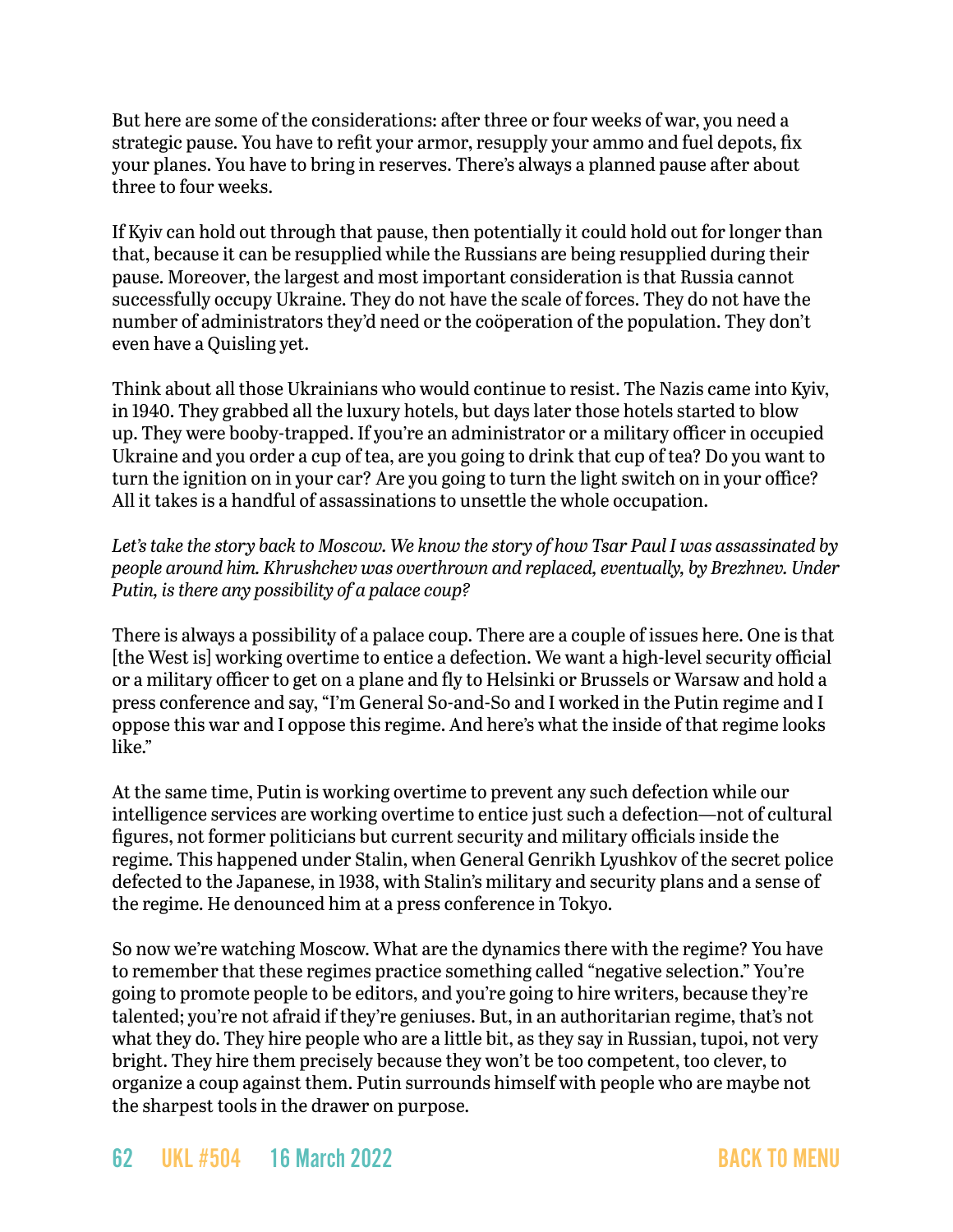But here are some of the considerations: after three or four weeks of war, you need a strategic pause. You have to refit your armor, resupply your ammo and fuel depots, fix your planes. You have to bring in reserves. There's always a planned pause after about three to four weeks.

If Kyiv can hold out through that pause, then potentially it could hold out for longer than that, because it can be resupplied while the Russians are being resupplied during their pause. Moreover, the largest and most important consideration is that Russia cannot successfully occupy Ukraine. They do not have the scale of forces. They do not have the number of administrators they'd need or the coöperation of the population. They don't even have a Quisling yet.

Think about all those Ukrainians who would continue to resist. The Nazis came into Kyiv, in 1940. They grabbed all the luxury hotels, but days later those hotels started to blow up. They were booby-trapped. If you're an administrator or a military officer in occupied Ukraine and you order a cup of tea, are you going to drink that cup of tea? Do you want to turn the ignition on in your car? Are you going to turn the light switch on in your office? All it takes is a handful of assassinations to unsettle the whole occupation.

*Let's take the story back to Moscow. We know the story of how Tsar Paul I was assassinated by people around him. Khrushchev was overthrown and replaced, eventually, by Brezhnev. Under Putin, is there any possibility of a palace coup?*

There is always a possibility of a palace coup. There are a couple of issues here. One is that [the West is] working overtime to entice a defection. We want a high-level security official or a military officer to get on a plane and fly to Helsinki or Brussels or Warsaw and hold a press conference and say, "I'm General So-and-So and I worked in the Putin regime and I oppose this war and I oppose this regime. And here's what the inside of that regime looks like."

At the same time, Putin is working overtime to prevent any such defection while our intelligence services are working overtime to entice just such a defection—not of cultural figures, not former politicians but current security and military officials inside the regime. This happened under Stalin, when General Genrikh Lyushkov of the secret police defected to the Japanese, in 1938, with Stalin's military and security plans and a sense of the regime. He denounced him at a press conference in Tokyo.

So now we're watching Moscow. What are the dynamics there with the regime? You have to remember that these regimes practice something called "negative selection." You're going to promote people to be editors, and you're going to hire writers, because they're talented; you're not afraid if they're geniuses. But, in an authoritarian regime, that's not what they do. They hire people who are a little bit, as they say in Russian, tupoi, not very bright. They hire them precisely because they won't be too competent, too clever, to organize a coup against them. Putin surrounds himself with people who are maybe not the sharpest tools in the drawer on purpose.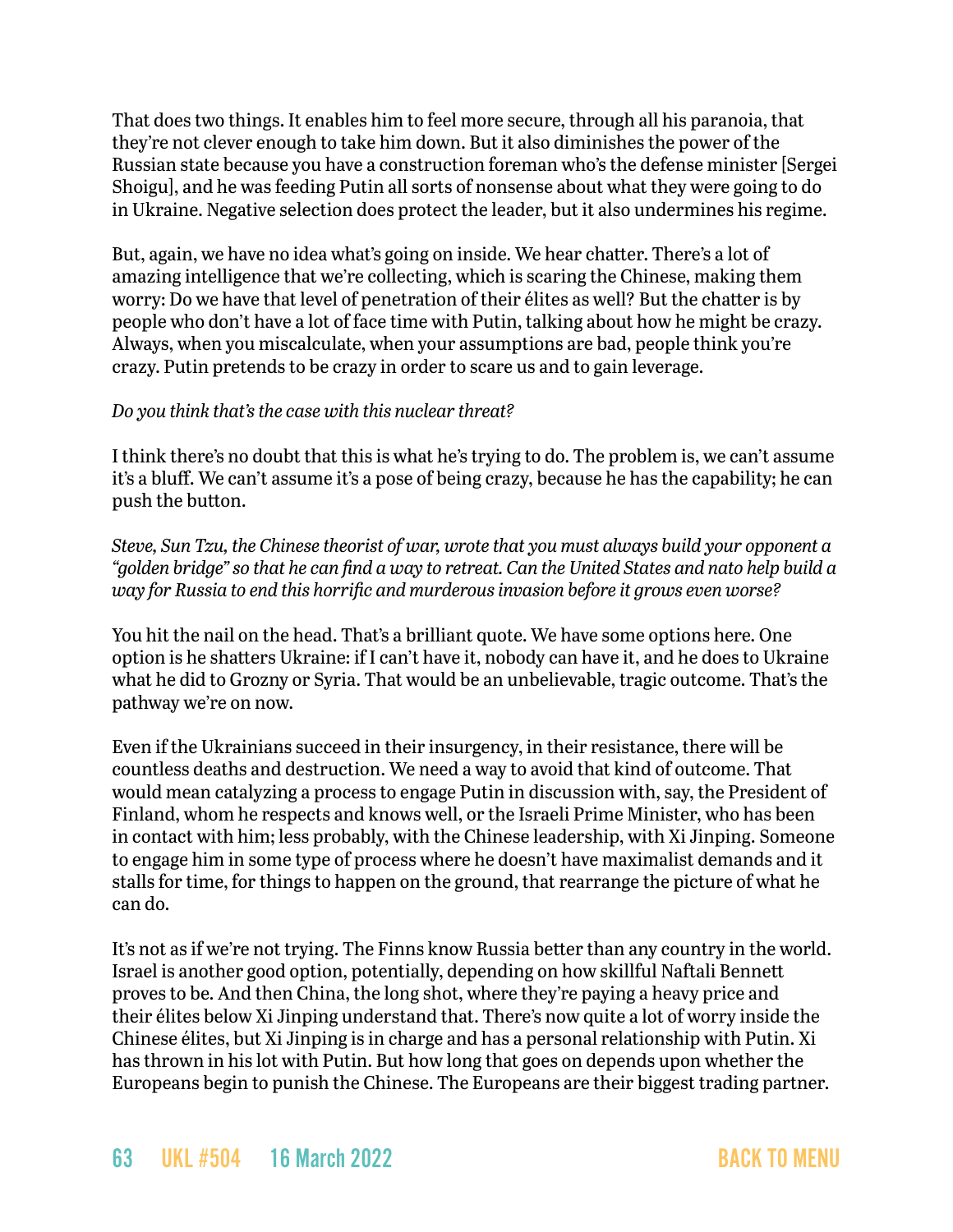That does two things. It enables him to feel more secure, through all his paranoia, that they're not clever enough to take him down. But it also diminishes the power of the Russian state because you have a construction foreman who's the defense minister [Sergei Shoigu], and he was feeding Putin all sorts of nonsense about what they were going to do in Ukraine. Negative selection does protect the leader, but it also undermines his regime.

But, again, we have no idea what's going on inside. We hear chatter. There's a lot of amazing intelligence that we're collecting, which is scaring the Chinese, making them worry: Do we have that level of penetration of their élites as well? But the chatter is by people who don't have a lot of face time with Putin, talking about how he might be crazy. Always, when you miscalculate, when your assumptions are bad, people think you're crazy. Putin pretends to be crazy in order to scare us and to gain leverage.

*Do you think that's the case with this nuclear threat?*

I think there's no doubt that this is what he's trying to do. The problem is, we can't assume it's a bluff. We can't assume it's a pose of being crazy, because he has the capability; he can push the button.

*Steve, Sun Tzu, the Chinese theorist of war, wrote that you must always build your opponent a "golden bridge" so that he can find a way to retreat. Can the United States and nato help build a way for Russia to end this horrific and murderous invasion before it grows even worse?*

You hit the nail on the head. That's a brilliant quote. We have some options here. One option is he shatters Ukraine: if I can't have it, nobody can have it, and he does to Ukraine what he did to Grozny or Syria. That would be an unbelievable, tragic outcome. That's the pathway we're on now.

Even if the Ukrainians succeed in their insurgency, in their resistance, there will be countless deaths and destruction. We need a way to avoid that kind of outcome. That would mean catalyzing a process to engage Putin in discussion with, say, the President of Finland, whom he respects and knows well, or the Israeli Prime Minister, who has been in contact with him; less probably, with the Chinese leadership, with Xi Jinping. Someone to engage him in some type of process where he doesn't have maximalist demands and it stalls for time, for things to happen on the ground, that rearrange the picture of what he can do.

It's not as if we're not trying. The Finns know Russia better than any country in the world. Israel is another good option, potentially, depending on how skillful Naftali Bennett proves to be. And then China, the long shot, where they're paying a heavy price and their élites below Xi Jinping understand that. There's now quite a lot of worry inside the Chinese élites, but Xi Jinping is in charge and has a personal relationship with Putin. Xi has thrown in his lot with Putin. But how long that goes on depends upon whether the Europeans begin to punish the Chinese. The Europeans are their biggest trading partner.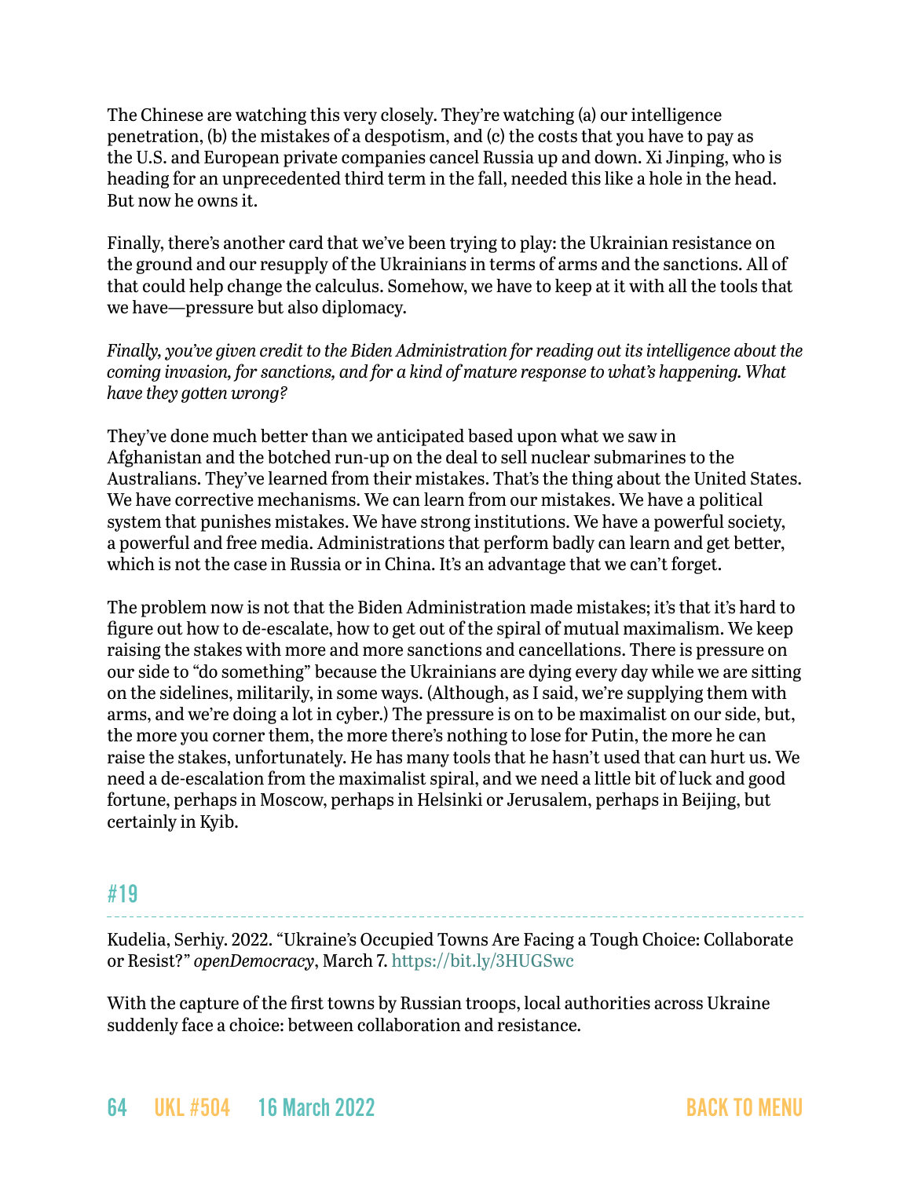The Chinese are watching this very closely. They're watching (a) our intelligence penetration, (b) the mistakes of a despotism, and (c) the costs that you have to pay as the U.S. and European private companies cancel Russia up and down. Xi Jinping, who is heading for an unprecedented third term in the fall, needed this like a hole in the head. But now he owns it.

Finally, there's another card that we've been trying to play: the Ukrainian resistance on the ground and our resupply of the Ukrainians in terms of arms and the sanctions. All of that could help change the calculus. Somehow, we have to keep at it with all the tools that we have—pressure but also diplomacy.

*Finally, you've given credit to the Biden Administration for reading out its intelligence about the coming invasion, for sanctions, and for a kind of mature response to what's happening. What have they gotten wrong?*

They've done much better than we anticipated based upon what we saw in Afghanistan and the botched run-up on the deal to sell nuclear submarines to the Australians. They've learned from their mistakes. That's the thing about the United States. We have corrective mechanisms. We can learn from our mistakes. We have a political system that punishes mistakes. We have strong institutions. We have a powerful society, a powerful and free media. Administrations that perform badly can learn and get better, which is not the case in Russia or in China. It's an advantage that we can't forget.

The problem now is not that the Biden Administration made mistakes; it's that it's hard to figure out how to de-escalate, how to get out of the spiral of mutual maximalism. We keep raising the stakes with more and more sanctions and cancellations. There is pressure on our side to "do something" because the Ukrainians are dying every day while we are sitting on the sidelines, militarily, in some ways. (Although, as I said, we're supplying them with arms, and we're doing a lot in cyber.) The pressure is on to be maximalist on our side, but, the more you corner them, the more there's nothing to lose for Putin, the more he can raise the stakes, unfortunately. He has many tools that he hasn't used that can hurt us. We need a de-escalation from the maximalist spiral, and we need a little bit of luck and good fortune, perhaps in Moscow, perhaps in Helsinki or Jerusalem, perhaps in Beijing, but certainly in Kyib.

## #19

Kudelia, Serhiy. 2022. "Ukraine's Occupied Towns Are Facing a Tough Choice: Collaborate or Resist?" *openDemocracy*, March 7. https://bit.ly/3HUGSwc

With the capture of the first towns by Russian troops, local authorities across Ukraine suddenly face a choice: between collaboration and resistance.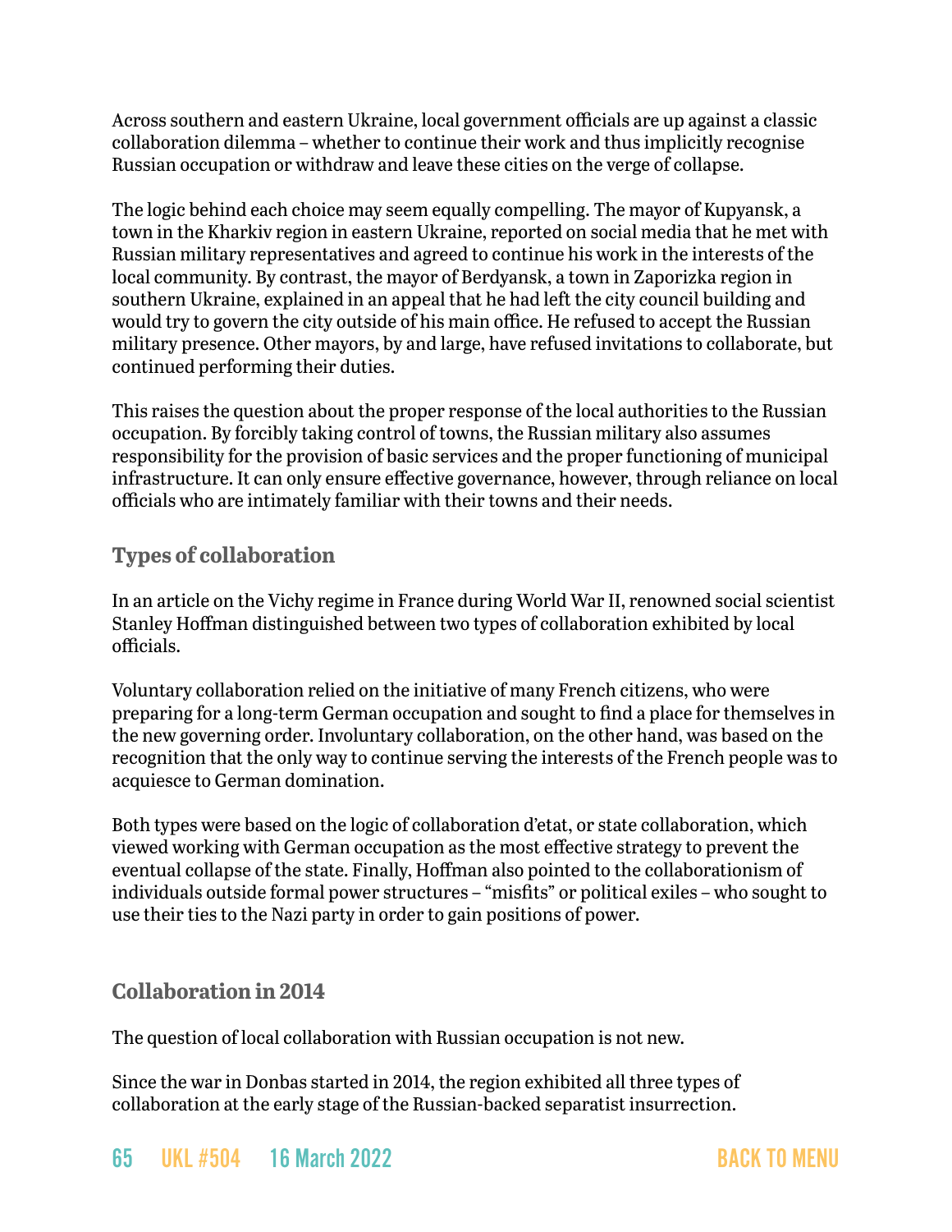Across southern and eastern Ukraine, local government officials are up against a classic collaboration dilemma – whether to continue their work and thus implicitly recognise Russian occupation or withdraw and leave these cities on the verge of collapse.

The logic behind each choice may seem equally compelling. The mayor of Kupyansk, a town in the Kharkiv region in eastern Ukraine, reported on social media that he met with Russian military representatives and agreed to continue his work in the interests of the local community. By contrast, the mayor of Berdyansk, a town in Zaporizka region in southern Ukraine, explained in an appeal that he had left the city council building and would try to govern the city outside of his main office. He refused to accept the Russian military presence. Other mayors, by and large, have refused invitations to collaborate, but continued performing their duties.

This raises the question about the proper response of the local authorities to the Russian occupation. By forcibly taking control of towns, the Russian military also assumes responsibility for the provision of basic services and the proper functioning of municipal infrastructure. It can only ensure effective governance, however, through reliance on local officials who are intimately familiar with their towns and their needs.

### Types of collaboration

In an article on the Vichy regime in France during World War II, renowned social scientist Stanley Hoffman distinguished between two types of collaboration exhibited by local officials.

Voluntary collaboration relied on the initiative of many French citizens, who were preparing for a long-term German occupation and sought to find a place for themselves in the new governing order. Involuntary collaboration, on the other hand, was based on the recognition that the only way to continue serving the interests of the French people was to acquiesce to German domination.

Both types were based on the logic of collaboration d'etat, or state collaboration, which viewed working with German occupation as the most effective strategy to prevent the eventual collapse of the state. Finally, Hoffman also pointed to the collaborationism of individuals outside formal power structures – "misfits" or political exiles – who sought to use their ties to the Nazi party in order to gain positions of power.

### Collaboration in 2014

The question of local collaboration with Russian occupation is not new.

Since the war in Donbas started in 2014, the region exhibited all three types of collaboration at the early stage of the Russian-backed separatist insurrection.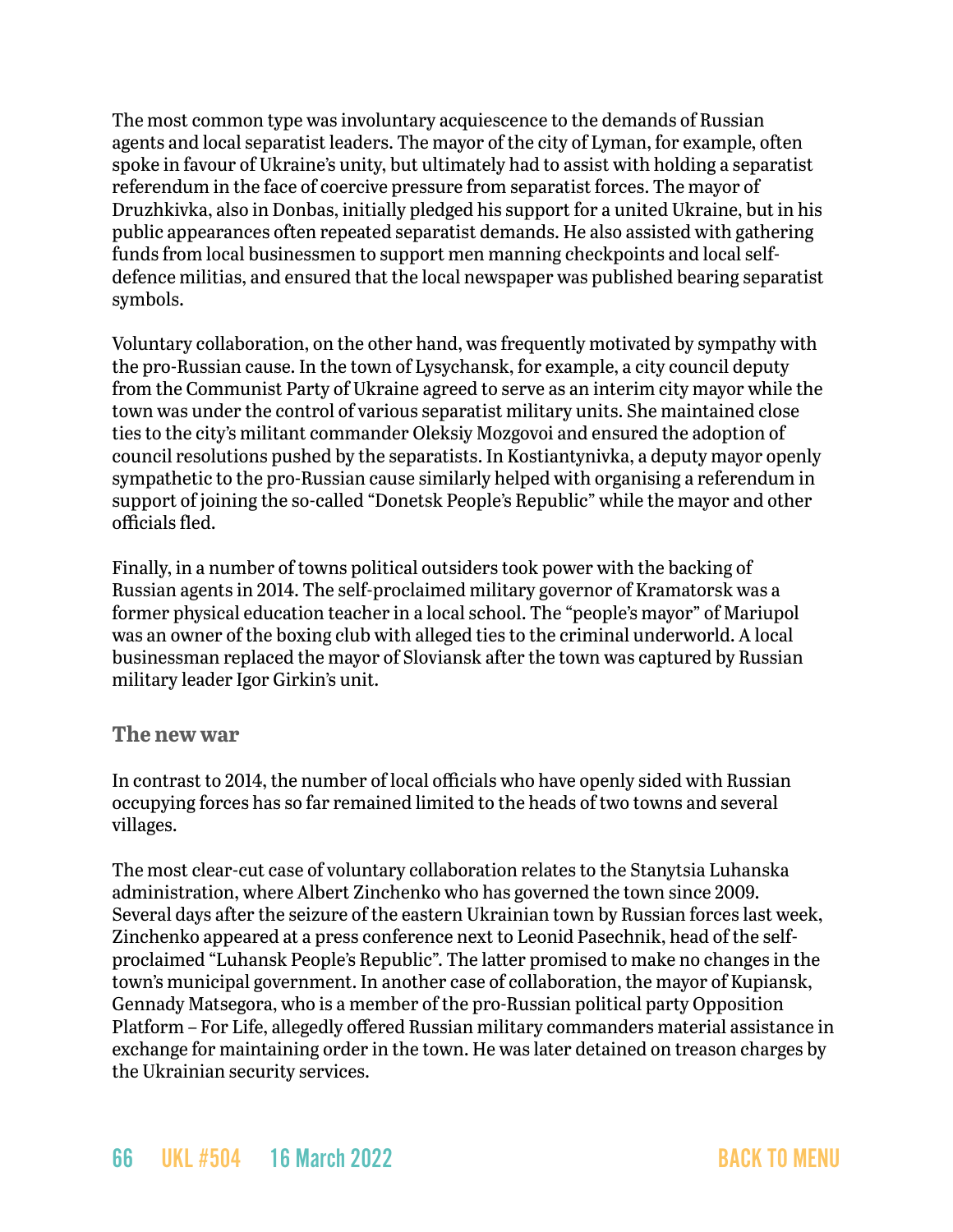The most common type was involuntary acquiescence to the demands of Russian agents and local separatist leaders. The mayor of the city of Lyman, for example, often spoke in favour of Ukraine's unity, but ultimately had to assist with holding a separatist referendum in the face of coercive pressure from separatist forces. The mayor of Druzhkivka, also in Donbas, initially pledged his support for a united Ukraine, but in his public appearances often repeated separatist demands. He also assisted with gathering funds from local businessmen to support men manning checkpoints and local self-defence militias, and ensured that the local newspaper was published bearing separatist symbols.

Voluntary collaboration, on the other hand, was frequently motivated by sympathy with the pro-Russian cause. In the town of Lysychansk, for example, a city council deputy from the Communist Party of Ukraine agreed to serve as an interim city mayor while the town was under the control of various separatist military units. She maintained close ties to the city's militant commander Oleksiy Mozgovoi and ensured the adoption of council resolutions pushed by the separatists. In Kostiantynivka, a deputy mayor openly sympathetic to the pro-Russian cause similarly helped with organising a referendum in support of joining the so-called "Donetsk People's Republic" while the mayor and other officials fled.

Finally, in a number of towns political outsiders took power with the backing of Russian agents in 2014. The self-proclaimed military governor of Kramatorsk was a former physical education teacher in a local school. The "people's mayor" of Mariupol was an owner of the boxing club with alleged ties to the criminal underworld. A local businessman replaced the mayor of Sloviansk after the town was captured by Russian military leader Igor Girkin's unit.

### The new war

In contrast to 2014, the number of local officials who have openly sided with Russian occupying forces has so far remained limited to the heads of two towns and several villages.

The most clear-cut case of voluntary collaboration relates to the Stanytsia Luhanska administration, where Albert Zinchenko who has governed the town since 2009. Several days after the seizure of the eastern Ukrainian town by Russian forces last week, Zinchenko appeared at a press conference next to Leonid Pasechnik, head of the self-proclaimed "Luhansk People's Republic". The latter promised to make no changes in the town's municipal government. In another case of collaboration, the mayor of Kupiansk, Gennady Matsegora, who is a member of the pro-Russian political party Opposition Platform – For Life, allegedly offered Russian military commanders material assistance in exchange for maintaining order in the town. He was later detained on treason charges by the Ukrainian security services.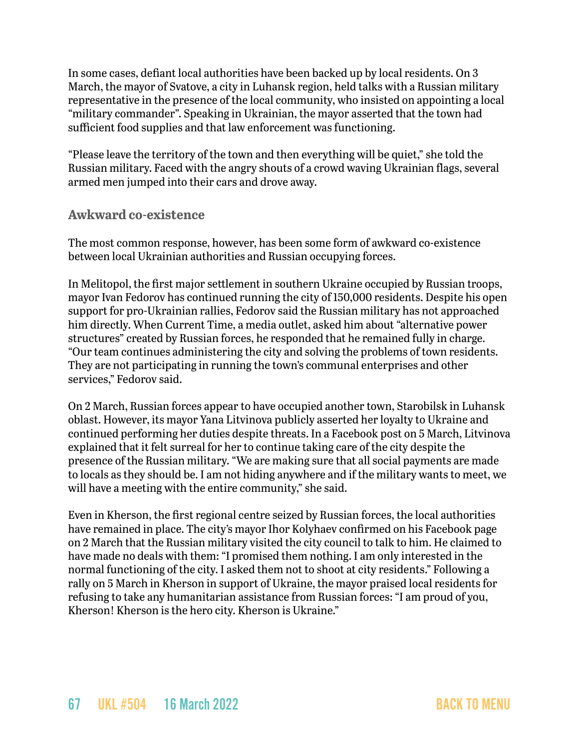In some cases, defiant local authorities have been backed up by local residents. On 3 March, the mayor of Svatove, a city in Luhansk region, held talks with a Russian military representative in the presence of the local community, who insisted on appointing a local "military commander". Speaking in Ukrainian, the mayor asserted that the town had sufficient food supplies and that law enforcement was functioning.

"Please leave the territory of the town and then everything will be quiet," she told the Russian military. Faced with the angry shouts of a crowd waving Ukrainian flags, several armed men jumped into their cars and drove away.

### Awkward co-existence

The most common response, however, has been some form of awkward co-existence between local Ukrainian authorities and Russian occupying forces.

In Melitopol, the first major settlement in southern Ukraine occupied by Russian troops, mayor Ivan Fedorov has continued running the city of 150,000 residents. Despite his open support for pro-Ukrainian rallies, Fedorov said the Russian military has not approached him directly. When Current Time, a media outlet, asked him about "alternative power structures" created by Russian forces, he responded that he remained fully in charge. "Our team continues administering the city and solving the problems of town residents. They are not participating in running the town's communal enterprises and other services," Fedorov said.

On 2 March, Russian forces appear to have occupied another town, Starobilsk in Luhansk oblast. However, its mayor Yana Litvinova publicly asserted her loyalty to Ukraine and continued performing her duties despite threats. In a Facebook post on 5 March, Litvinova explained that it felt surreal for her to continue taking care of the city despite the presence of the Russian military. "We are making sure that all social payments are made to locals as they should be. I am not hiding anywhere and if the military wants to meet, we will have a meeting with the entire community," she said.

Even in Kherson, the first regional centre seized by Russian forces, the local authorities have remained in place. The city's mayor Ihor Kolyhaev confirmed on his Facebook page on 2 March that the Russian military visited the city council to talk to him. He claimed to have made no deals with them: "I promised them nothing. I am only interested in the normal functioning of the city. I asked them not to shoot at city residents." Following a rally on 5 March in Kherson in support of Ukraine, the mayor praised local residents for refusing to take any humanitarian assistance from Russian forces: "I am proud of you, Kherson! Kherson is the hero city. Kherson is Ukraine."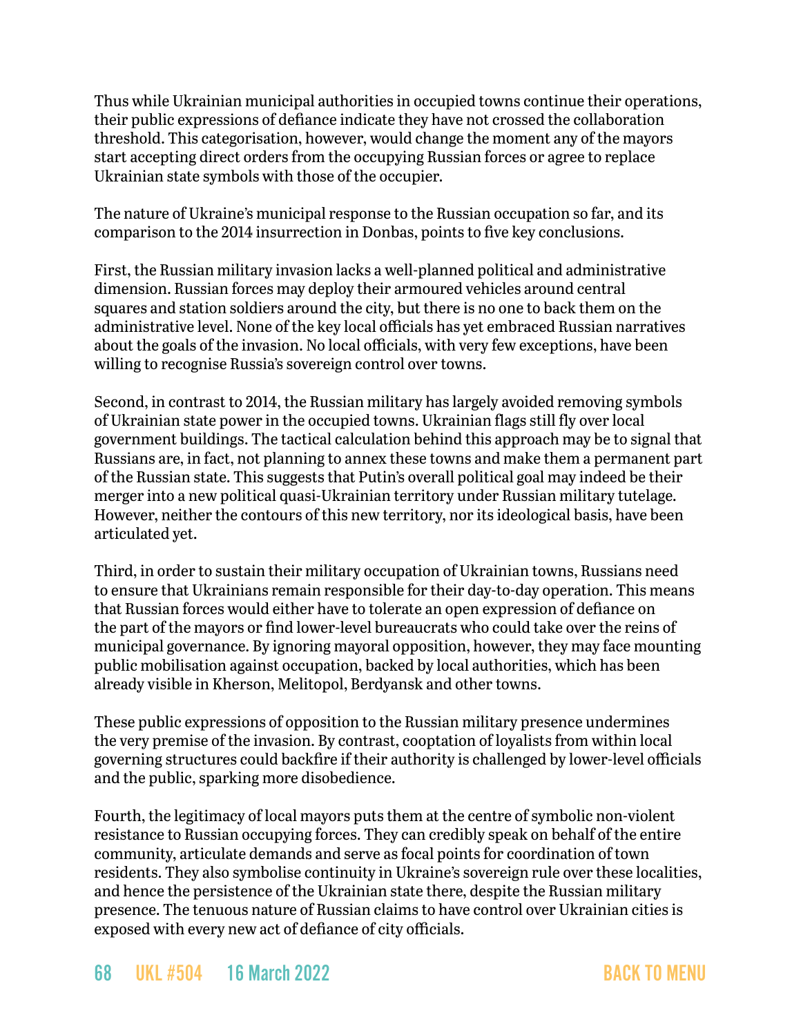Thus while Ukrainian municipal authorities in occupied towns continue their operations, their public expressions of defiance indicate they have not crossed the collaboration threshold. This categorisation, however, would change the moment any of the mayors start accepting direct orders from the occupying Russian forces or agree to replace Ukrainian state symbols with those of the occupier.

The nature of Ukraine's municipal response to the Russian occupation so far, and its comparison to the 2014 insurrection in Donbas, points to five key conclusions.

First, the Russian military invasion lacks a well-planned political and administrative dimension. Russian forces may deploy their armoured vehicles around central squares and station soldiers around the city, but there is no one to back them on the administrative level. None of the key local officials has yet embraced Russian narratives about the goals of the invasion. No local officials, with very few exceptions, have been willing to recognise Russia's sovereign control over towns.

Second, in contrast to 2014, the Russian military has largely avoided removing symbols of Ukrainian state power in the occupied towns. Ukrainian flags still fly over local government buildings. The tactical calculation behind this approach may be to signal that Russians are, in fact, not planning to annex these towns and make them a permanent part of the Russian state. This suggests that Putin's overall political goal may indeed be their merger into a new political quasi-Ukrainian territory under Russian military tutelage. However, neither the contours of this new territory, nor its ideological basis, have been articulated yet.

Third, in order to sustain their military occupation of Ukrainian towns, Russians need to ensure that Ukrainians remain responsible for their day-to-day operation. This means that Russian forces would either have to tolerate an open expression of defiance on the part of the mayors or find lower-level bureaucrats who could take over the reins of municipal governance. By ignoring mayoral opposition, however, they may face mounting public mobilisation against occupation, backed by local authorities, which has been already visible in Kherson, Melitopol, Berdyansk and other towns.

These public expressions of opposition to the Russian military presence undermines the very premise of the invasion. By contrast, cooptation of loyalists from within local governing structures could backfire if their authority is challenged by lower-level officials and the public, sparking more disobedience.

Fourth, the legitimacy of local mayors puts them at the centre of symbolic non-violent resistance to Russian occupying forces. They can credibly speak on behalf of the entire community, articulate demands and serve as focal points for coordination of town residents. They also symbolise continuity in Ukraine's sovereign rule over these localities, and hence the persistence of the Ukrainian state there, despite the Russian military presence. The tenuous nature of Russian claims to have control over Ukrainian cities is exposed with every new act of defiance of city officials.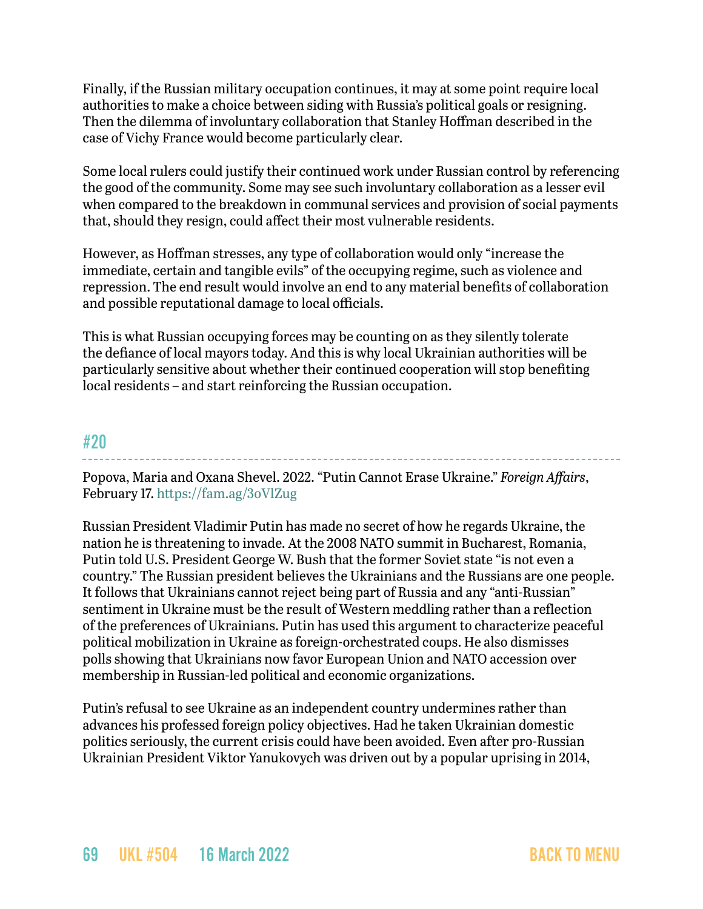Finally, if the Russian military occupation continues, it may at some point require local authorities to make a choice between siding with Russia's political goals or resigning. Then the dilemma of involuntary collaboration that Stanley Hoffman described in the case of Vichy France would become particularly clear.

Some local rulers could justify their continued work under Russian control by referencing the good of the community. Some may see such involuntary collaboration as a lesser evil when compared to the breakdown in communal services and provision of social payments that, should they resign, could affect their most vulnerable residents.

However, as Hoffman stresses, any type of collaboration would only "increase the immediate, certain and tangible evils" of the occupying regime, such as violence and repression. The end result would involve an end to any material benefits of collaboration and possible reputational damage to local officials.

This is what Russian occupying forces may be counting on as they silently tolerate the defiance of local mayors today. And this is why local Ukrainian authorities will be particularly sensitive about whether their continued cooperation will stop benefiting local residents – and start reinforcing the Russian occupation.

## #20

Popova, Maria and Oxana Shevel. 2022. "Putin Cannot Erase Ukraine." *Foreign Affairs*, February 17. https://fam.ag/3oVlZug

Russian President Vladimir Putin has made no secret of how he regards Ukraine, the nation he is threatening to invade. At the 2008 NATO summit in Bucharest, Romania, Putin told U.S. President George W. Bush that the former Soviet state "is not even a country." The Russian president believes the Ukrainians and the Russians are one people. It follows that Ukrainians cannot reject being part of Russia and any "anti-Russian" sentiment in Ukraine must be the result of Western meddling rather than a reflection of the preferences of Ukrainians. Putin has used this argument to characterize peaceful political mobilization in Ukraine as foreign-orchestrated coups. He also dismisses polls showing that Ukrainians now favor European Union and NATO accession over membership in Russian-led political and economic organizations.

Putin's refusal to see Ukraine as an independent country undermines rather than advances his professed foreign policy objectives. Had he taken Ukrainian domestic politics seriously, the current crisis could have been avoided. Even after pro-Russian Ukrainian President Viktor Yanukovych was driven out by a popular uprising in 2014,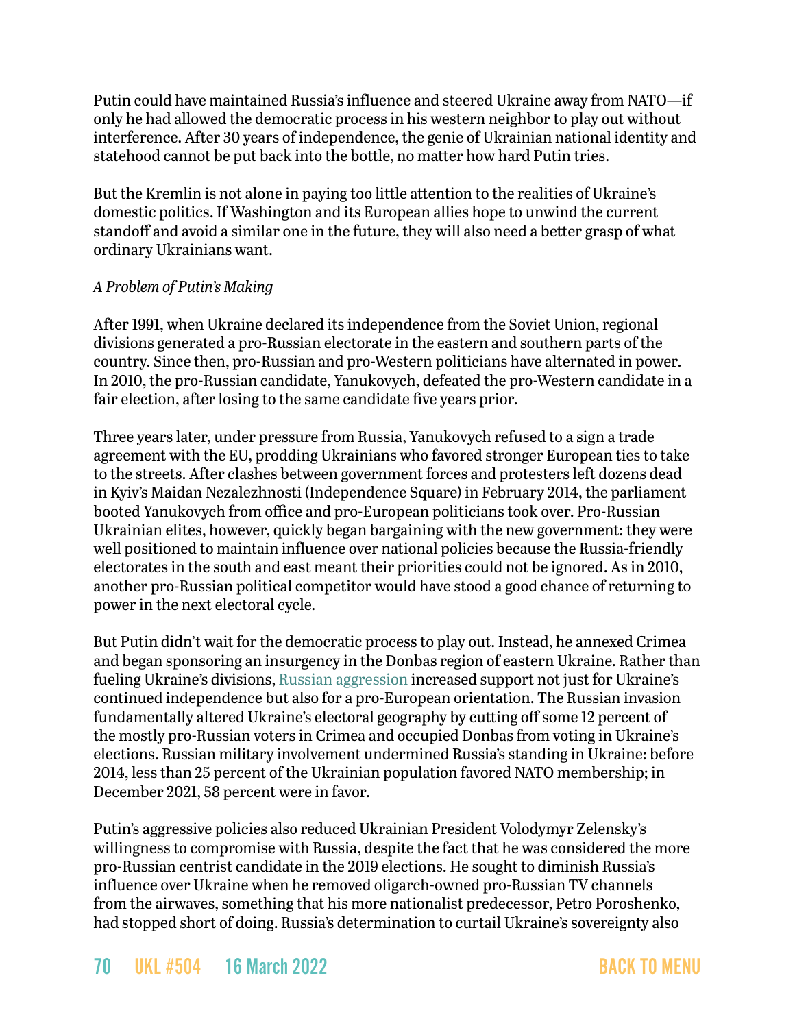Putin could have maintained Russia's influence and steered Ukraine away from NATO—if only he had allowed the democratic process in his western neighbor to play out without interference. After 30 years of independence, the genie of Ukrainian national identity and statehood cannot be put back into the bottle, no matter how hard Putin tries.

But the Kremlin is not alone in paying too little attention to the realities of Ukraine's domestic politics. If Washington and its European allies hope to unwind the current standoff and avoid a similar one in the future, they will also need a better grasp of what ordinary Ukrainians want.

*A Problem of Putin's Making*

After 1991, when Ukraine declared its independence from the Soviet Union, regional divisions generated a pro-Russian electorate in the eastern and southern parts of the country. Since then, pro-Russian and pro-Western politicians have alternated in power. In 2010, the pro-Russian candidate, Yanukovych, defeated the pro-Western candidate in a fair election, after losing to the same candidate five years prior.

Three years later, under pressure from Russia, Yanukovych refused to a sign a trade agreement with the EU, prodding Ukrainians who favored stronger European ties to take to the streets. After clashes between government forces and protesters left dozens dead in Kyiv's Maidan Nezalezhnosti (Independence Square) in February 2014, the parliament booted Yanukovych from office and pro-European politicians took over. Pro-Russian Ukrainian elites, however, quickly began bargaining with the new government: they were well positioned to maintain influence over national policies because the Russia-friendly electorates in the south and east meant their priorities could not be ignored. As in 2010, another pro-Russian political competitor would have stood a good chance of returning to power in the next electoral cycle.

But Putin didn't wait for the democratic process to play out. Instead, he annexed Crimea and began sponsoring an insurgency in the Donbas region of eastern Ukraine. Rather than fueling Ukraine's divisions, Russian aggression increased support not just for Ukraine's continued independence but also for a pro-European orientation. The Russian invasion fundamentally altered Ukraine's electoral geography by cutting off some 12 percent of the mostly pro-Russian voters in Crimea and occupied Donbas from voting in Ukraine's elections. Russian military involvement undermined Russia's standing in Ukraine: before 2014, less than 25 percent of the Ukrainian population favored NATO membership; in December 2021, 58 percent were in favor.

Putin's aggressive policies also reduced Ukrainian President Volodymyr Zelensky's willingness to compromise with Russia, despite the fact that he was considered the more pro-Russian centrist candidate in the 2019 elections. He sought to diminish Russia's influence over Ukraine when he removed oligarch-owned pro-Russian TV channels from the airwaves, something that his more nationalist predecessor, Petro Poroshenko, had stopped short of doing. Russia's determination to curtail Ukraine's sovereignty also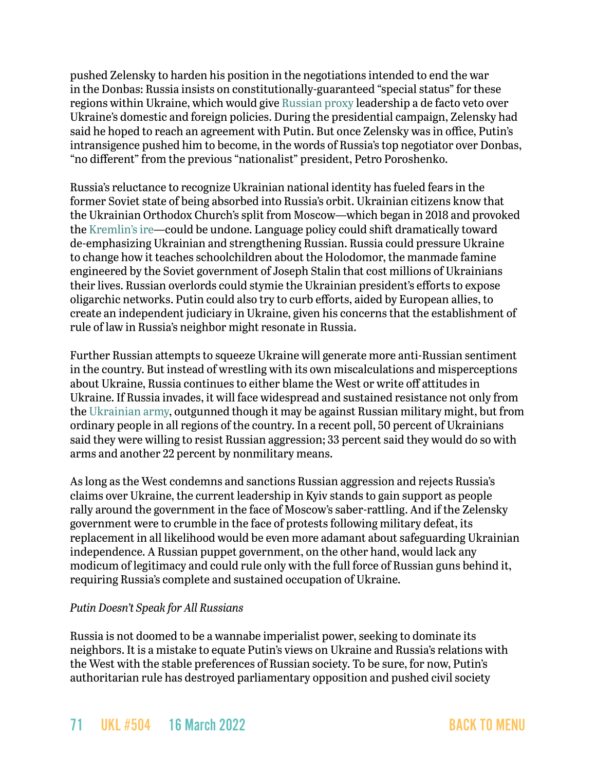pushed Zelensky to harden his position in the negotiations intended to end the war in the Donbas: Russia insists on constitutionally-guaranteed "special status" for these regions within Ukraine, which would give Russian proxy leadership a de facto veto over Ukraine's domestic and foreign policies. During the presidential campaign, Zelensky had said he hoped to reach an agreement with Putin. But once Zelensky was in office, Putin's intransigence pushed him to become, in the words of Russia's top negotiator over Donbas, "no different" from the previous "nationalist" president, Petro Poroshenko.

Russia's reluctance to recognize Ukrainian national identity has fueled fears in the former Soviet state of being absorbed into Russia's orbit. Ukrainian citizens know that the Ukrainian Orthodox Church's split from Moscow—which began in 2018 and provoked the Kremlin's ire—could be undone. Language policy could shift dramatically toward de-emphasizing Ukrainian and strengthening Russian. Russia could pressure Ukraine to change how it teaches schoolchildren about the Holodomor, the manmade famine engineered by the Soviet government of Joseph Stalin that cost millions of Ukrainians their lives. Russian overlords could stymie the Ukrainian president's efforts to expose oligarchic networks. Putin could also try to curb efforts, aided by European allies, to create an independent judiciary in Ukraine, given his concerns that the establishment of rule of law in Russia's neighbor might resonate in Russia.

Further Russian attempts to squeeze Ukraine will generate more anti-Russian sentiment in the country. But instead of wrestling with its own miscalculations and misperceptions about Ukraine, Russia continues to either blame the West or write off attitudes in Ukraine. If Russia invades, it will face widespread and sustained resistance not only from the Ukrainian army, outgunned though it may be against Russian military might, but from ordinary people in all regions of the country. In a recent poll, 50 percent of Ukrainians said they were willing to resist Russian aggression; 33 percent said they would do so with arms and another 22 percent by nonmilitary means.

As long as the West condemns and sanctions Russian aggression and rejects Russia's claims over Ukraine, the current leadership in Kyiv stands to gain support as people rally around the government in the face of Moscow's saber-rattling. And if the Zelensky government were to crumble in the face of protests following military defeat, its replacement in all likelihood would be even more adamant about safeguarding Ukrainian independence. A Russian puppet government, on the other hand, would lack any modicum of legitimacy and could rule only with the full force of Russian guns behind it, requiring Russia's complete and sustained occupation of Ukraine.

*Putin Doesn't Speak for All Russians*

Russia is not doomed to be a wannabe imperialist power, seeking to dominate its neighbors. It is a mistake to equate Putin's views on Ukraine and Russia's relations with the West with the stable preferences of Russian society. To be sure, for now, Putin's authoritarian rule has destroyed parliamentary opposition and pushed civil society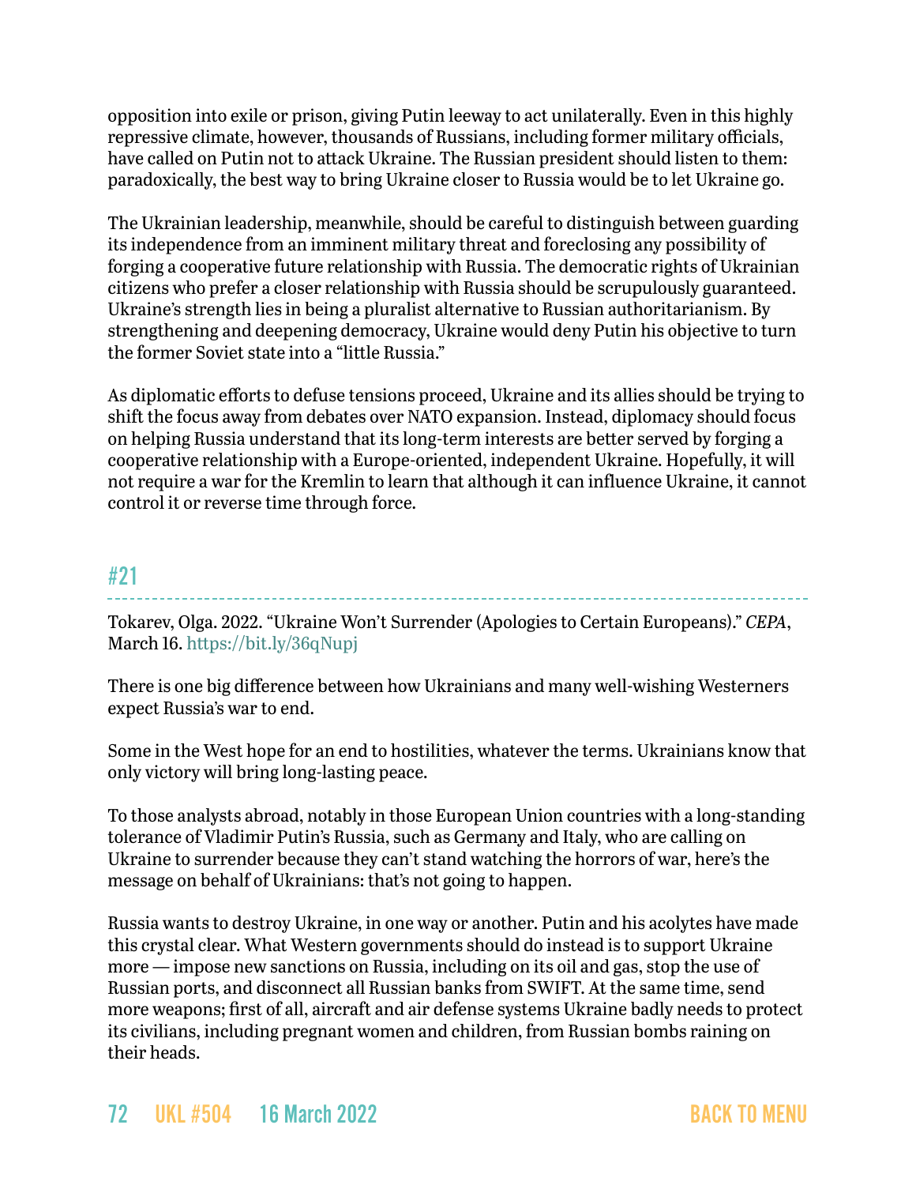opposition into exile or prison, giving Putin leeway to act unilaterally. Even in this highly repressive climate, however, thousands of Russians, including former military officials, have called on Putin not to attack Ukraine. The Russian president should listen to them: paradoxically, the best way to bring Ukraine closer to Russia would be to let Ukraine go.

The Ukrainian leadership, meanwhile, should be careful to distinguish between guarding its independence from an imminent military threat and foreclosing any possibility of forging a cooperative future relationship with Russia. The democratic rights of Ukrainian citizens who prefer a closer relationship with Russia should be scrupulously guaranteed. Ukraine's strength lies in being a pluralist alternative to Russian authoritarianism. By strengthening and deepening democracy, Ukraine would deny Putin his objective to turn the former Soviet state into a "little Russia."

As diplomatic efforts to defuse tensions proceed, Ukraine and its allies should be trying to shift the focus away from debates over NATO expansion. Instead, diplomacy should focus on helping Russia understand that its long-term interests are better served by forging a cooperative relationship with a Europe-oriented, independent Ukraine. Hopefully, it will not require a war for the Kremlin to learn that although it can influence Ukraine, it cannot control it or reverse time through force.

## #21

Tokarev, Olga. 2022. "Ukraine Won't Surrender (Apologies to Certain Europeans)." *CEPA*, March 16. https://bit.ly/36qNupj

There is one big difference between how Ukrainians and many well-wishing Westerners expect Russia's war to end.

Some in the West hope for an end to hostilities, whatever the terms. Ukrainians know that only victory will bring long-lasting peace.

To those analysts abroad, notably in those European Union countries with a long-standing tolerance of Vladimir Putin's Russia, such as Germany and Italy, who are calling on Ukraine to surrender because they can't stand watching the horrors of war, here's the message on behalf of Ukrainians: that's not going to happen.

Russia wants to destroy Ukraine, in one way or another. Putin and his acolytes have made this crystal clear. What Western governments should do instead is to support Ukraine more — impose new sanctions on Russia, including on its oil and gas, stop the use of Russian ports, and disconnect all Russian banks from SWIFT. At the same time, send more weapons; first of all, aircraft and air defense systems Ukraine badly needs to protect its civilians, including pregnant women and children, from Russian bombs raining on their heads.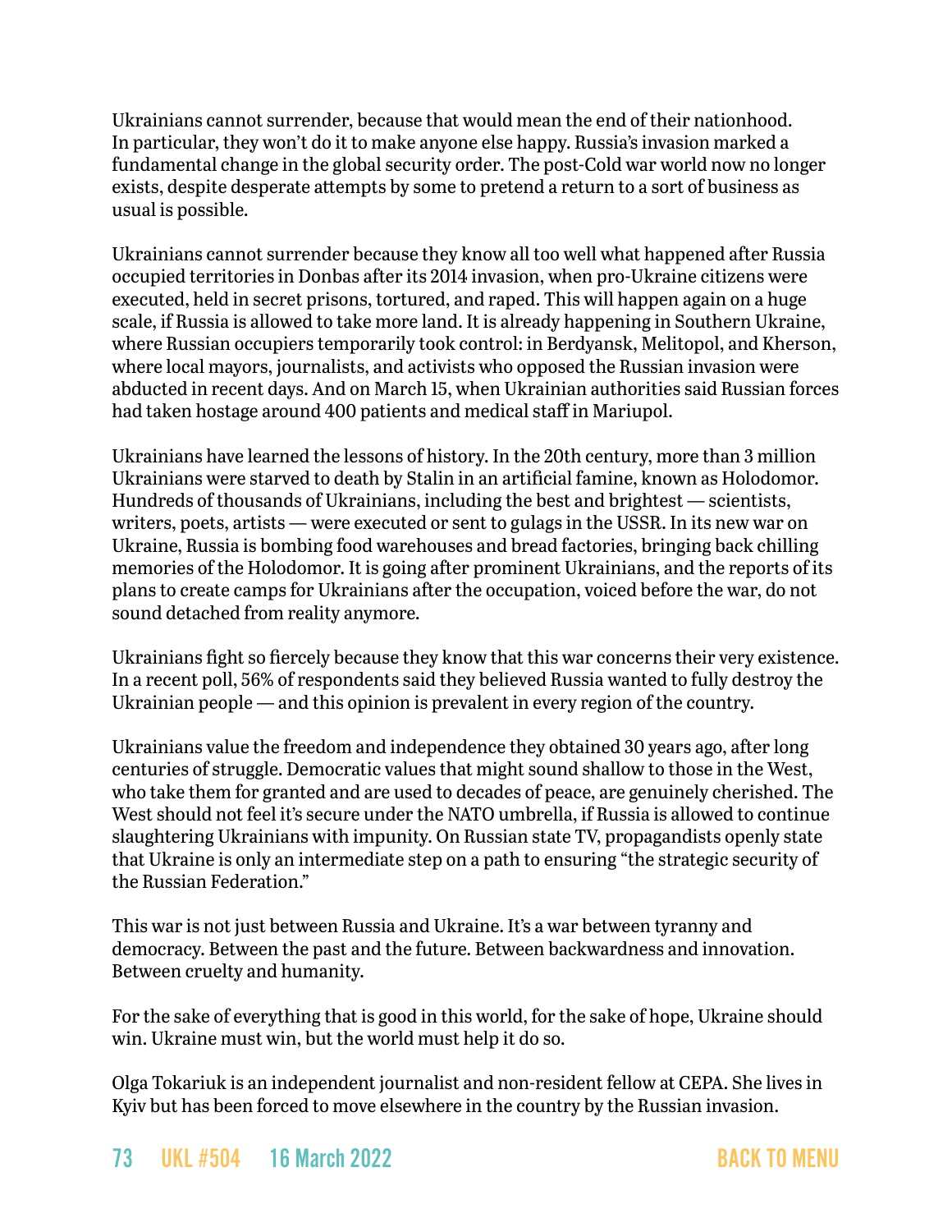Ukrainians cannot surrender, because that would mean the end of their nationhood. In particular, they won't do it to make anyone else happy. Russia's invasion marked a fundamental change in the global security order. The post-Cold war world now no longer exists, despite desperate attempts by some to pretend a return to a sort of business as usual is possible.

Ukrainians cannot surrender because they know all too well what happened after Russia occupied territories in Donbas after its 2014 invasion, when pro-Ukraine citizens were executed, held in secret prisons, tortured, and raped. This will happen again on a huge scale, if Russia is allowed to take more land. It is already happening in Southern Ukraine, where Russian occupiers temporarily took control: in Berdyansk, Melitopol, and Kherson, where local mayors, journalists, and activists who opposed the Russian invasion were abducted in recent days. And on March 15, when Ukrainian authorities said Russian forces had taken hostage around 400 patients and medical staff in Mariupol.

Ukrainians have learned the lessons of history. In the 20th century, more than 3 million Ukrainians were starved to death by Stalin in an artificial famine, known as Holodomor. Hundreds of thousands of Ukrainians, including the best and brightest — scientists, writers, poets, artists — were executed or sent to gulags in the USSR. In its new war on Ukraine, Russia is bombing food warehouses and bread factories, bringing back chilling memories of the Holodomor. It is going after prominent Ukrainians, and the reports of its plans to create camps for Ukrainians after the occupation, voiced before the war, do not sound detached from reality anymore.

Ukrainians fight so fiercely because they know that this war concerns their very existence. In a recent poll, 56% of respondents said they believed Russia wanted to fully destroy the Ukrainian people — and this opinion is prevalent in every region of the country.

Ukrainians value the freedom and independence they obtained 30 years ago, after long centuries of struggle. Democratic values that might sound shallow to those in the West, who take them for granted and are used to decades of peace, are genuinely cherished. The West should not feel it's secure under the NATO umbrella, if Russia is allowed to continue slaughtering Ukrainians with impunity. On Russian state TV, propagandists openly state that Ukraine is only an intermediate step on a path to ensuring "the strategic security of the Russian Federation."

This war is not just between Russia and Ukraine. It's a war between tyranny and democracy. Between the past and the future. Between backwardness and innovation. Between cruelty and humanity.

For the sake of everything that is good in this world, for the sake of hope, Ukraine should win. Ukraine must win, but the world must help it do so.

Olga Tokariuk is an independent journalist and non-resident fellow at CEPA. She lives in Kyiv but has been forced to move elsewhere in the country by the Russian invasion.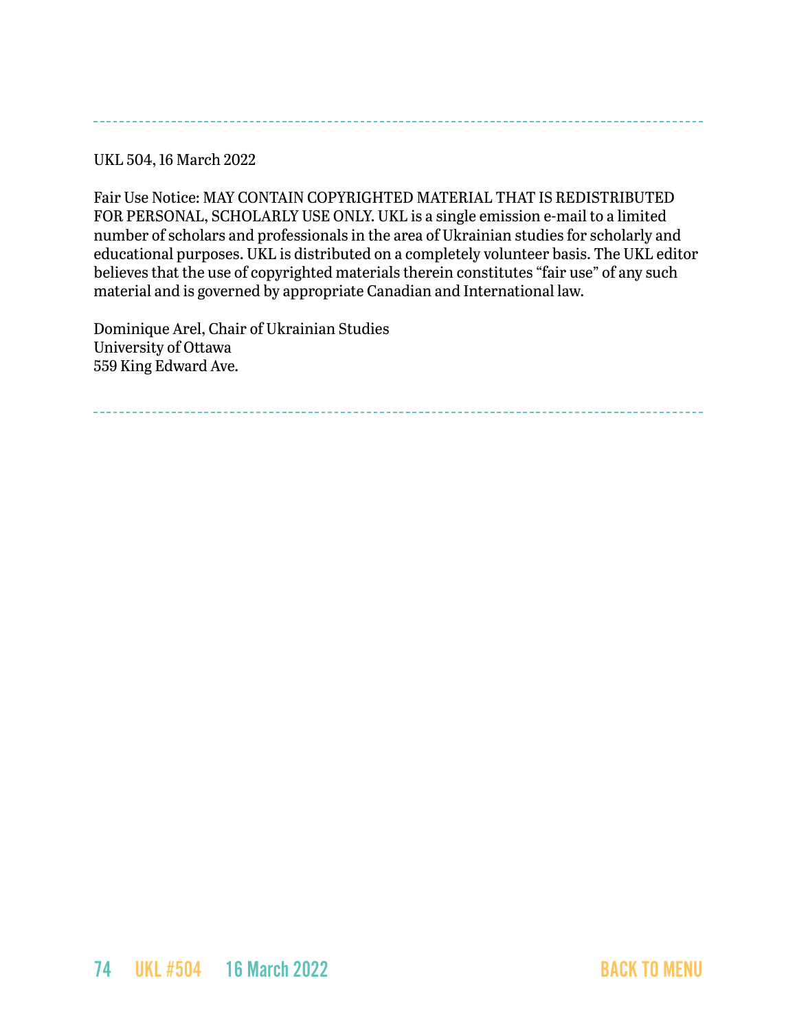UKL 504, 16 March 2022

Fair Use Notice: MAY CONTAIN COPYRIGHTED MATERIAL THAT IS REDISTRIBUTED FOR PERSONAL, SCHOLARLY USE ONLY. UKL is a single emission e-mail to a limited number of scholars and professionals in the area of Ukrainian studies for scholarly and educational purposes. UKL is distributed on a completely volunteer basis. The UKL editor believes that the use of copyrighted materials therein constitutes "fair use" of any such material and is governed by appropriate Canadian and International law.

Dominique Arel, Chair of Ukrainian Studies
University of Ottawa
559 King Edward Ave.